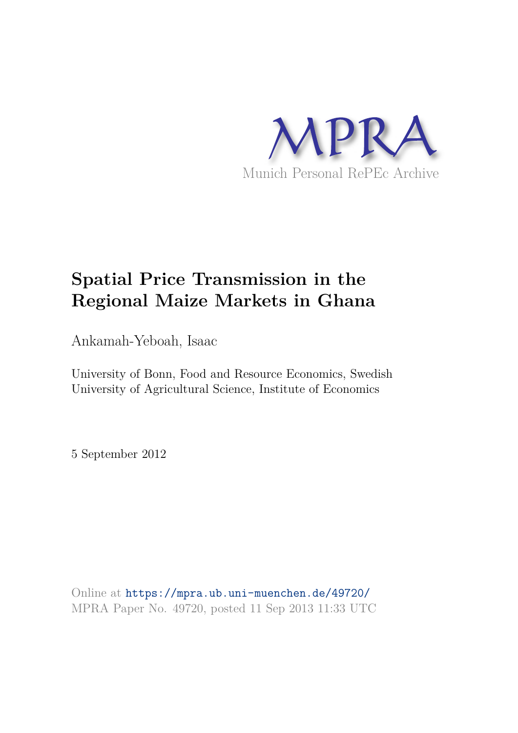MPRA

Munich Personal RePEc Archive

# Spatial Price Transmission in the Regional Maize Markets in Ghana

Ankamah-Yeboah, Isaac

University of Bonn, Food and Resource Economics, Swedish University of Agricultural Science, Institute of Economics

5 September 2012

Online at https://mpra.ub.uni-muenchen.de/49720/
MPRA Paper No. 49720, posted 11 Sep 2013 11:33 UTC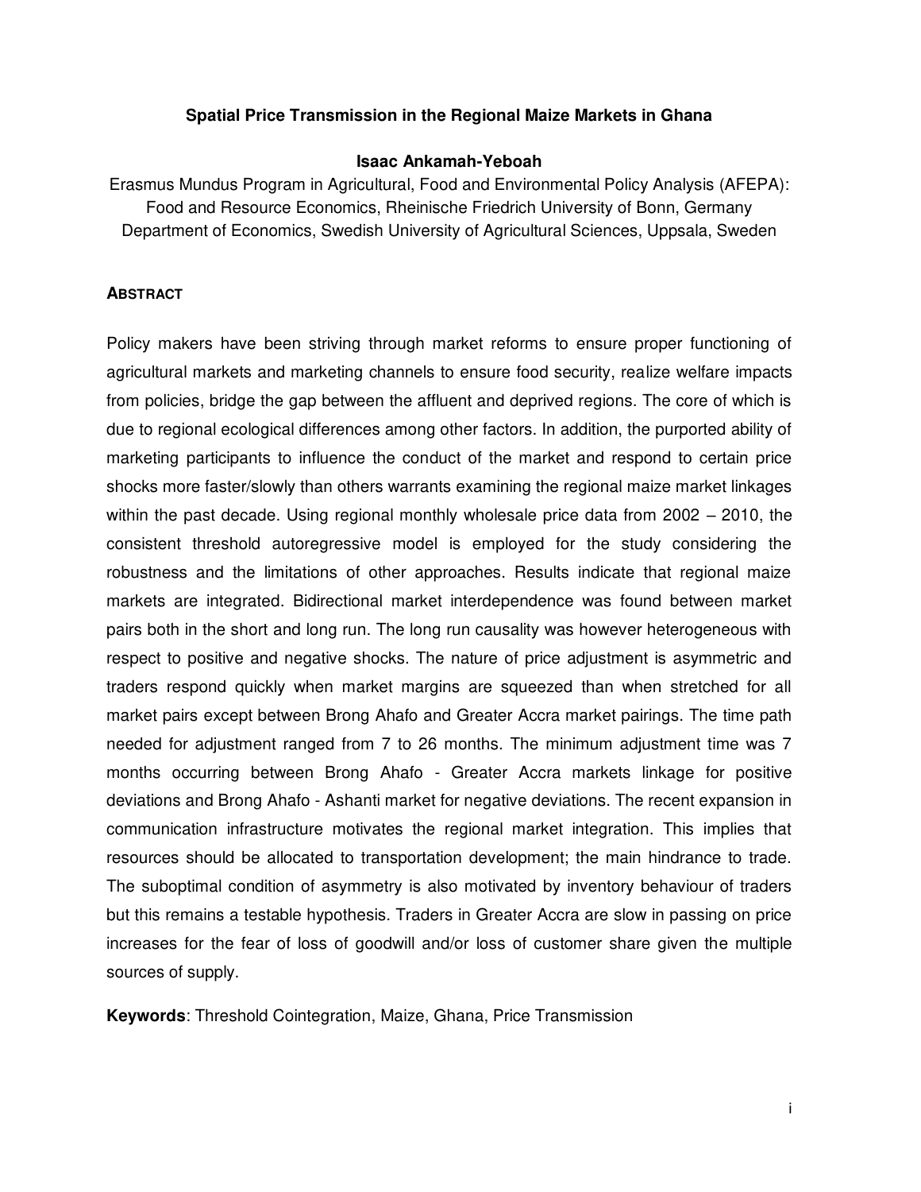# Spatial Price Transmission in the Regional Maize Markets in Ghana

**Isaac Ankamah-Yeboah**

Erasmus Mundus Program in Agricultural, Food and Environmental Policy Analysis (AFEPA): Food and Resource Economics, Rheinische Friedrich University of Bonn, Germany
Department of Economics, Swedish University of Agricultural Sciences, Uppsala, Sweden

## ABSTRACT

Policy makers have been striving through market reforms to ensure proper functioning of agricultural markets and marketing channels to ensure food security, realize welfare impacts from policies, bridge the gap between the affluent and deprived regions. The core of which is due to regional ecological differences among other factors. In addition, the purported ability of marketing participants to influence the conduct of the market and respond to certain price shocks more faster/slowly than others warrants examining the regional maize market linkages within the past decade. Using regional monthly wholesale price data from 2002 – 2010, the consistent threshold autoregressive model is employed for the study considering the robustness and the limitations of other approaches. Results indicate that regional maize markets are integrated. Bidirectional market interdependence was found between market pairs both in the short and long run. The long run causality was however heterogeneous with respect to positive and negative shocks. The nature of price adjustment is asymmetric and traders respond quickly when market margins are squeezed than when stretched for all market pairs except between Brong Ahafo and Greater Accra market pairings. The time path needed for adjustment ranged from 7 to 26 months. The minimum adjustment time was 7 months occurring between Brong Ahafo - Greater Accra markets linkage for positive deviations and Brong Ahafo - Ashanti market for negative deviations. The recent expansion in communication infrastructure motivates the regional market integration. This implies that resources should be allocated to transportation development; the main hindrance to trade. The suboptimal condition of asymmetry is also motivated by inventory behaviour of traders but this remains a testable hypothesis. Traders in Greater Accra are slow in passing on price increases for the fear of loss of goodwill and/or loss of customer share given the multiple sources of supply.

**Keywords**: Threshold Cointegration, Maize, Ghana, Price Transmission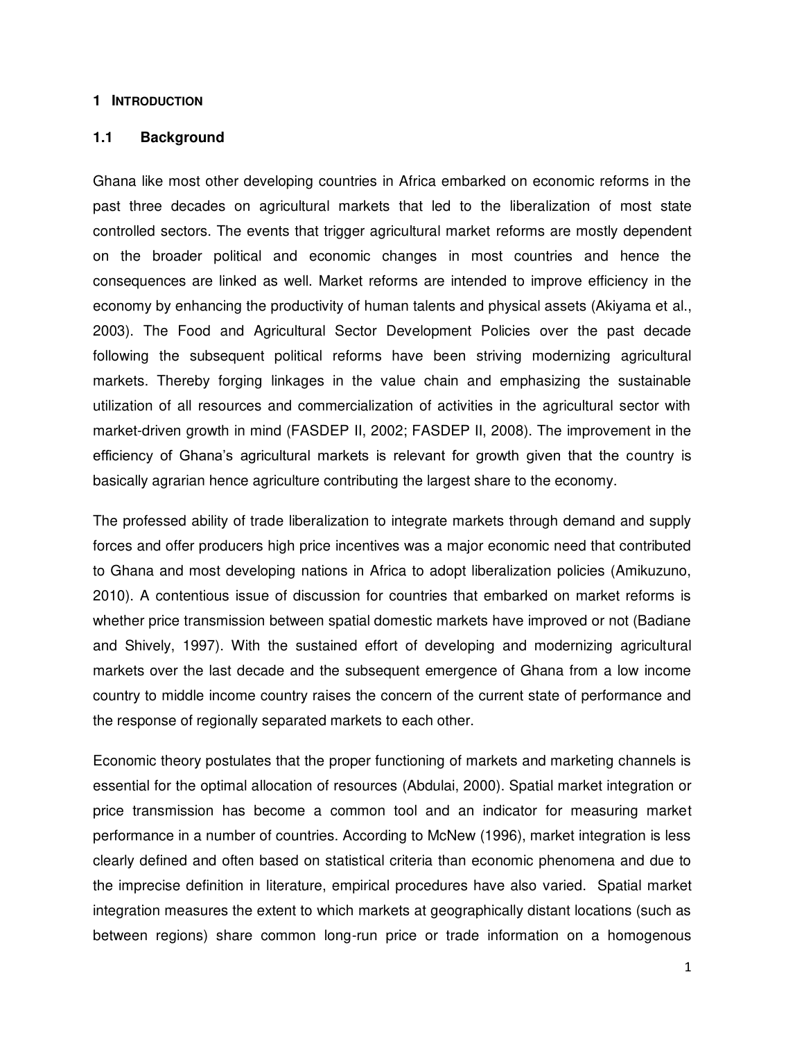# 1 INTRODUCTION

## 1.1 Background

Ghana like most other developing countries in Africa embarked on economic reforms in the past three decades on agricultural markets that led to the liberalization of most state controlled sectors. The events that trigger agricultural market reforms are mostly dependent on the broader political and economic changes in most countries and hence the consequences are linked as well. Market reforms are intended to improve efficiency in the economy by enhancing the productivity of human talents and physical assets (Akiyama et al., 2003). The Food and Agricultural Sector Development Policies over the past decade following the subsequent political reforms have been striving modernizing agricultural markets. Thereby forging linkages in the value chain and emphasizing the sustainable utilization of all resources and commercialization of activities in the agricultural sector with market-driven growth in mind (FASDEP II, 2002; FASDEP II, 2008). The improvement in the efficiency of Ghana's agricultural markets is relevant for growth given that the country is basically agrarian hence agriculture contributing the largest share to the economy.

The professed ability of trade liberalization to integrate markets through demand and supply forces and offer producers high price incentives was a major economic need that contributed to Ghana and most developing nations in Africa to adopt liberalization policies (Amikuzuno, 2010). A contentious issue of discussion for countries that embarked on market reforms is whether price transmission between spatial domestic markets have improved or not (Badiane and Shively, 1997). With the sustained effort of developing and modernizing agricultural markets over the last decade and the subsequent emergence of Ghana from a low income country to middle income country raises the concern of the current state of performance and the response of regionally separated markets to each other.

Economic theory postulates that the proper functioning of markets and marketing channels is essential for the optimal allocation of resources (Abdulai, 2000). Spatial market integration or price transmission has become a common tool and an indicator for measuring market performance in a number of countries. According to McNew (1996), market integration is less clearly defined and often based on statistical criteria than economic phenomena and due to the imprecise definition in literature, empirical procedures have also varied. Spatial market integration measures the extent to which markets at geographically distant locations (such as between regions) share common long-run price or trade information on a homogenous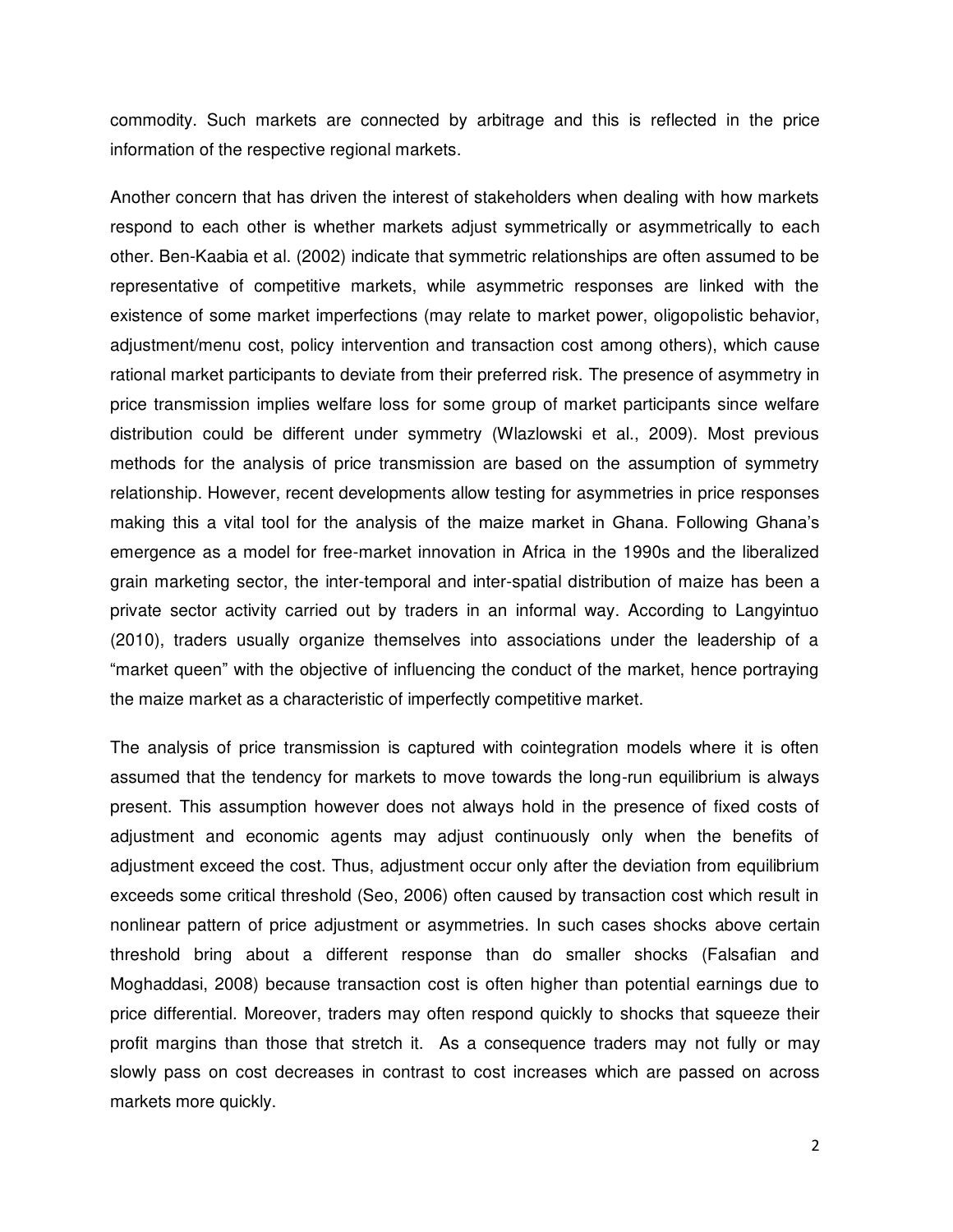commodity. Such markets are connected by arbitrage and this is reflected in the price information of the respective regional markets.

Another concern that has driven the interest of stakeholders when dealing with how markets respond to each other is whether markets adjust symmetrically or asymmetrically to each other. Ben-Kaabia et al. (2002) indicate that symmetric relationships are often assumed to be representative of competitive markets, while asymmetric responses are linked with the existence of some market imperfections (may relate to market power, oligopolistic behavior, adjustment/menu cost, policy intervention and transaction cost among others), which cause rational market participants to deviate from their preferred risk. The presence of asymmetry in price transmission implies welfare loss for some group of market participants since welfare distribution could be different under symmetry (Wlazlowski et al., 2009). Most previous methods for the analysis of price transmission are based on the assumption of symmetry relationship. However, recent developments allow testing for asymmetries in price responses making this a vital tool for the analysis of the maize market in Ghana. Following Ghana's emergence as a model for free-market innovation in Africa in the 1990s and the liberalized grain marketing sector, the inter-temporal and inter-spatial distribution of maize has been a private sector activity carried out by traders in an informal way. According to Langyintuo (2010), traders usually organize themselves into associations under the leadership of a "market queen" with the objective of influencing the conduct of the market, hence portraying the maize market as a characteristic of imperfectly competitive market.

The analysis of price transmission is captured with cointegration models where it is often assumed that the tendency for markets to move towards the long-run equilibrium is always present. This assumption however does not always hold in the presence of fixed costs of adjustment and economic agents may adjust continuously only when the benefits of adjustment exceed the cost. Thus, adjustment occur only after the deviation from equilibrium exceeds some critical threshold (Seo, 2006) often caused by transaction cost which result in nonlinear pattern of price adjustment or asymmetries. In such cases shocks above certain threshold bring about a different response than do smaller shocks (Falsafian and Moghaddasi, 2008) because transaction cost is often higher than potential earnings due to price differential. Moreover, traders may often respond quickly to shocks that squeeze their profit margins than those that stretch it. As a consequence traders may not fully or may slowly pass on cost decreases in contrast to cost increases which are passed on across markets more quickly.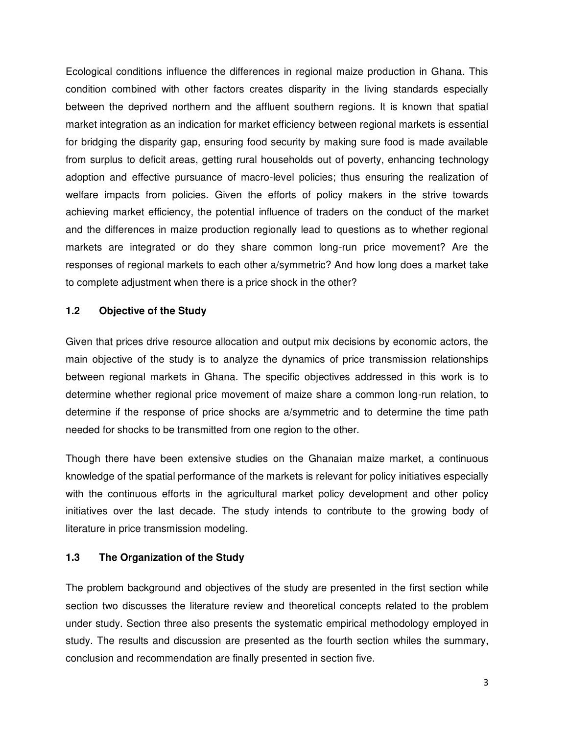Ecological conditions influence the differences in regional maize production in Ghana. This condition combined with other factors creates disparity in the living standards especially between the deprived northern and the affluent southern regions. It is known that spatial market integration as an indication for market efficiency between regional markets is essential for bridging the disparity gap, ensuring food security by making sure food is made available from surplus to deficit areas, getting rural households out of poverty, enhancing technology adoption and effective pursuance of macro-level policies; thus ensuring the realization of welfare impacts from policies. Given the efforts of policy makers in the strive towards achieving market efficiency, the potential influence of traders on the conduct of the market and the differences in maize production regionally lead to questions as to whether regional markets are integrated or do they share common long-run price movement? Are the responses of regional markets to each other a/symmetric? And how long does a market take to complete adjustment when there is a price shock in the other?

## 1.2 Objective of the Study

Given that prices drive resource allocation and output mix decisions by economic actors, the main objective of the study is to analyze the dynamics of price transmission relationships between regional markets in Ghana. The specific objectives addressed in this work is to determine whether regional price movement of maize share a common long-run relation, to determine if the response of price shocks are a/symmetric and to determine the time path needed for shocks to be transmitted from one region to the other.

Though there have been extensive studies on the Ghanaian maize market, a continuous knowledge of the spatial performance of the markets is relevant for policy initiatives especially with the continuous efforts in the agricultural market policy development and other policy initiatives over the last decade. The study intends to contribute to the growing body of literature in price transmission modeling.

## 1.3 The Organization of the Study

The problem background and objectives of the study are presented in the first section while section two discusses the literature review and theoretical concepts related to the problem under study. Section three also presents the systematic empirical methodology employed in study. The results and discussion are presented as the fourth section whiles the summary, conclusion and recommendation are finally presented in section five.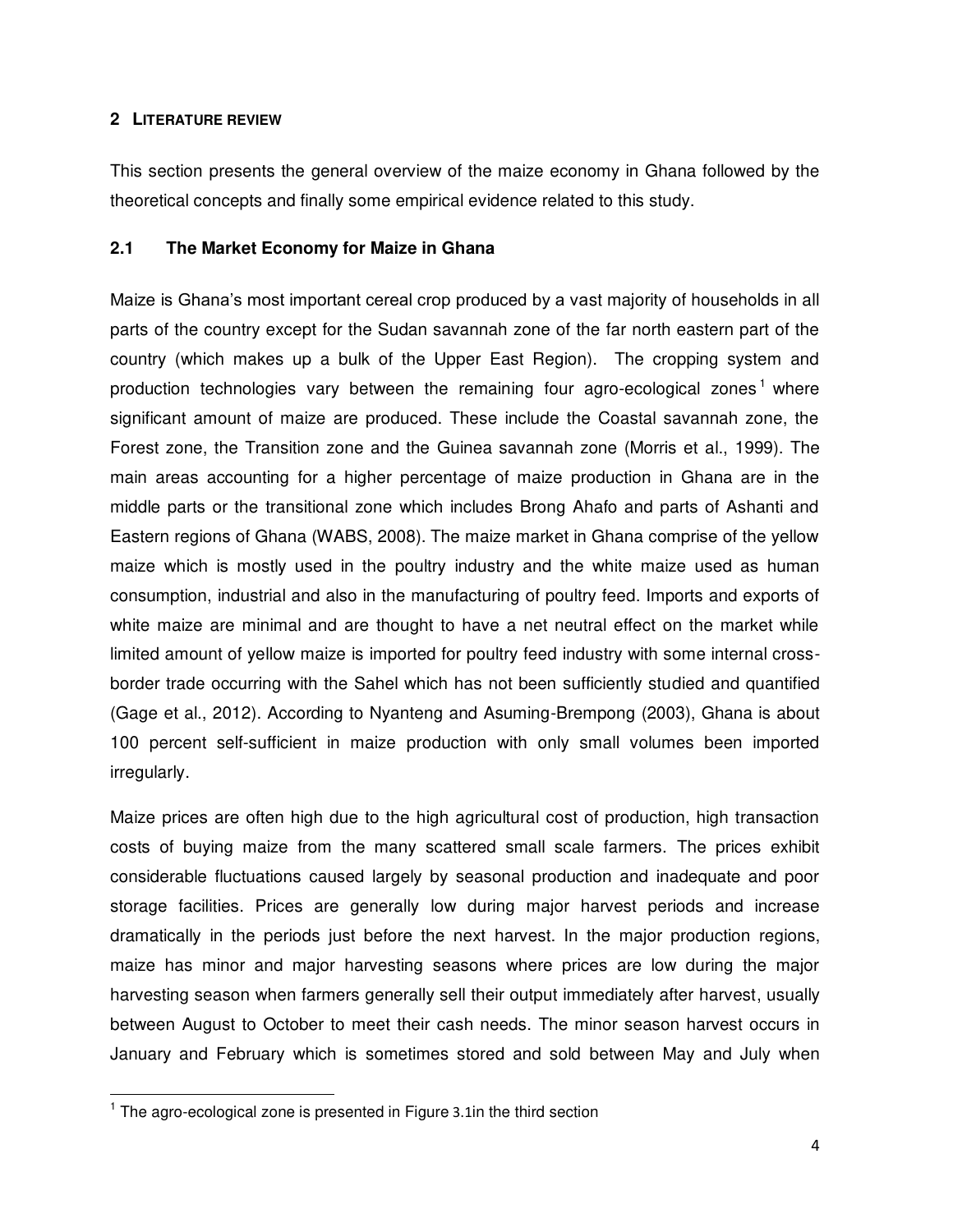## 2 LITERATURE REVIEW

This section presents the general overview of the maize economy in Ghana followed by the theoretical concepts and finally some empirical evidence related to this study.

### 2.1 The Market Economy for Maize in Ghana

Maize is Ghana's most important cereal crop produced by a vast majority of households in all parts of the country except for the Sudan savannah zone of the far north eastern part of the country (which makes up a bulk of the Upper East Region). The cropping system and production technologies vary between the remaining four agro-ecological zones[1] where significant amount of maize are produced. These include the Coastal savannah zone, the Forest zone, the Transition zone and the Guinea savannah zone (Morris et al., 1999). The main areas accounting for a higher percentage of maize production in Ghana are in the middle parts or the transitional zone which includes Brong Ahafo and parts of Ashanti and Eastern regions of Ghana (WABS, 2008). The maize market in Ghana comprise of the yellow maize which is mostly used in the poultry industry and the white maize used as human consumption, industrial and also in the manufacturing of poultry feed. Imports and exports of white maize are minimal and are thought to have a net neutral effect on the market while limited amount of yellow maize is imported for poultry feed industry with some internal cross-border trade occurring with the Sahel which has not been sufficiently studied and quantified (Gage et al., 2012). According to Nyanteng and Asuming-Brempong (2003), Ghana is about 100 percent self-sufficient in maize production with only small volumes been imported irregularly.

Maize prices are often high due to the high agricultural cost of production, high transaction costs of buying maize from the many scattered small scale farmers. The prices exhibit considerable fluctuations caused largely by seasonal production and inadequate and poor storage facilities. Prices are generally low during major harvest periods and increase dramatically in the periods just before the next harvest. In the major production regions, maize has minor and major harvesting seasons where prices are low during the major harvesting season when farmers generally sell their output immediately after harvest, usually between August to October to meet their cash needs. The minor season harvest occurs in January and February which is sometimes stored and sold between May and July when

[1] The agro-ecological zone is presented in Figure 3.1in the third section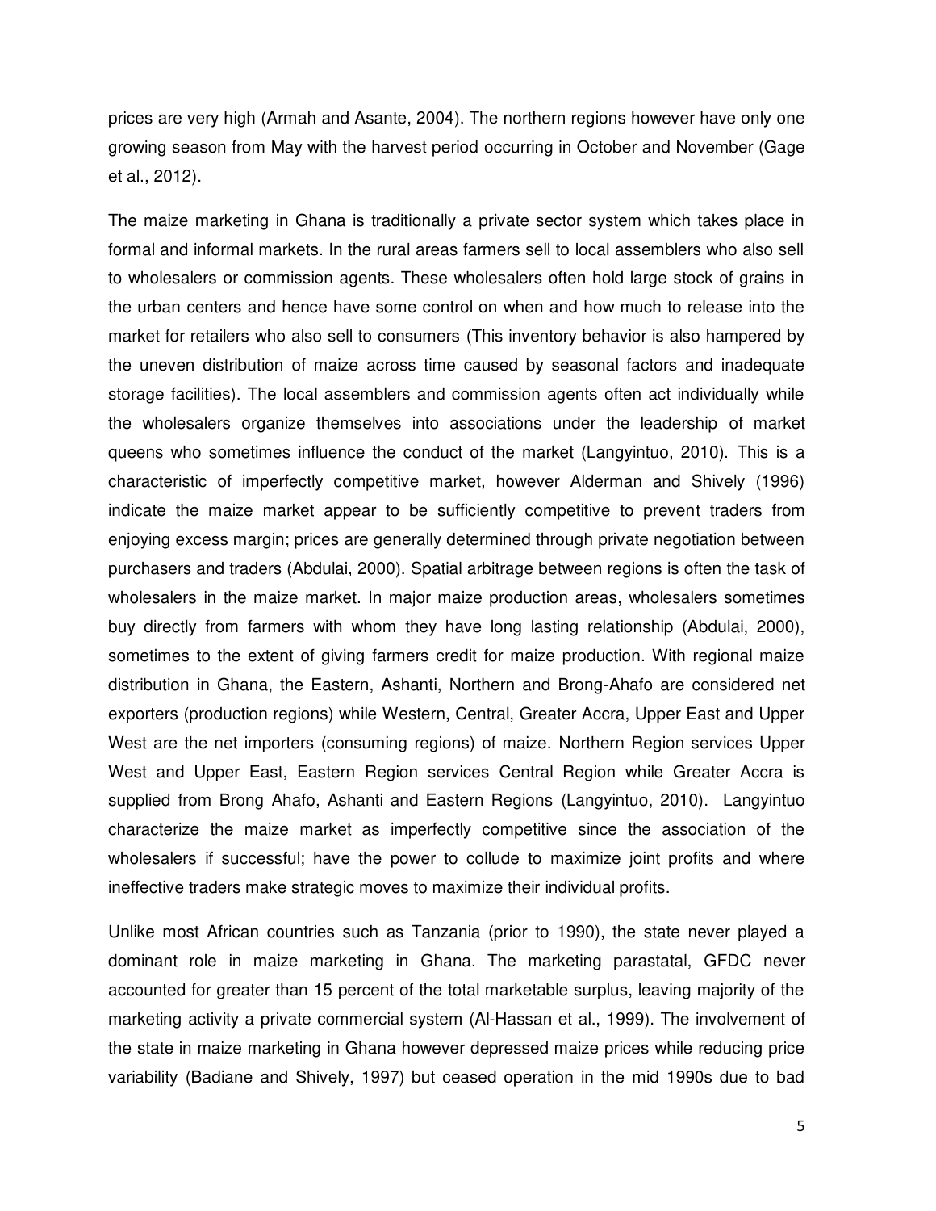prices are very high (Armah and Asante, 2004). The northern regions however have only one growing season from May with the harvest period occurring in October and November (Gage et al., 2012).

The maize marketing in Ghana is traditionally a private sector system which takes place in formal and informal markets. In the rural areas farmers sell to local assemblers who also sell to wholesalers or commission agents. These wholesalers often hold large stock of grains in the urban centers and hence have some control on when and how much to release into the market for retailers who also sell to consumers (This inventory behavior is also hampered by the uneven distribution of maize across time caused by seasonal factors and inadequate storage facilities). The local assemblers and commission agents often act individually while the wholesalers organize themselves into associations under the leadership of market queens who sometimes influence the conduct of the market (Langyintuo, 2010). This is a characteristic of imperfectly competitive market, however Alderman and Shively (1996) indicate the maize market appear to be sufficiently competitive to prevent traders from enjoying excess margin; prices are generally determined through private negotiation between purchasers and traders (Abdulai, 2000). Spatial arbitrage between regions is often the task of wholesalers in the maize market. In major maize production areas, wholesalers sometimes buy directly from farmers with whom they have long lasting relationship (Abdulai, 2000), sometimes to the extent of giving farmers credit for maize production. With regional maize distribution in Ghana, the Eastern, Ashanti, Northern and Brong-Ahafo are considered net exporters (production regions) while Western, Central, Greater Accra, Upper East and Upper West are the net importers (consuming regions) of maize. Northern Region services Upper West and Upper East, Eastern Region services Central Region while Greater Accra is supplied from Brong Ahafo, Ashanti and Eastern Regions (Langyintuo, 2010). Langyintuo characterize the maize market as imperfectly competitive since the association of the wholesalers if successful; have the power to collude to maximize joint profits and where ineffective traders make strategic moves to maximize their individual profits.

Unlike most African countries such as Tanzania (prior to 1990), the state never played a dominant role in maize marketing in Ghana. The marketing parastatal, GFDC never accounted for greater than 15 percent of the total marketable surplus, leaving majority of the marketing activity a private commercial system (Al-Hassan et al., 1999). The involvement of the state in maize marketing in Ghana however depressed maize prices while reducing price variability (Badiane and Shively, 1997) but ceased operation in the mid 1990s due to bad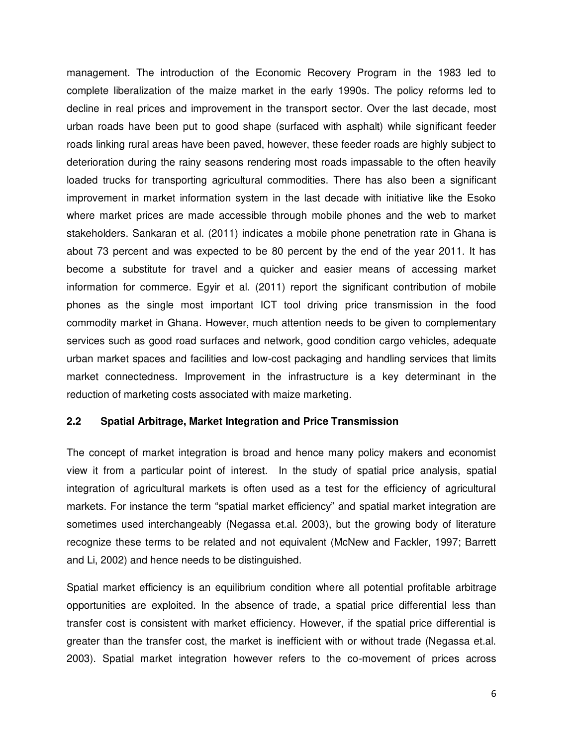management. The introduction of the Economic Recovery Program in the 1983 led to complete liberalization of the maize market in the early 1990s. The policy reforms led to decline in real prices and improvement in the transport sector. Over the last decade, most urban roads have been put to good shape (surfaced with asphalt) while significant feeder roads linking rural areas have been paved, however, these feeder roads are highly subject to deterioration during the rainy seasons rendering most roads impassable to the often heavily loaded trucks for transporting agricultural commodities. There has also been a significant improvement in market information system in the last decade with initiative like the Esoko where market prices are made accessible through mobile phones and the web to market stakeholders. Sankaran et al. (2011) indicates a mobile phone penetration rate in Ghana is about 73 percent and was expected to be 80 percent by the end of the year 2011. It has become a substitute for travel and a quicker and easier means of accessing market information for commerce. Egyir et al. (2011) report the significant contribution of mobile phones as the single most important ICT tool driving price transmission in the food commodity market in Ghana. However, much attention needs to be given to complementary services such as good road surfaces and network, good condition cargo vehicles, adequate urban market spaces and facilities and low-cost packaging and handling services that limits market connectedness. Improvement in the infrastructure is a key determinant in the reduction of marketing costs associated with maize marketing.

### 2.2 Spatial Arbitrage, Market Integration and Price Transmission

The concept of market integration is broad and hence many policy makers and economist view it from a particular point of interest. In the study of spatial price analysis, spatial integration of agricultural markets is often used as a test for the efficiency of agricultural markets. For instance the term "spatial market efficiency" and spatial market integration are sometimes used interchangeably (Negassa et.al. 2003), but the growing body of literature recognize these terms to be related and not equivalent (McNew and Fackler, 1997; Barrett and Li, 2002) and hence needs to be distinguished.

Spatial market efficiency is an equilibrium condition where all potential profitable arbitrage opportunities are exploited. In the absence of trade, a spatial price differential less than transfer cost is consistent with market efficiency. However, if the spatial price differential is greater than the transfer cost, the market is inefficient with or without trade (Negassa et.al. 2003). Spatial market integration however refers to the co-movement of prices across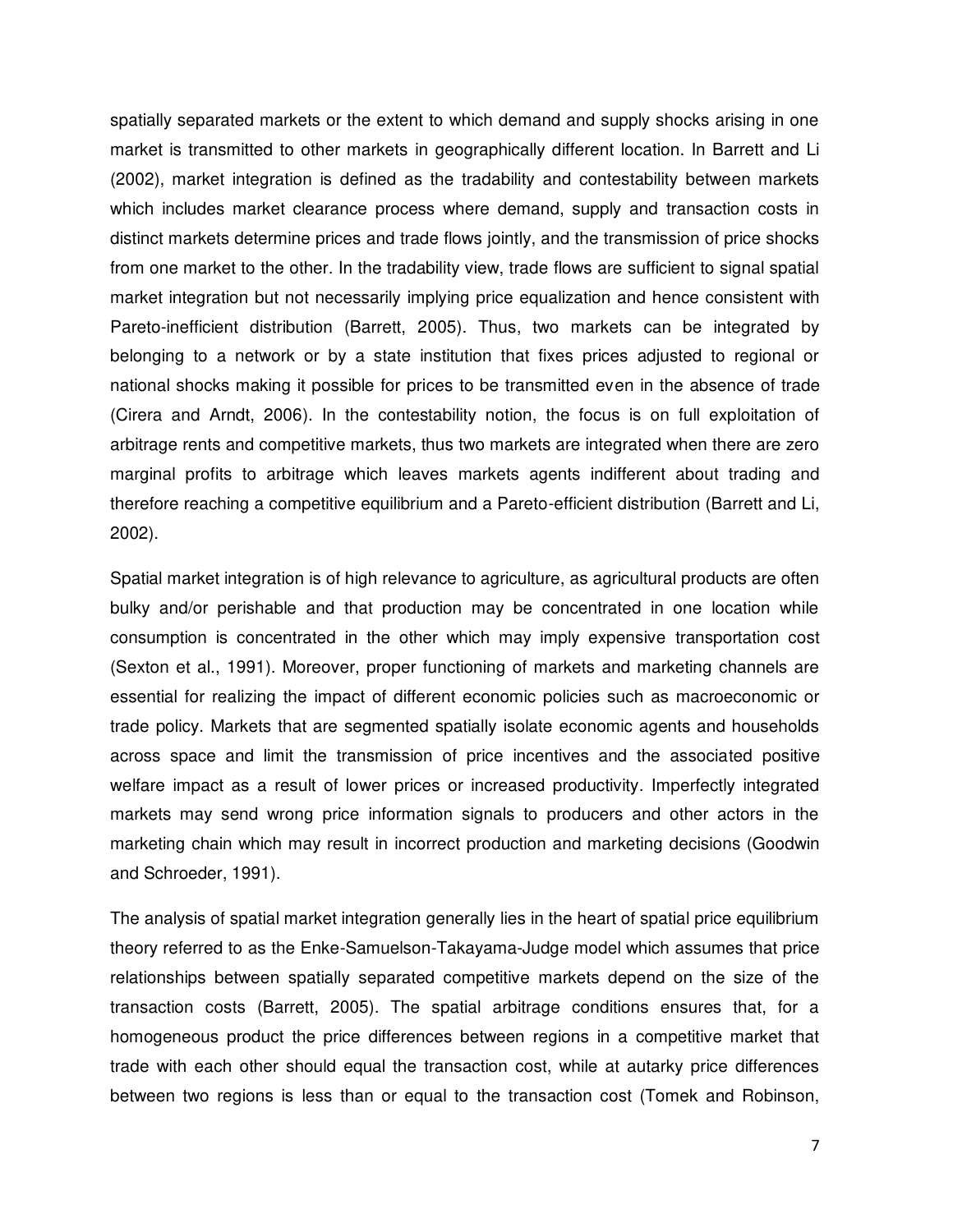spatially separated markets or the extent to which demand and supply shocks arising in one market is transmitted to other markets in geographically different location. In Barrett and Li (2002), market integration is defined as the tradability and contestability between markets which includes market clearance process where demand, supply and transaction costs in distinct markets determine prices and trade flows jointly, and the transmission of price shocks from one market to the other. In the tradability view, trade flows are sufficient to signal spatial market integration but not necessarily implying price equalization and hence consistent with Pareto-inefficient distribution (Barrett, 2005). Thus, two markets can be integrated by belonging to a network or by a state institution that fixes prices adjusted to regional or national shocks making it possible for prices to be transmitted even in the absence of trade (Cirera and Arndt, 2006). In the contestability notion, the focus is on full exploitation of arbitrage rents and competitive markets, thus two markets are integrated when there are zero marginal profits to arbitrage which leaves markets agents indifferent about trading and therefore reaching a competitive equilibrium and a Pareto-efficient distribution (Barrett and Li, 2002).

Spatial market integration is of high relevance to agriculture, as agricultural products are often bulky and/or perishable and that production may be concentrated in one location while consumption is concentrated in the other which may imply expensive transportation cost (Sexton et al., 1991). Moreover, proper functioning of markets and marketing channels are essential for realizing the impact of different economic policies such as macroeconomic or trade policy. Markets that are segmented spatially isolate economic agents and households across space and limit the transmission of price incentives and the associated positive welfare impact as a result of lower prices or increased productivity. Imperfectly integrated markets may send wrong price information signals to producers and other actors in the marketing chain which may result in incorrect production and marketing decisions (Goodwin and Schroeder, 1991).

The analysis of spatial market integration generally lies in the heart of spatial price equilibrium theory referred to as the Enke-Samuelson-Takayama-Judge model which assumes that price relationships between spatially separated competitive markets depend on the size of the transaction costs (Barrett, 2005). The spatial arbitrage conditions ensures that, for a homogeneous product the price differences between regions in a competitive market that trade with each other should equal the transaction cost, while at autarky price differences between two regions is less than or equal to the transaction cost (Tomek and Robinson,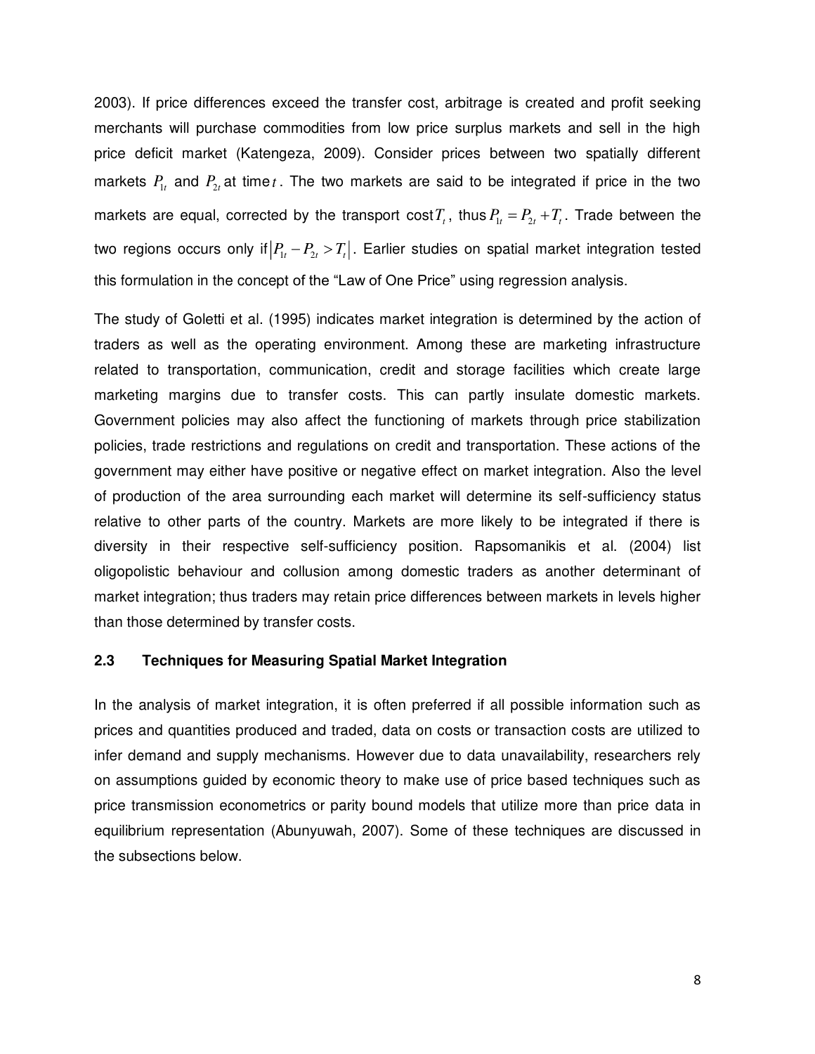2003). If price differences exceed the transfer cost, arbitrage is created and profit seeking merchants will purchase commodities from low price surplus markets and sell in the high price deficit market (Katengeza, 2009). Consider prices between two spatially different markets $P_{1t}$ and $P_{2t}$ at time $t$. The two markets are said to be integrated if price in the two markets are equal, corrected by the transport cost $T_t$, thus $P_{1t} = P_{2t} + T_t$. Trade between the two regions occurs only if $|P_{1t} - P_{2t} > T_t|$. Earlier studies on spatial market integration tested this formulation in the concept of the "Law of One Price" using regression analysis.

The study of Goletti et al. (1995) indicates market integration is determined by the action of traders as well as the operating environment. Among these are marketing infrastructure related to transportation, communication, credit and storage facilities which create large marketing margins due to transfer costs. This can partly insulate domestic markets. Government policies may also affect the functioning of markets through price stabilization policies, trade restrictions and regulations on credit and transportation. These actions of the government may either have positive or negative effect on market integration. Also the level of production of the area surrounding each market will determine its self-sufficiency status relative to other parts of the country. Markets are more likely to be integrated if there is diversity in their respective self-sufficiency position. Rapsomanikis et al. (2004) list oligopolistic behaviour and collusion among domestic traders as another determinant of market integration; thus traders may retain price differences between markets in levels higher than those determined by transfer costs.

### 2.3 Techniques for Measuring Spatial Market Integration

In the analysis of market integration, it is often preferred if all possible information such as prices and quantities produced and traded, data on costs or transaction costs are utilized to infer demand and supply mechanisms. However due to data unavailability, researchers rely on assumptions guided by economic theory to make use of price based techniques such as price transmission econometrics or parity bound models that utilize more than price data in equilibrium representation (Abunyuwah, 2007). Some of these techniques are discussed in the subsections below.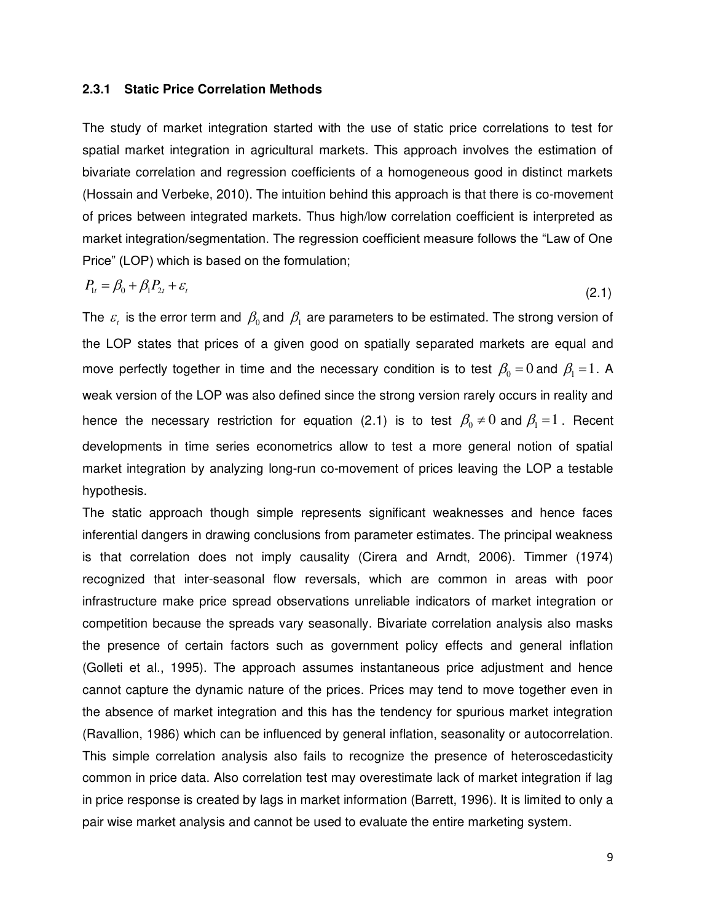### 2.3.1 Static Price Correlation Methods

The study of market integration started with the use of static price correlations to test for spatial market integration in agricultural markets. This approach involves the estimation of bivariate correlation and regression coefficients of a homogeneous good in distinct markets (Hossain and Verbeke, 2010). The intuition behind this approach is that there is co-movement of prices between integrated markets. Thus high/low correlation coefficient is interpreted as market integration/segmentation. The regression coefficient measure follows the "Law of One Price" (LOP) which is based on the formulation;

$$P_{1t} = \beta_0 + \beta_1 P_{2t} + \varepsilon_t \tag{2.1}$$

The $\varepsilon_t$ is the error term and $\beta_0$ and $\beta_1$ are parameters to be estimated. The strong version of the LOP states that prices of a given good on spatially separated markets are equal and move perfectly together in time and the necessary condition is to test $\beta_0 = 0$ and $\beta_1 = 1$. A weak version of the LOP was also defined since the strong version rarely occurs in reality and hence the necessary restriction for equation (2.1) is to test $\beta_0 \neq 0$ and $\beta_1 = 1$. Recent developments in time series econometrics allow to test a more general notion of spatial market integration by analyzing long-run co-movement of prices leaving the LOP a testable hypothesis.

The static approach though simple represents significant weaknesses and hence faces inferential dangers in drawing conclusions from parameter estimates. The principal weakness is that correlation does not imply causality (Cirera and Arndt, 2006). Timmer (1974) recognized that inter-seasonal flow reversals, which are common in areas with poor infrastructure make price spread observations unreliable indicators of market integration or competition because the spreads vary seasonally. Bivariate correlation analysis also masks the presence of certain factors such as government policy effects and general inflation (Golleti et al., 1995). The approach assumes instantaneous price adjustment and hence cannot capture the dynamic nature of the prices. Prices may tend to move together even in the absence of market integration and this has the tendency for spurious market integration (Ravallion, 1986) which can be influenced by general inflation, seasonality or autocorrelation. This simple correlation analysis also fails to recognize the presence of heteroscedasticity common in price data. Also correlation test may overestimate lack of market integration if lag in price response is created by lags in market information (Barrett, 1996). It is limited to only a pair wise market analysis and cannot be used to evaluate the entire marketing system.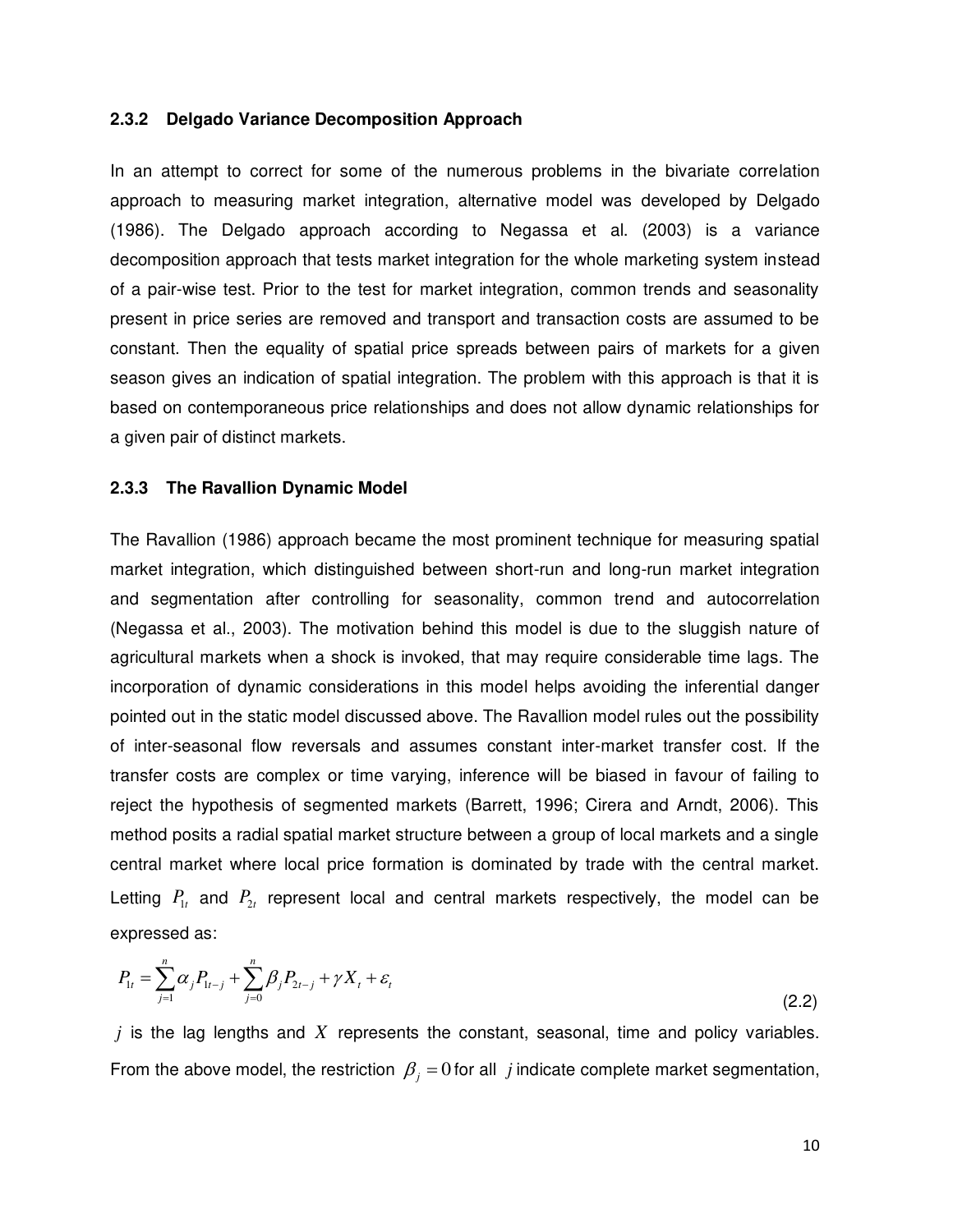### 2.3.2 Delgado Variance Decomposition Approach

In an attempt to correct for some of the numerous problems in the bivariate correlation approach to measuring market integration, alternative model was developed by Delgado (1986). The Delgado approach according to Negassa et al. (2003) is a variance decomposition approach that tests market integration for the whole marketing system instead of a pair-wise test. Prior to the test for market integration, common trends and seasonality present in price series are removed and transport and transaction costs are assumed to be constant. Then the equality of spatial price spreads between pairs of markets for a given season gives an indication of spatial integration. The problem with this approach is that it is based on contemporaneous price relationships and does not allow dynamic relationships for a given pair of distinct markets.

### 2.3.3 The Ravallion Dynamic Model

The Ravallion (1986) approach became the most prominent technique for measuring spatial market integration, which distinguished between short-run and long-run market integration and segmentation after controlling for seasonality, common trend and autocorrelation (Negassa et al., 2003). The motivation behind this model is due to the sluggish nature of agricultural markets when a shock is invoked, that may require considerable time lags. The incorporation of dynamic considerations in this model helps avoiding the inferential danger pointed out in the static model discussed above. The Ravallion model rules out the possibility of inter-seasonal flow reversals and assumes constant inter-market transfer cost. If the transfer costs are complex or time varying, inference will be biased in favour of failing to reject the hypothesis of segmented markets (Barrett, 1996; Cirera and Arndt, 2006). This method posits a radial spatial market structure between a group of local markets and a single central market where local price formation is dominated by trade with the central market. Letting $P_{1t}$ and $P_{2t}$ represent local and central markets respectively, the model can be expressed as:

$$P_{1t} = \sum_{j=1}^{n} \alpha_j P_{1t-j} + \sum_{j=0}^{n} \beta_j P_{2t-j} + \gamma X_t + \varepsilon_t \tag{2.2}$$

$j$ is the lag lengths and $X$ represents the constant, seasonal, time and policy variables. From the above model, the restriction $\beta_j = 0$ for all $j$ indicate complete market segmentation,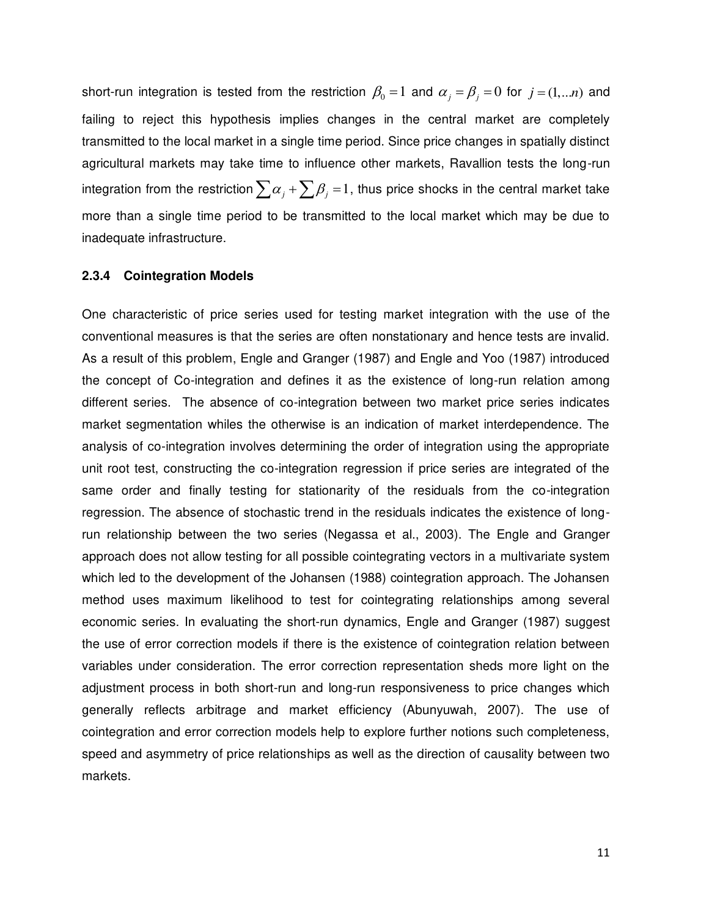short-run integration is tested from the restriction $\beta_0 = 1$ and $\alpha_j = \beta_j = 0$ for $j = (1,...n)$ and failing to reject this hypothesis implies changes in the central market are completely transmitted to the local market in a single time period. Since price changes in spatially distinct agricultural markets may take time to influence other markets, Ravallion tests the long-run integration from the restriction $\sum \alpha_j + \sum \beta_j = 1$, thus price shocks in the central market take more than a single time period to be transmitted to the local market which may be due to inadequate infrastructure.

### 2.3.4 Cointegration Models

One characteristic of price series used for testing market integration with the use of the conventional measures is that the series are often nonstationary and hence tests are invalid. As a result of this problem, Engle and Granger (1987) and Engle and Yoo (1987) introduced the concept of Co-integration and defines it as the existence of long-run relation among different series. The absence of co-integration between two market price series indicates market segmentation whiles the otherwise is an indication of market interdependence. The analysis of co-integration involves determining the order of integration using the appropriate unit root test, constructing the co-integration regression if price series are integrated of the same order and finally testing for stationarity of the residuals from the co-integration regression. The absence of stochastic trend in the residuals indicates the existence of long-run relationship between the two series (Negassa et al., 2003). The Engle and Granger approach does not allow testing for all possible cointegrating vectors in a multivariate system which led to the development of the Johansen (1988) cointegration approach. The Johansen method uses maximum likelihood to test for cointegrating relationships among several economic series. In evaluating the short-run dynamics, Engle and Granger (1987) suggest the use of error correction models if there is the existence of cointegration relation between variables under consideration. The error correction representation sheds more light on the adjustment process in both short-run and long-run responsiveness to price changes which generally reflects arbitrage and market efficiency (Abunyuwah, 2007). The use of cointegration and error correction models help to explore further notions such completeness, speed and asymmetry of price relationships as well as the direction of causality between two markets.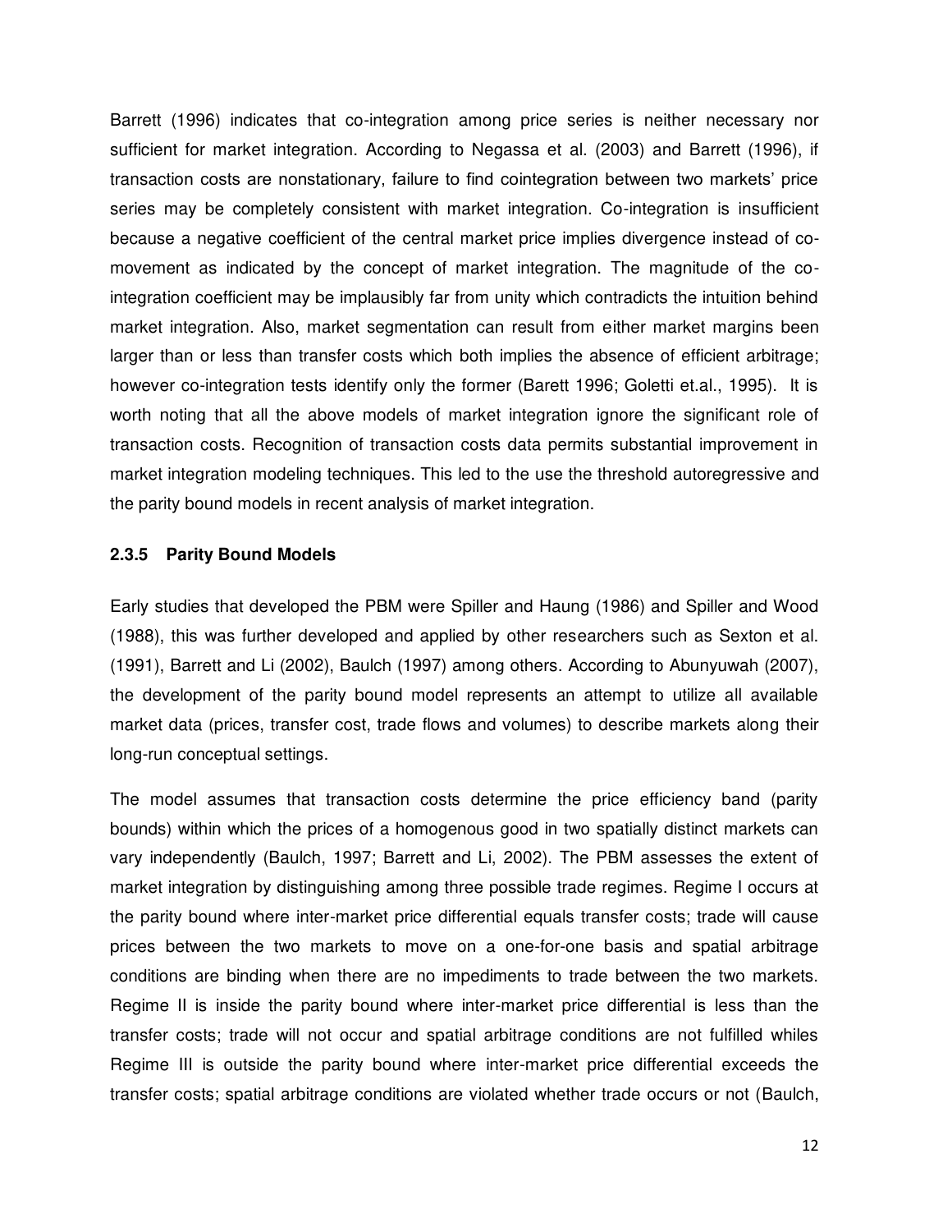Barrett (1996) indicates that co-integration among price series is neither necessary nor sufficient for market integration. According to Negassa et al. (2003) and Barrett (1996), if transaction costs are nonstationary, failure to find cointegration between two markets' price series may be completely consistent with market integration. Co-integration is insufficient because a negative coefficient of the central market price implies divergence instead of co-movement as indicated by the concept of market integration. The magnitude of the co-integration coefficient may be implausibly far from unity which contradicts the intuition behind market integration. Also, market segmentation can result from either market margins been larger than or less than transfer costs which both implies the absence of efficient arbitrage; however co-integration tests identify only the former (Barett 1996; Goletti et.al., 1995). It is worth noting that all the above models of market integration ignore the significant role of transaction costs. Recognition of transaction costs data permits substantial improvement in market integration modeling techniques. This led to the use the threshold autoregressive and the parity bound models in recent analysis of market integration.

### 2.3.5 Parity Bound Models

Early studies that developed the PBM were Spiller and Haung (1986) and Spiller and Wood (1988), this was further developed and applied by other researchers such as Sexton et al. (1991), Barrett and Li (2002), Baulch (1997) among others. According to Abunyuwah (2007), the development of the parity bound model represents an attempt to utilize all available market data (prices, transfer cost, trade flows and volumes) to describe markets along their long-run conceptual settings.

The model assumes that transaction costs determine the price efficiency band (parity bounds) within which the prices of a homogenous good in two spatially distinct markets can vary independently (Baulch, 1997; Barrett and Li, 2002). The PBM assesses the extent of market integration by distinguishing among three possible trade regimes. Regime I occurs at the parity bound where inter-market price differential equals transfer costs; trade will cause prices between the two markets to move on a one-for-one basis and spatial arbitrage conditions are binding when there are no impediments to trade between the two markets. Regime II is inside the parity bound where inter-market price differential is less than the transfer costs; trade will not occur and spatial arbitrage conditions are not fulfilled whiles Regime III is outside the parity bound where inter-market price differential exceeds the transfer costs; spatial arbitrage conditions are violated whether trade occurs or not (Baulch,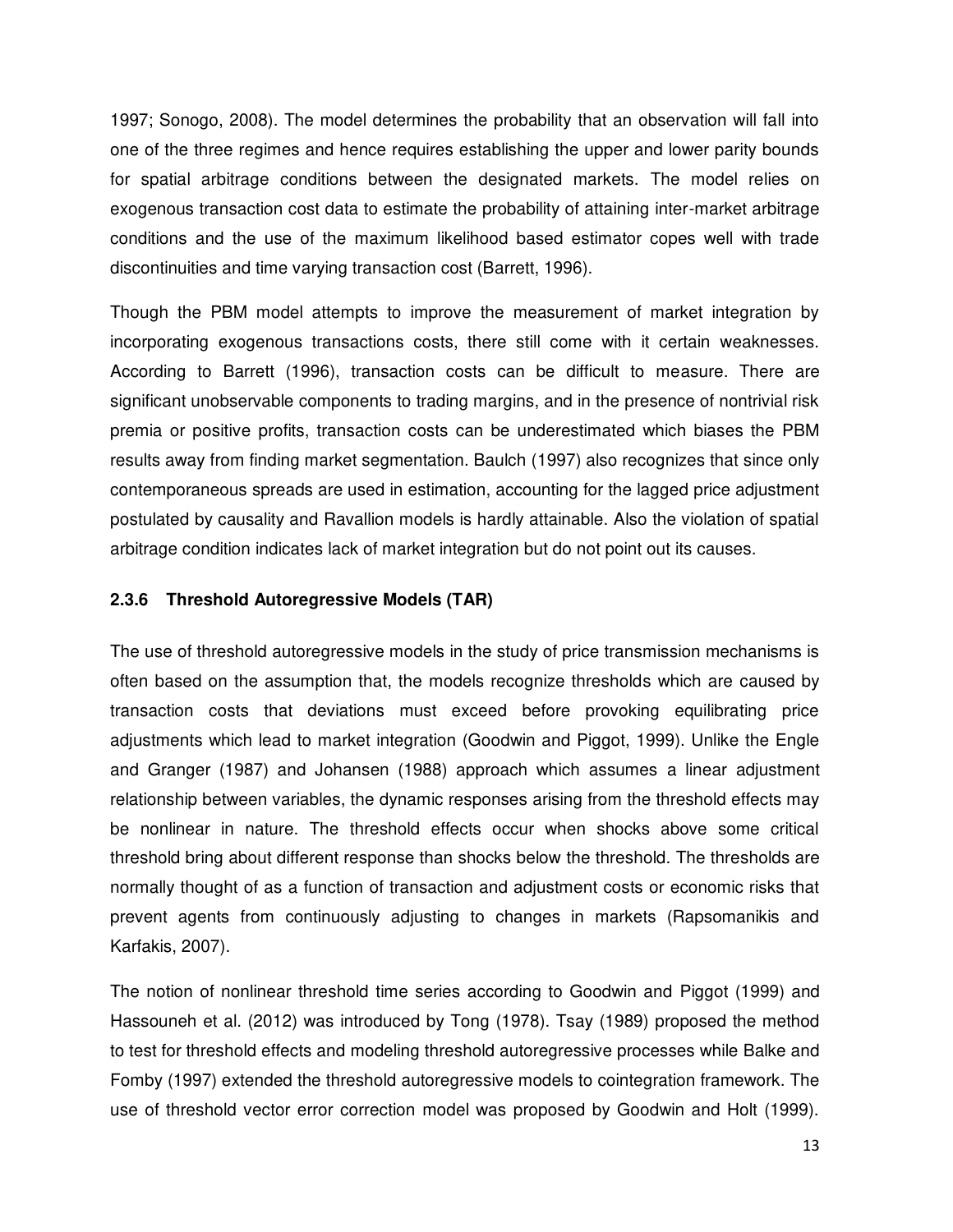1997; Sonogo, 2008). The model determines the probability that an observation will fall into one of the three regimes and hence requires establishing the upper and lower parity bounds for spatial arbitrage conditions between the designated markets. The model relies on exogenous transaction cost data to estimate the probability of attaining inter-market arbitrage conditions and the use of the maximum likelihood based estimator copes well with trade discontinuities and time varying transaction cost (Barrett, 1996).

Though the PBM model attempts to improve the measurement of market integration by incorporating exogenous transactions costs, there still come with it certain weaknesses. According to Barrett (1996), transaction costs can be difficult to measure. There are significant unobservable components to trading margins, and in the presence of nontrivial risk premia or positive profits, transaction costs can be underestimated which biases the PBM results away from finding market segmentation. Baulch (1997) also recognizes that since only contemporaneous spreads are used in estimation, accounting for the lagged price adjustment postulated by causality and Ravallion models is hardly attainable. Also the violation of spatial arbitrage condition indicates lack of market integration but do not point out its causes.

### 2.3.6 Threshold Autoregressive Models (TAR)

The use of threshold autoregressive models in the study of price transmission mechanisms is often based on the assumption that, the models recognize thresholds which are caused by transaction costs that deviations must exceed before provoking equilibrating price adjustments which lead to market integration (Goodwin and Piggot, 1999). Unlike the Engle and Granger (1987) and Johansen (1988) approach which assumes a linear adjustment relationship between variables, the dynamic responses arising from the threshold effects may be nonlinear in nature. The threshold effects occur when shocks above some critical threshold bring about different response than shocks below the threshold. The thresholds are normally thought of as a function of transaction and adjustment costs or economic risks that prevent agents from continuously adjusting to changes in markets (Rapsomanikis and Karfakis, 2007).

The notion of nonlinear threshold time series according to Goodwin and Piggot (1999) and Hassouneh et al. (2012) was introduced by Tong (1978). Tsay (1989) proposed the method to test for threshold effects and modeling threshold autoregressive processes while Balke and Fomby (1997) extended the threshold autoregressive models to cointegration framework. The use of threshold vector error correction model was proposed by Goodwin and Holt (1999).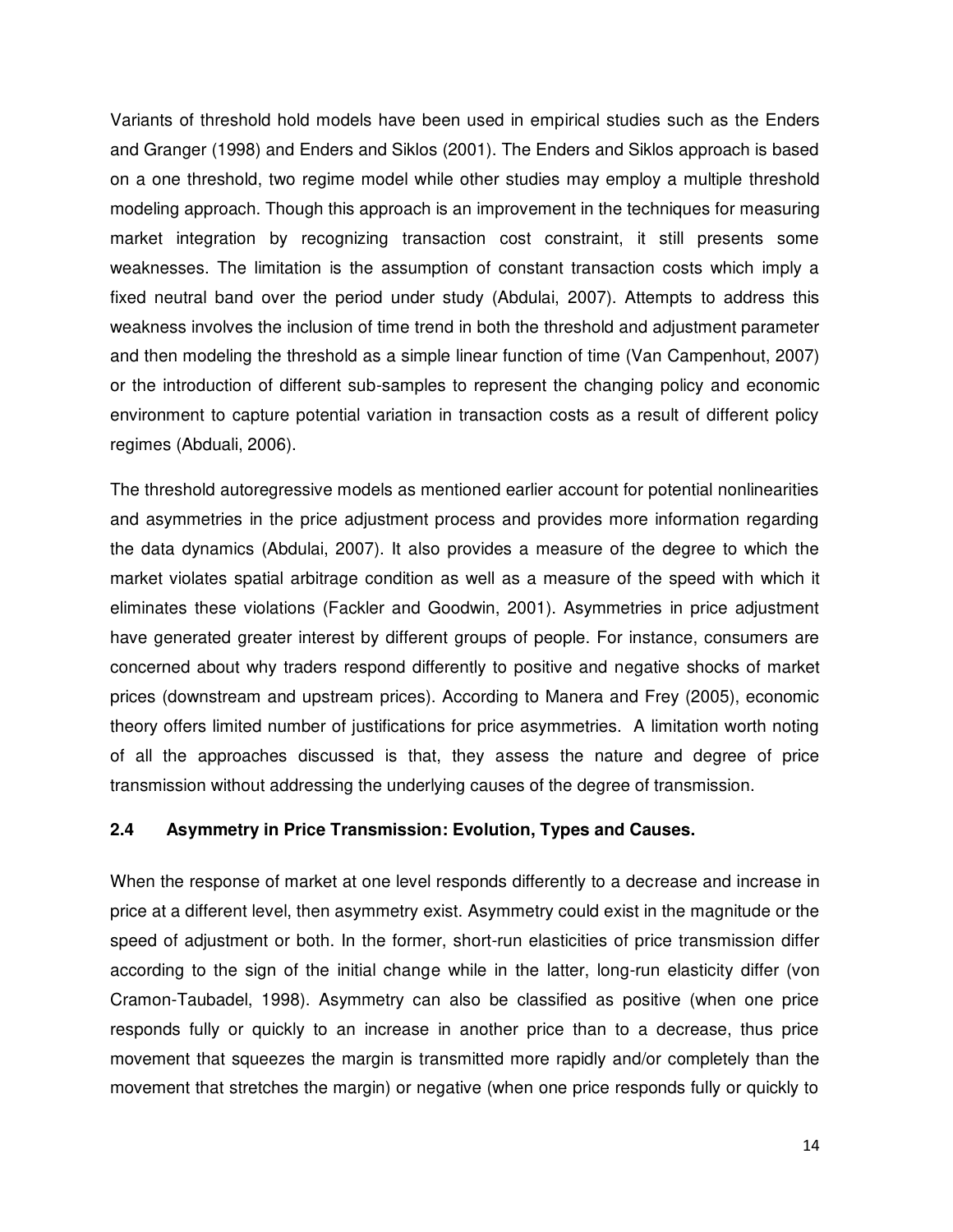Variants of threshold hold models have been used in empirical studies such as the Enders and Granger (1998) and Enders and Siklos (2001). The Enders and Siklos approach is based on a one threshold, two regime model while other studies may employ a multiple threshold modeling approach. Though this approach is an improvement in the techniques for measuring market integration by recognizing transaction cost constraint, it still presents some weaknesses. The limitation is the assumption of constant transaction costs which imply a fixed neutral band over the period under study (Abdulai, 2007). Attempts to address this weakness involves the inclusion of time trend in both the threshold and adjustment parameter and then modeling the threshold as a simple linear function of time (Van Campenhout, 2007) or the introduction of different sub-samples to represent the changing policy and economic environment to capture potential variation in transaction costs as a result of different policy regimes (Abduali, 2006).

The threshold autoregressive models as mentioned earlier account for potential nonlinearities and asymmetries in the price adjustment process and provides more information regarding the data dynamics (Abdulai, 2007). It also provides a measure of the degree to which the market violates spatial arbitrage condition as well as a measure of the speed with which it eliminates these violations (Fackler and Goodwin, 2001). Asymmetries in price adjustment have generated greater interest by different groups of people. For instance, consumers are concerned about why traders respond differently to positive and negative shocks of market prices (downstream and upstream prices). According to Manera and Frey (2005), economic theory offers limited number of justifications for price asymmetries. A limitation worth noting of all the approaches discussed is that, they assess the nature and degree of price transmission without addressing the underlying causes of the degree of transmission.

## 2.4 Asymmetry in Price Transmission: Evolution, Types and Causes.

When the response of market at one level responds differently to a decrease and increase in price at a different level, then asymmetry exist. Asymmetry could exist in the magnitude or the speed of adjustment or both. In the former, short-run elasticities of price transmission differ according to the sign of the initial change while in the latter, long-run elasticity differ (von Cramon-Taubadel, 1998). Asymmetry can also be classified as positive (when one price responds fully or quickly to an increase in another price than to a decrease, thus price movement that squeezes the margin is transmitted more rapidly and/or completely than the movement that stretches the margin) or negative (when one price responds fully or quickly to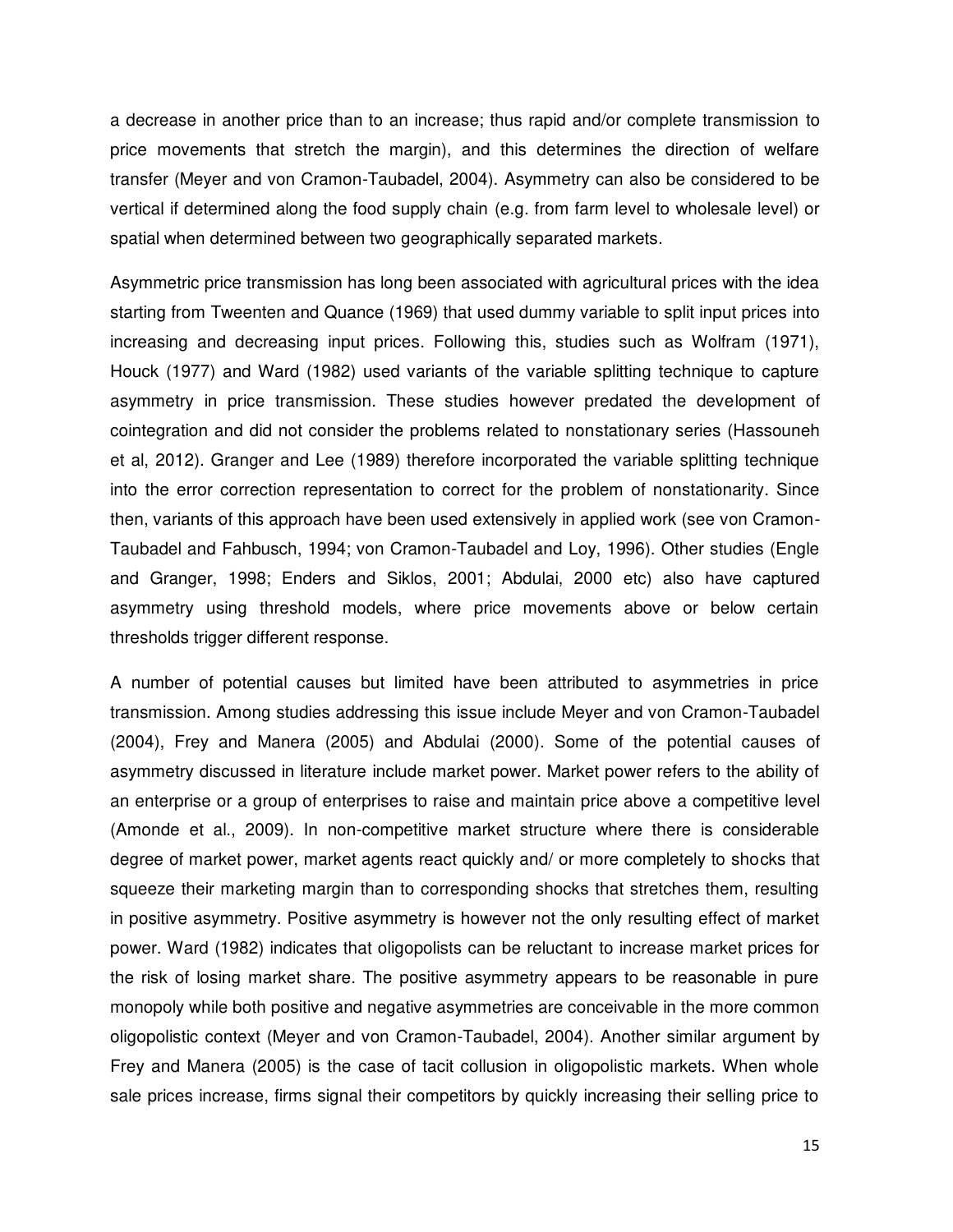a decrease in another price than to an increase; thus rapid and/or complete transmission to price movements that stretch the margin), and this determines the direction of welfare transfer (Meyer and von Cramon-Taubadel, 2004). Asymmetry can also be considered to be vertical if determined along the food supply chain (e.g. from farm level to wholesale level) or spatial when determined between two geographically separated markets.

Asymmetric price transmission has long been associated with agricultural prices with the idea starting from Tweenten and Quance (1969) that used dummy variable to split input prices into increasing and decreasing input prices. Following this, studies such as Wolfram (1971), Houck (1977) and Ward (1982) used variants of the variable splitting technique to capture asymmetry in price transmission. These studies however predated the development of cointegration and did not consider the problems related to nonstationary series (Hassouneh et al, 2012). Granger and Lee (1989) therefore incorporated the variable splitting technique into the error correction representation to correct for the problem of nonstationarity. Since then, variants of this approach have been used extensively in applied work (see von Cramon-Taubadel and Fahbusch, 1994; von Cramon-Taubadel and Loy, 1996). Other studies (Engle and Granger, 1998; Enders and Siklos, 2001; Abdulai, 2000 etc) also have captured asymmetry using threshold models, where price movements above or below certain thresholds trigger different response.

A number of potential causes but limited have been attributed to asymmetries in price transmission. Among studies addressing this issue include Meyer and von Cramon-Taubadel (2004), Frey and Manera (2005) and Abdulai (2000). Some of the potential causes of asymmetry discussed in literature include market power. Market power refers to the ability of an enterprise or a group of enterprises to raise and maintain price above a competitive level (Amonde et al., 2009). In non-competitive market structure where there is considerable degree of market power, market agents react quickly and/ or more completely to shocks that squeeze their marketing margin than to corresponding shocks that stretches them, resulting in positive asymmetry. Positive asymmetry is however not the only resulting effect of market power. Ward (1982) indicates that oligopolists can be reluctant to increase market prices for the risk of losing market share. The positive asymmetry appears to be reasonable in pure monopoly while both positive and negative asymmetries are conceivable in the more common oligopolistic context (Meyer and von Cramon-Taubadel, 2004). Another similar argument by Frey and Manera (2005) is the case of tacit collusion in oligopolistic markets. When whole sale prices increase, firms signal their competitors by quickly increasing their selling price to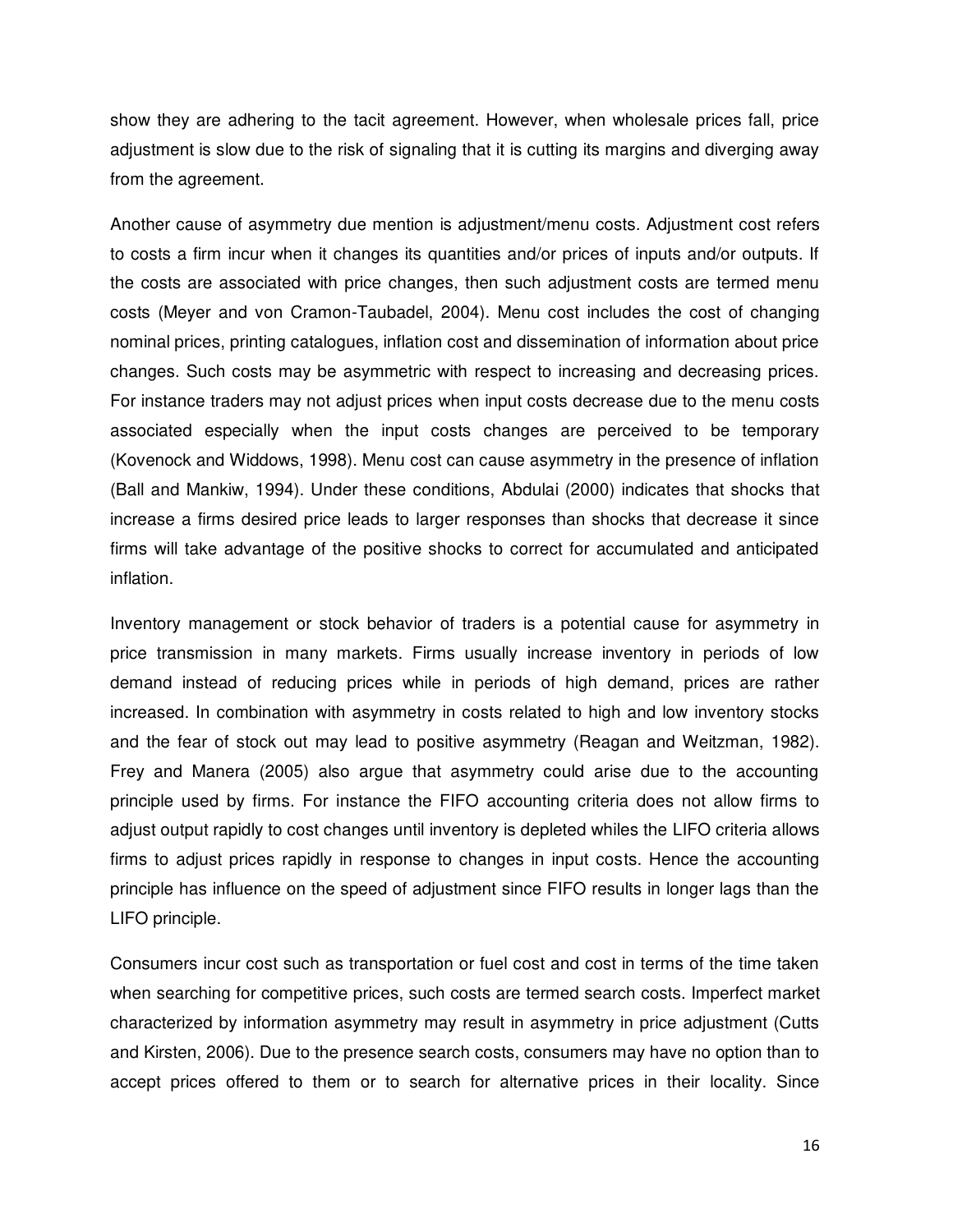show they are adhering to the tacit agreement. However, when wholesale prices fall, price adjustment is slow due to the risk of signaling that it is cutting its margins and diverging away from the agreement.

Another cause of asymmetry due mention is adjustment/menu costs. Adjustment cost refers to costs a firm incur when it changes its quantities and/or prices of inputs and/or outputs. If the costs are associated with price changes, then such adjustment costs are termed menu costs (Meyer and von Cramon-Taubadel, 2004). Menu cost includes the cost of changing nominal prices, printing catalogues, inflation cost and dissemination of information about price changes. Such costs may be asymmetric with respect to increasing and decreasing prices. For instance traders may not adjust prices when input costs decrease due to the menu costs associated especially when the input costs changes are perceived to be temporary (Kovenock and Widdows, 1998). Menu cost can cause asymmetry in the presence of inflation (Ball and Mankiw, 1994). Under these conditions, Abdulai (2000) indicates that shocks that increase a firms desired price leads to larger responses than shocks that decrease it since firms will take advantage of the positive shocks to correct for accumulated and anticipated inflation.

Inventory management or stock behavior of traders is a potential cause for asymmetry in price transmission in many markets. Firms usually increase inventory in periods of low demand instead of reducing prices while in periods of high demand, prices are rather increased. In combination with asymmetry in costs related to high and low inventory stocks and the fear of stock out may lead to positive asymmetry (Reagan and Weitzman, 1982). Frey and Manera (2005) also argue that asymmetry could arise due to the accounting principle used by firms. For instance the FIFO accounting criteria does not allow firms to adjust output rapidly to cost changes until inventory is depleted whiles the LIFO criteria allows firms to adjust prices rapidly in response to changes in input costs. Hence the accounting principle has influence on the speed of adjustment since FIFO results in longer lags than the LIFO principle.

Consumers incur cost such as transportation or fuel cost and cost in terms of the time taken when searching for competitive prices, such costs are termed search costs. Imperfect market characterized by information asymmetry may result in asymmetry in price adjustment (Cutts and Kirsten, 2006). Due to the presence search costs, consumers may have no option than to accept prices offered to them or to search for alternative prices in their locality. Since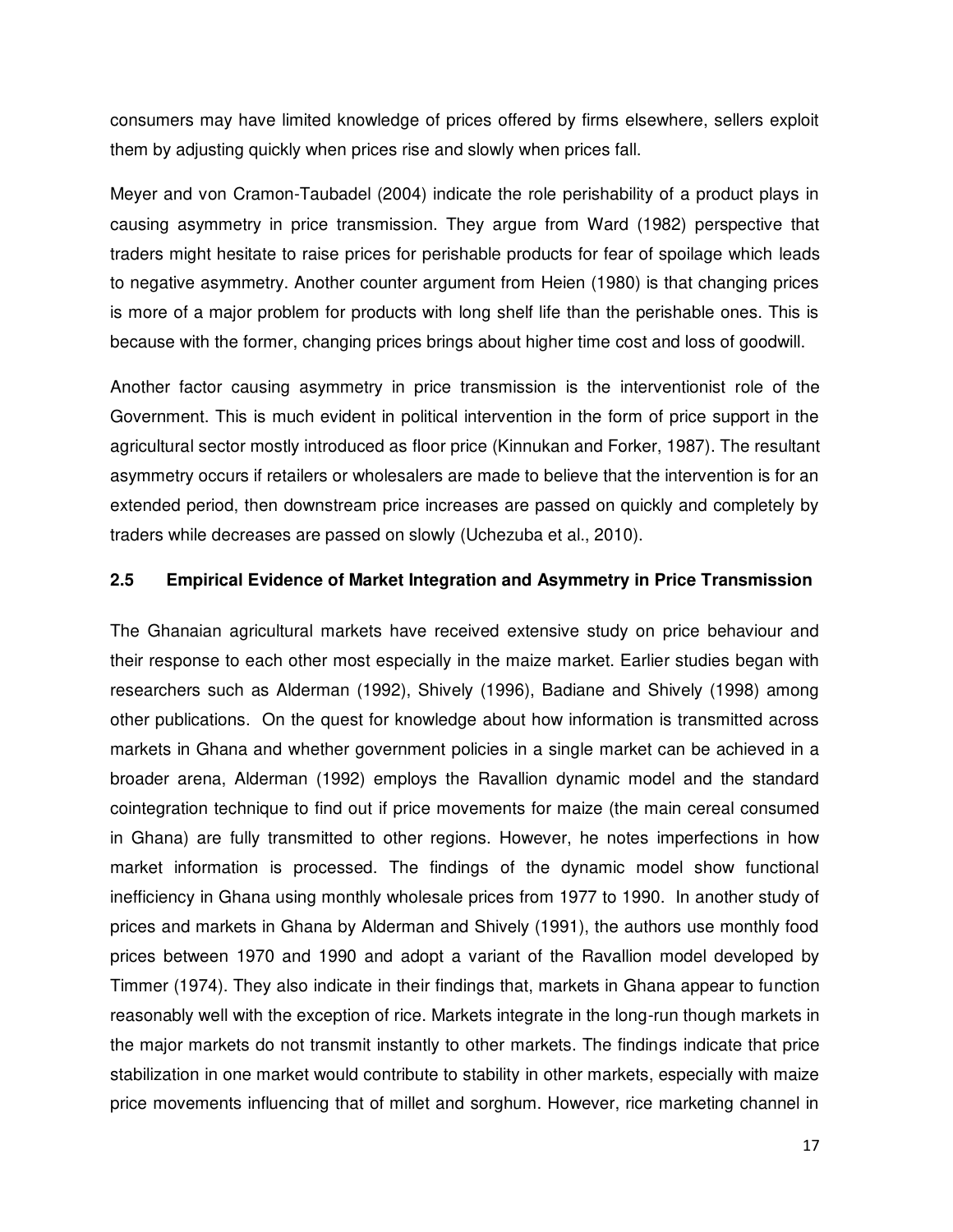consumers may have limited knowledge of prices offered by firms elsewhere, sellers exploit them by adjusting quickly when prices rise and slowly when prices fall.

Meyer and von Cramon-Taubadel (2004) indicate the role perishability of a product plays in causing asymmetry in price transmission. They argue from Ward (1982) perspective that traders might hesitate to raise prices for perishable products for fear of spoilage which leads to negative asymmetry. Another counter argument from Heien (1980) is that changing prices is more of a major problem for products with long shelf life than the perishable ones. This is because with the former, changing prices brings about higher time cost and loss of goodwill.

Another factor causing asymmetry in price transmission is the interventionist role of the Government. This is much evident in political intervention in the form of price support in the agricultural sector mostly introduced as floor price (Kinnukan and Forker, 1987). The resultant asymmetry occurs if retailers or wholesalers are made to believe that the intervention is for an extended period, then downstream price increases are passed on quickly and completely by traders while decreases are passed on slowly (Uchezuba et al., 2010).

## 2.5 Empirical Evidence of Market Integration and Asymmetry in Price Transmission

The Ghanaian agricultural markets have received extensive study on price behaviour and their response to each other most especially in the maize market. Earlier studies began with researchers such as Alderman (1992), Shively (1996), Badiane and Shively (1998) among other publications. On the quest for knowledge about how information is transmitted across markets in Ghana and whether government policies in a single market can be achieved in a broader arena, Alderman (1992) employs the Ravallion dynamic model and the standard cointegration technique to find out if price movements for maize (the main cereal consumed in Ghana) are fully transmitted to other regions. However, he notes imperfections in how market information is processed. The findings of the dynamic model show functional inefficiency in Ghana using monthly wholesale prices from 1977 to 1990. In another study of prices and markets in Ghana by Alderman and Shively (1991), the authors use monthly food prices between 1970 and 1990 and adopt a variant of the Ravallion model developed by Timmer (1974). They also indicate in their findings that, markets in Ghana appear to function reasonably well with the exception of rice. Markets integrate in the long-run though markets in the major markets do not transmit instantly to other markets. The findings indicate that price stabilization in one market would contribute to stability in other markets, especially with maize price movements influencing that of millet and sorghum. However, rice marketing channel in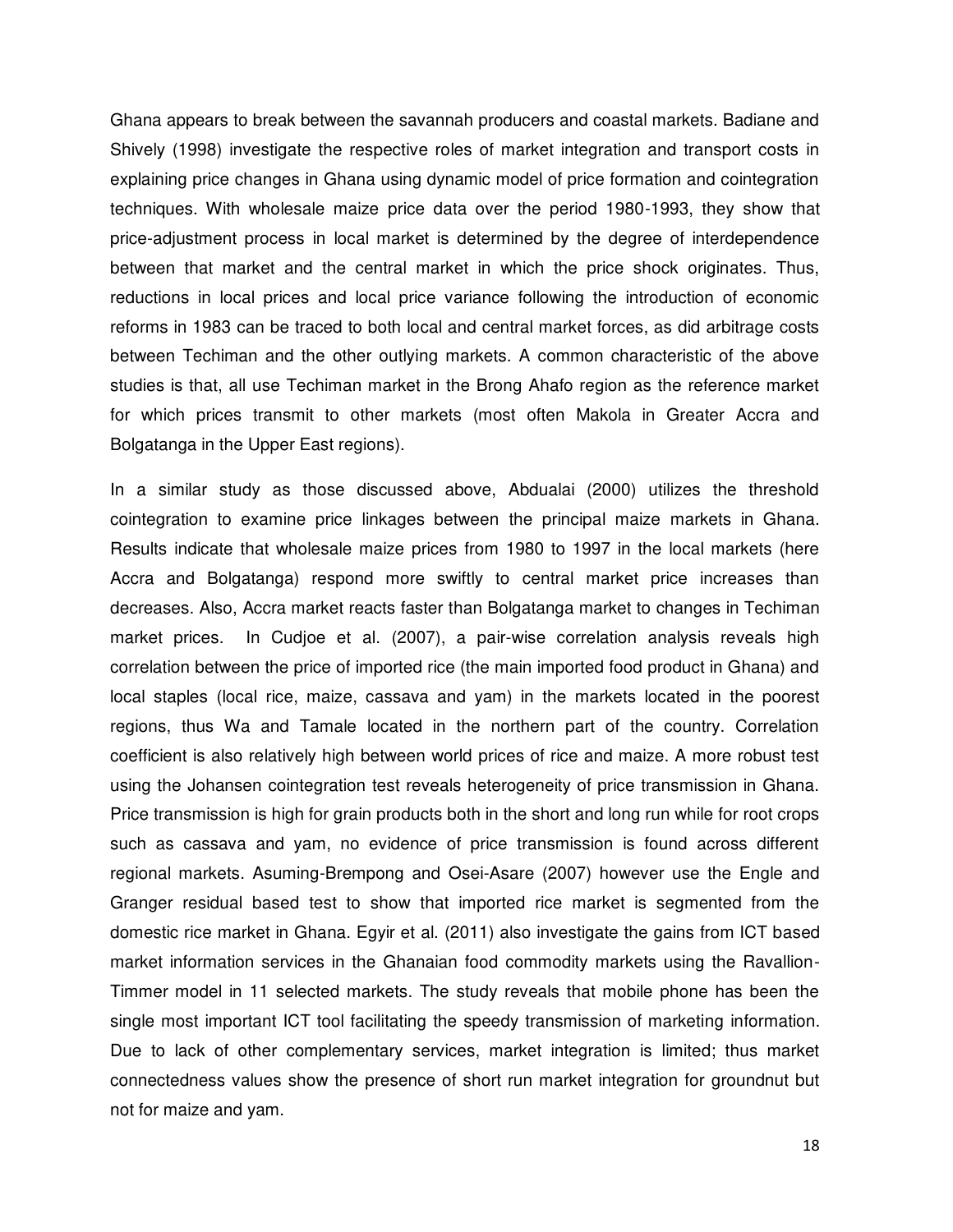Ghana appears to break between the savannah producers and coastal markets. Badiane and Shively (1998) investigate the respective roles of market integration and transport costs in explaining price changes in Ghana using dynamic model of price formation and cointegration techniques. With wholesale maize price data over the period 1980-1993, they show that price-adjustment process in local market is determined by the degree of interdependence between that market and the central market in which the price shock originates. Thus, reductions in local prices and local price variance following the introduction of economic reforms in 1983 can be traced to both local and central market forces, as did arbitrage costs between Techiman and the other outlying markets. A common characteristic of the above studies is that, all use Techiman market in the Brong Ahafo region as the reference market for which prices transmit to other markets (most often Makola in Greater Accra and Bolgatanga in the Upper East regions).

In a similar study as those discussed above, Abdualai (2000) utilizes the threshold cointegration to examine price linkages between the principal maize markets in Ghana. Results indicate that wholesale maize prices from 1980 to 1997 in the local markets (here Accra and Bolgatanga) respond more swiftly to central market price increases than decreases. Also, Accra market reacts faster than Bolgatanga market to changes in Techiman market prices. In Cudjoe et al. (2007), a pair-wise correlation analysis reveals high correlation between the price of imported rice (the main imported food product in Ghana) and local staples (local rice, maize, cassava and yam) in the markets located in the poorest regions, thus Wa and Tamale located in the northern part of the country. Correlation coefficient is also relatively high between world prices of rice and maize. A more robust test using the Johansen cointegration test reveals heterogeneity of price transmission in Ghana. Price transmission is high for grain products both in the short and long run while for root crops such as cassava and yam, no evidence of price transmission is found across different regional markets. Asuming-Brempong and Osei-Asare (2007) however use the Engle and Granger residual based test to show that imported rice market is segmented from the domestic rice market in Ghana. Egyir et al. (2011) also investigate the gains from ICT based market information services in the Ghanaian food commodity markets using the Ravallion-Timmer model in 11 selected markets. The study reveals that mobile phone has been the single most important ICT tool facilitating the speedy transmission of marketing information. Due to lack of other complementary services, market integration is limited; thus market connectedness values show the presence of short run market integration for groundnut but not for maize and yam.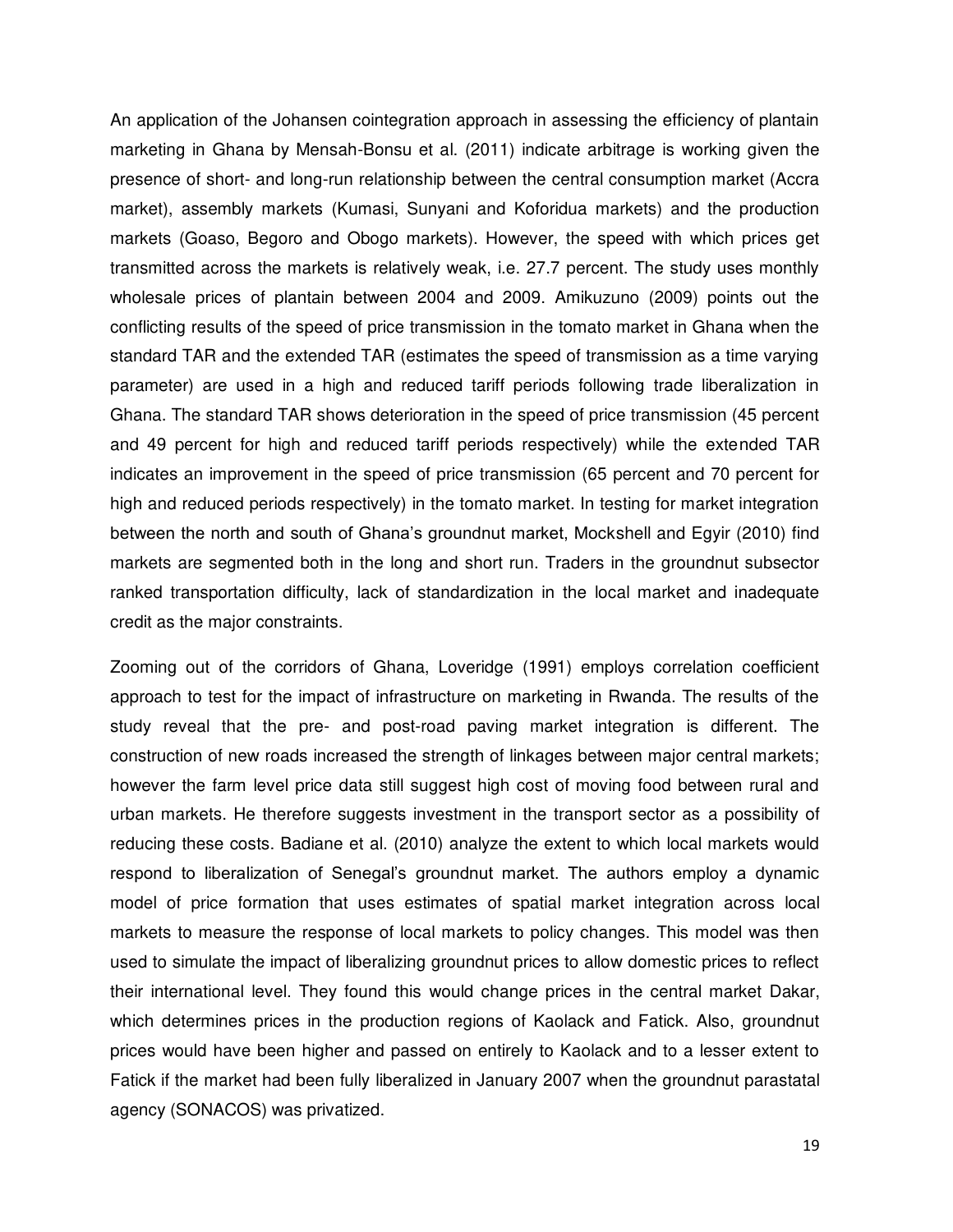An application of the Johansen cointegration approach in assessing the efficiency of plantain marketing in Ghana by Mensah-Bonsu et al. (2011) indicate arbitrage is working given the presence of short- and long-run relationship between the central consumption market (Accra market), assembly markets (Kumasi, Sunyani and Koforidua markets) and the production markets (Goaso, Begoro and Obogo markets). However, the speed with which prices get transmitted across the markets is relatively weak, i.e. 27.7 percent. The study uses monthly wholesale prices of plantain between 2004 and 2009. Amikuzuno (2009) points out the conflicting results of the speed of price transmission in the tomato market in Ghana when the standard TAR and the extended TAR (estimates the speed of transmission as a time varying parameter) are used in a high and reduced tariff periods following trade liberalization in Ghana. The standard TAR shows deterioration in the speed of price transmission (45 percent and 49 percent for high and reduced tariff periods respectively) while the extended TAR indicates an improvement in the speed of price transmission (65 percent and 70 percent for high and reduced periods respectively) in the tomato market. In testing for market integration between the north and south of Ghana's groundnut market, Mockshell and Egyir (2010) find markets are segmented both in the long and short run. Traders in the groundnut subsector ranked transportation difficulty, lack of standardization in the local market and inadequate credit as the major constraints.

Zooming out of the corridors of Ghana, Loveridge (1991) employs correlation coefficient approach to test for the impact of infrastructure on marketing in Rwanda. The results of the study reveal that the pre- and post-road paving market integration is different. The construction of new roads increased the strength of linkages between major central markets; however the farm level price data still suggest high cost of moving food between rural and urban markets. He therefore suggests investment in the transport sector as a possibility of reducing these costs. Badiane et al. (2010) analyze the extent to which local markets would respond to liberalization of Senegal's groundnut market. The authors employ a dynamic model of price formation that uses estimates of spatial market integration across local markets to measure the response of local markets to policy changes. This model was then used to simulate the impact of liberalizing groundnut prices to allow domestic prices to reflect their international level. They found this would change prices in the central market Dakar, which determines prices in the production regions of Kaolack and Fatick. Also, groundnut prices would have been higher and passed on entirely to Kaolack and to a lesser extent to Fatick if the market had been fully liberalized in January 2007 when the groundnut parastatal agency (SONACOS) was privatized.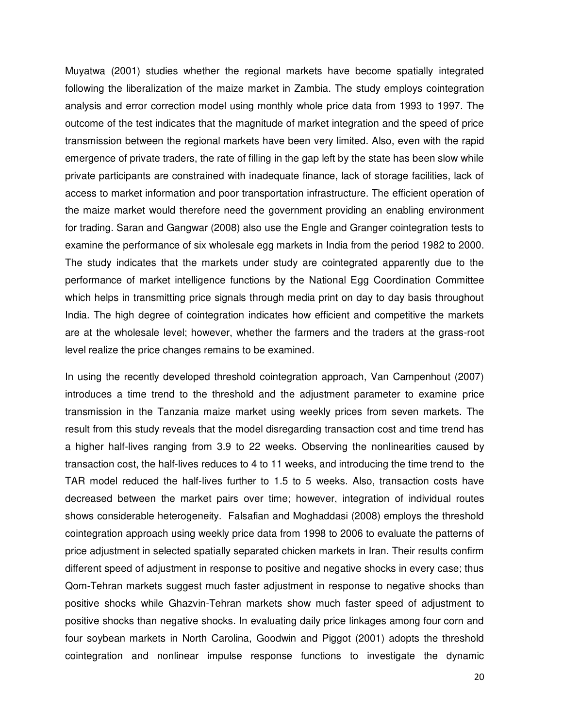Muyatwa (2001) studies whether the regional markets have become spatially integrated following the liberalization of the maize market in Zambia. The study employs cointegration analysis and error correction model using monthly whole price data from 1993 to 1997. The outcome of the test indicates that the magnitude of market integration and the speed of price transmission between the regional markets have been very limited. Also, even with the rapid emergence of private traders, the rate of filling in the gap left by the state has been slow while private participants are constrained with inadequate finance, lack of storage facilities, lack of access to market information and poor transportation infrastructure. The efficient operation of the maize market would therefore need the government providing an enabling environment for trading. Saran and Gangwar (2008) also use the Engle and Granger cointegration tests to examine the performance of six wholesale egg markets in India from the period 1982 to 2000. The study indicates that the markets under study are cointegrated apparently due to the performance of market intelligence functions by the National Egg Coordination Committee which helps in transmitting price signals through media print on day to day basis throughout India. The high degree of cointegration indicates how efficient and competitive the markets are at the wholesale level; however, whether the farmers and the traders at the grass-root level realize the price changes remains to be examined.

In using the recently developed threshold cointegration approach, Van Campenhout (2007) introduces a time trend to the threshold and the adjustment parameter to examine price transmission in the Tanzania maize market using weekly prices from seven markets. The result from this study reveals that the model disregarding transaction cost and time trend has a higher half-lives ranging from 3.9 to 22 weeks. Observing the nonlinearities caused by transaction cost, the half-lives reduces to 4 to 11 weeks, and introducing the time trend to the TAR model reduced the half-lives further to 1.5 to 5 weeks. Also, transaction costs have decreased between the market pairs over time; however, integration of individual routes shows considerable heterogeneity. Falsafian and Moghaddasi (2008) employs the threshold cointegration approach using weekly price data from 1998 to 2006 to evaluate the patterns of price adjustment in selected spatially separated chicken markets in Iran. Their results confirm different speed of adjustment in response to positive and negative shocks in every case; thus Qom-Tehran markets suggest much faster adjustment in response to negative shocks than positive shocks while Ghazvin-Tehran markets show much faster speed of adjustment to positive shocks than negative shocks. In evaluating daily price linkages among four corn and four soybean markets in North Carolina, Goodwin and Piggot (2001) adopts the threshold cointegration and nonlinear impulse response functions to investigate the dynamic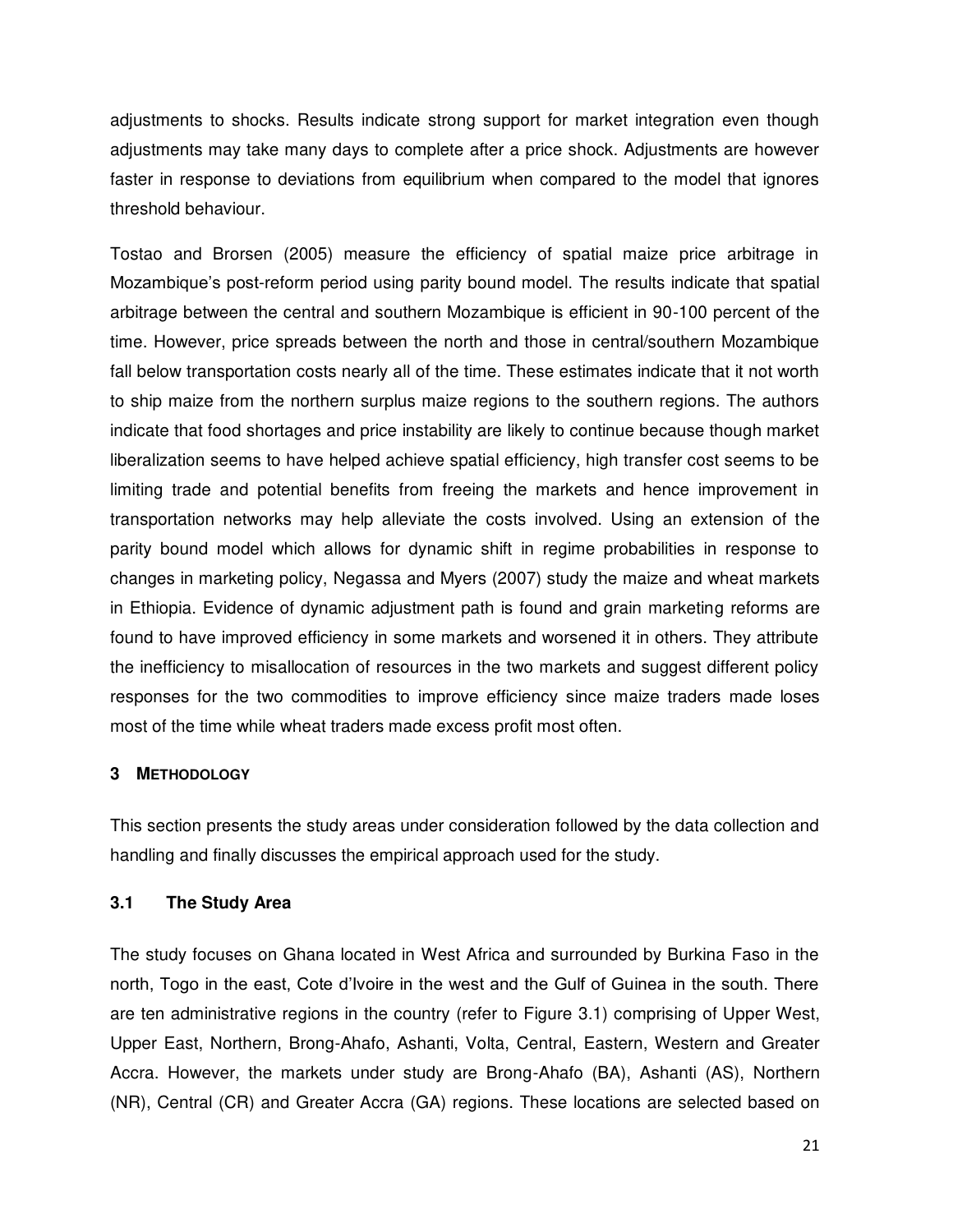adjustments to shocks. Results indicate strong support for market integration even though adjustments may take many days to complete after a price shock. Adjustments are however faster in response to deviations from equilibrium when compared to the model that ignores threshold behaviour.

Tostao and Brorsen (2005) measure the efficiency of spatial maize price arbitrage in Mozambique's post-reform period using parity bound model. The results indicate that spatial arbitrage between the central and southern Mozambique is efficient in 90-100 percent of the time. However, price spreads between the north and those in central/southern Mozambique fall below transportation costs nearly all of the time. These estimates indicate that it not worth to ship maize from the northern surplus maize regions to the southern regions. The authors indicate that food shortages and price instability are likely to continue because though market liberalization seems to have helped achieve spatial efficiency, high transfer cost seems to be limiting trade and potential benefits from freeing the markets and hence improvement in transportation networks may help alleviate the costs involved. Using an extension of the parity bound model which allows for dynamic shift in regime probabilities in response to changes in marketing policy, Negassa and Myers (2007) study the maize and wheat markets in Ethiopia. Evidence of dynamic adjustment path is found and grain marketing reforms are found to have improved efficiency in some markets and worsened it in others. They attribute the inefficiency to misallocation of resources in the two markets and suggest different policy responses for the two commodities to improve efficiency since maize traders made loses most of the time while wheat traders made excess profit most often.

# 3 METHODOLOGY

This section presents the study areas under consideration followed by the data collection and handling and finally discusses the empirical approach used for the study.

## 3.1 The Study Area

The study focuses on Ghana located in West Africa and surrounded by Burkina Faso in the north, Togo in the east, Cote d'Ivoire in the west and the Gulf of Guinea in the south. There are ten administrative regions in the country (refer to Figure 3.1) comprising of Upper West, Upper East, Northern, Brong-Ahafo, Ashanti, Volta, Central, Eastern, Western and Greater Accra. However, the markets under study are Brong-Ahafo (BA), Ashanti (AS), Northern (NR), Central (CR) and Greater Accra (GA) regions. These locations are selected based on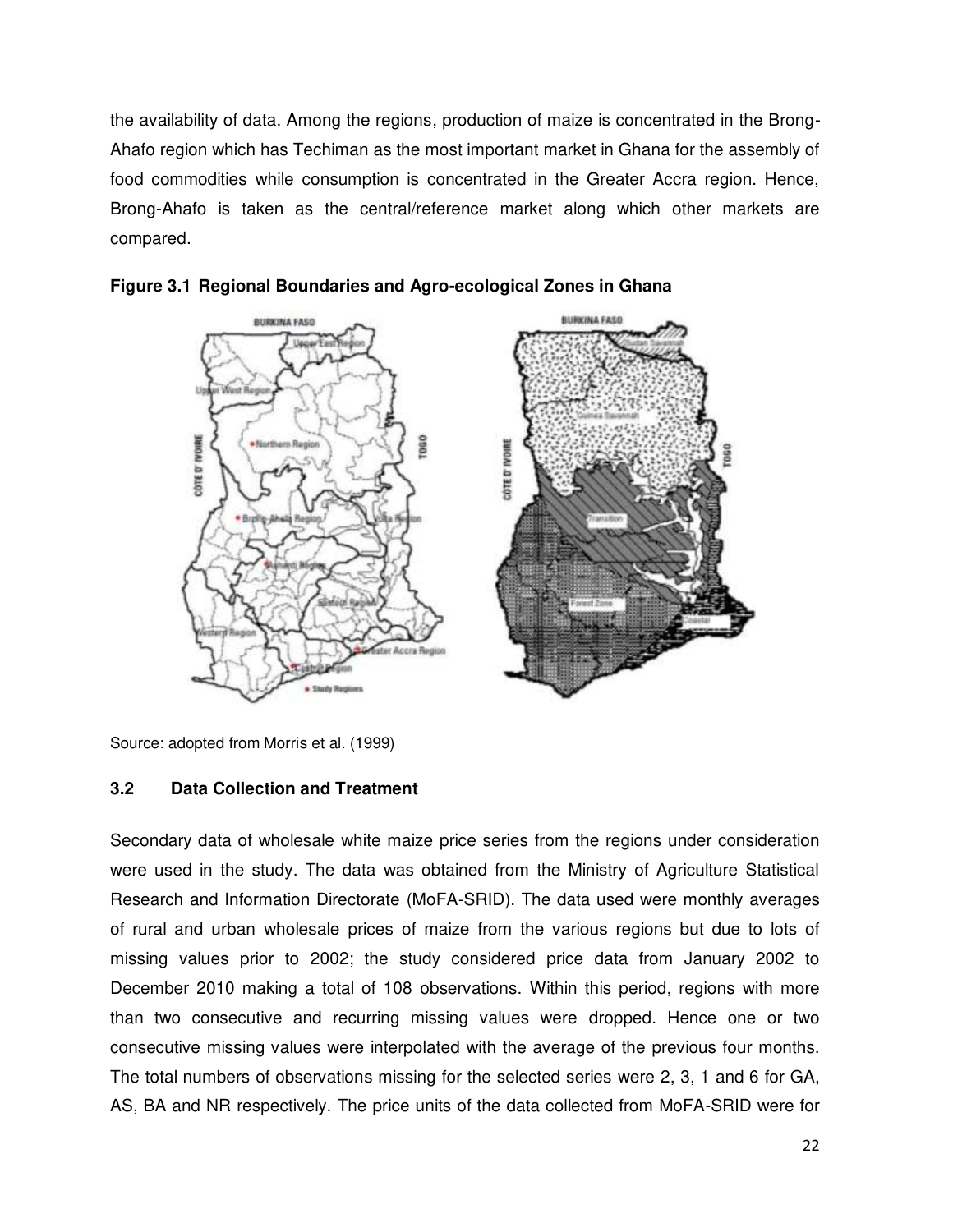the availability of data. Among the regions, production of maize is concentrated in the Brong-Ahafo region which has Techiman as the most important market in Ghana for the assembly of food commodities while consumption is concentrated in the Greater Accra region. Hence, Brong-Ahafo is taken as the central/reference market along which other markets are compared.

**Figure 3.1 Regional Boundaries and Agro-ecological Zones in Ghana**

Source: adopted from Morris et al. (1999)

### 3.2 Data Collection and Treatment

Secondary data of wholesale white maize price series from the regions under consideration were used in the study. The data was obtained from the Ministry of Agriculture Statistical Research and Information Directorate (MoFA-SRID). The data used were monthly averages of rural and urban wholesale prices of maize from the various regions but due to lots of missing values prior to 2002; the study considered price data from January 2002 to December 2010 making a total of 108 observations. Within this period, regions with more than two consecutive and recurring missing values were dropped. Hence one or two consecutive missing values were interpolated with the average of the previous four months. The total numbers of observations missing for the selected series were 2, 3, 1 and 6 for GA, AS, BA and NR respectively. The price units of the data collected from MoFA-SRID were for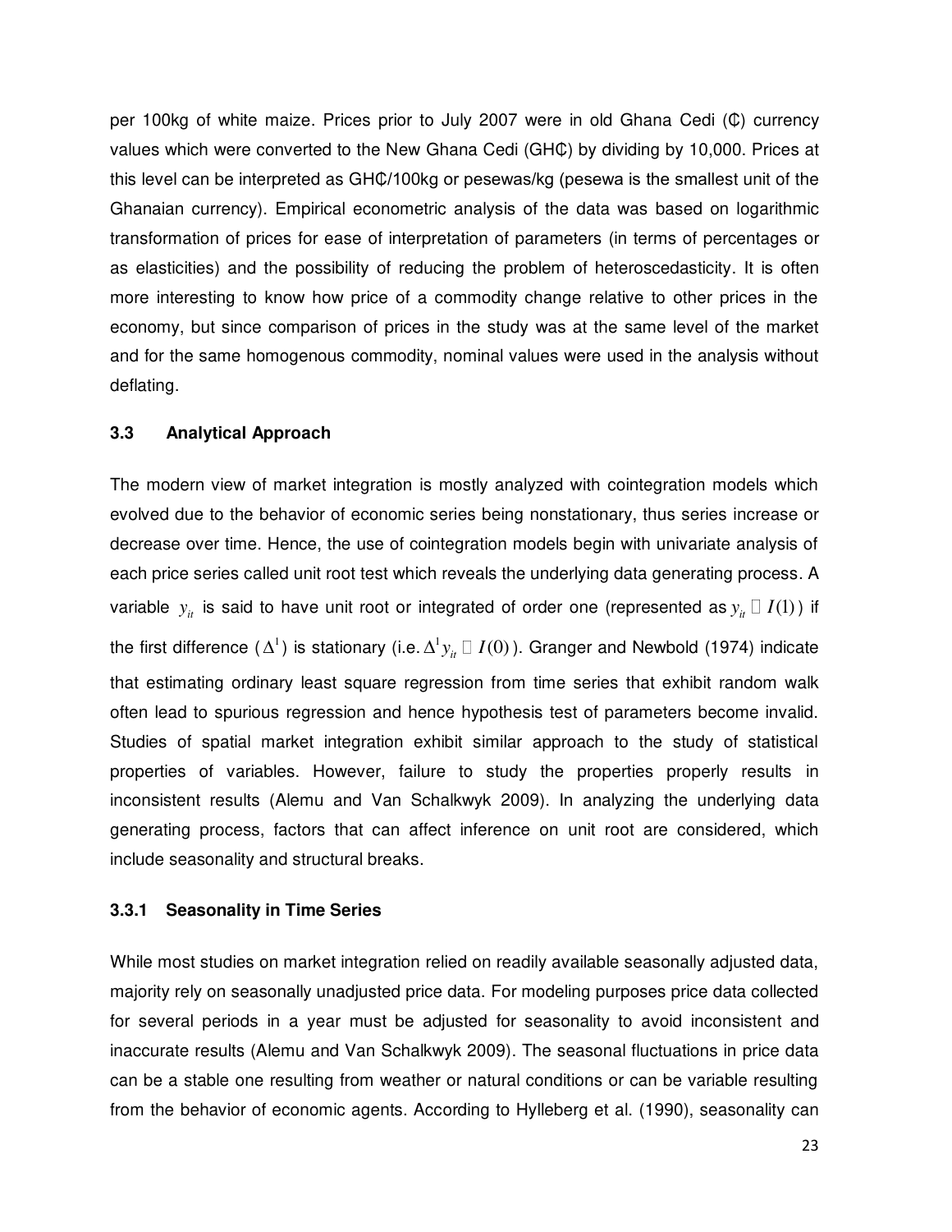per 100kg of white maize. Prices prior to July 2007 were in old Ghana Cedi (₵) currency values which were converted to the New Ghana Cedi (GH₵) by dividing by 10,000. Prices at this level can be interpreted as GH₵/100kg or pesewas/kg (pesewa is the smallest unit of the Ghanaian currency). Empirical econometric analysis of the data was based on logarithmic transformation of prices for ease of interpretation of parameters (in terms of percentages or as elasticities) and the possibility of reducing the problem of heteroscedasticity. It is often more interesting to know how price of a commodity change relative to other prices in the economy, but since comparison of prices in the study was at the same level of the market and for the same homogenous commodity, nominal values were used in the analysis without deflating.

### 3.3 Analytical Approach

The modern view of market integration is mostly analyzed with cointegration models which evolved due to the behavior of economic series being nonstationary, thus series increase or decrease over time. Hence, the use of cointegration models begin with univariate analysis of each price series called unit root test which reveals the underlying data generating process. A variable $y_{it}$ is said to have unit root or integrated of order one (represented as $y_{it} \sim I(1)$) if the first difference ($\Delta^1$) is stationary (i.e. $\Delta^1 y_{it} \sim I(0)$). Granger and Newbold (1974) indicate that estimating ordinary least square regression from time series that exhibit random walk often lead to spurious regression and hence hypothesis test of parameters become invalid. Studies of spatial market integration exhibit similar approach to the study of statistical properties of variables. However, failure to study the properties properly results in inconsistent results (Alemu and Van Schalkwyk 2009). In analyzing the underlying data generating process, factors that can affect inference on unit root are considered, which include seasonality and structural breaks.

#### 3.3.1 Seasonality in Time Series

While most studies on market integration relied on readily available seasonally adjusted data, majority rely on seasonally unadjusted price data. For modeling purposes price data collected for several periods in a year must be adjusted for seasonality to avoid inconsistent and inaccurate results (Alemu and Van Schalkwyk 2009). The seasonal fluctuations in price data can be a stable one resulting from weather or natural conditions or can be variable resulting from the behavior of economic agents. According to Hylleberg et al. (1990), seasonality can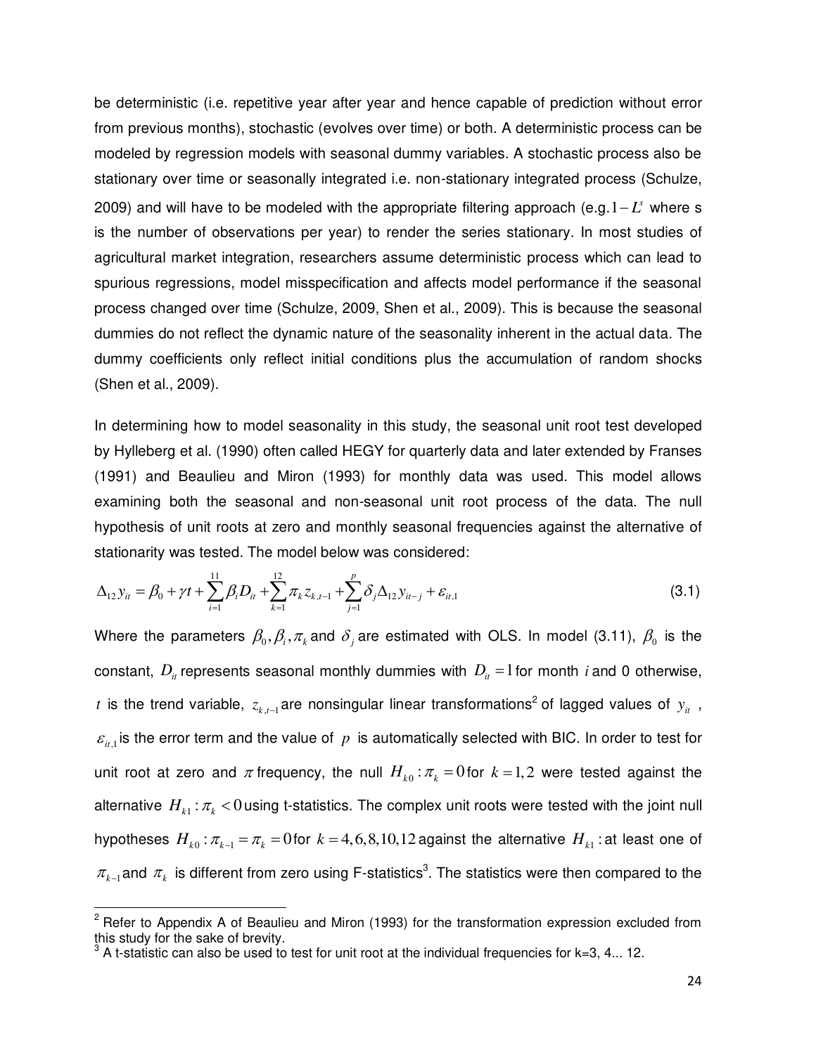be deterministic (i.e. repetitive year after year and hence capable of prediction without error from previous months), stochastic (evolves over time) or both. A deterministic process can be modeled by regression models with seasonal dummy variables. A stochastic process also be stationary over time or seasonally integrated i.e. non-stationary integrated process (Schulze, 2009) and will have to be modeled with the appropriate filtering approach (e.g. $1-L^s$ where s is the number of observations per year) to render the series stationary. In most studies of agricultural market integration, researchers assume deterministic process which can lead to spurious regressions, model misspecification and affects model performance if the seasonal process changed over time (Schulze, 2009, Shen et al., 2009). This is because the seasonal dummies do not reflect the dynamic nature of the seasonality inherent in the actual data. The dummy coefficients only reflect initial conditions plus the accumulation of random shocks (Shen et al., 2009).

In determining how to model seasonality in this study, the seasonal unit root test developed by Hylleberg et al. (1990) often called HEGY for quarterly data and later extended by Franses (1991) and Beaulieu and Miron (1993) for monthly data was used. This model allows examining both the seasonal and non-seasonal unit root process of the data. The null hypothesis of unit roots at zero and monthly seasonal frequencies against the alternative of stationarity was tested. The model below was considered:

$$\Delta_{12} y_{it} = \beta_0 + \gamma t + \sum_{i=1}^{11} \beta_i D_{it} + \sum_{k=1}^{12} \pi_k z_{k,t-1} + \sum_{j=1}^{p} \delta_j \Delta_{12} y_{it-j} + \varepsilon_{it,1} \tag{3.1}$$

Where the parameters $\beta_0, \beta_i, \pi_k$ and $\delta_j$ are estimated with OLS. In model (3.11), $\beta_0$ is the constant, $D_{it}$ represents seasonal monthly dummies with $D_{it} = 1$ for month $i$ and 0 otherwise, $t$ is the trend variable, $z_{k,t-1}$ are nonsingular linear transformations[2] of lagged values of $y_{it}$, $\varepsilon_{it,1}$ is the error term and the value of $p$ is automatically selected with BIC. In order to test for unit root at zero and $\pi$ frequency, the null $H_{k0} : \pi_k = 0$ for $k = 1, 2$ were tested against the alternative $H_{k1} : \pi_k < 0$ using t-statistics. The complex unit roots were tested with the joint null hypotheses $H_{k0} : \pi_{k-1} = \pi_k = 0$ for $k = 4, 6, 8, 10, 12$ against the alternative $H_{k1}$ : at least one of $\pi_{k-1}$ and $\pi_k$ is different from zero using F-statistics[3]. The statistics were then compared to the

[2] Refer to Appendix A of Beaulieu and Miron (1993) for the transformation expression excluded from this study for the sake of brevity.

[3] A t-statistic can also be used to test for unit root at the individual frequencies for k=3, 4... 12.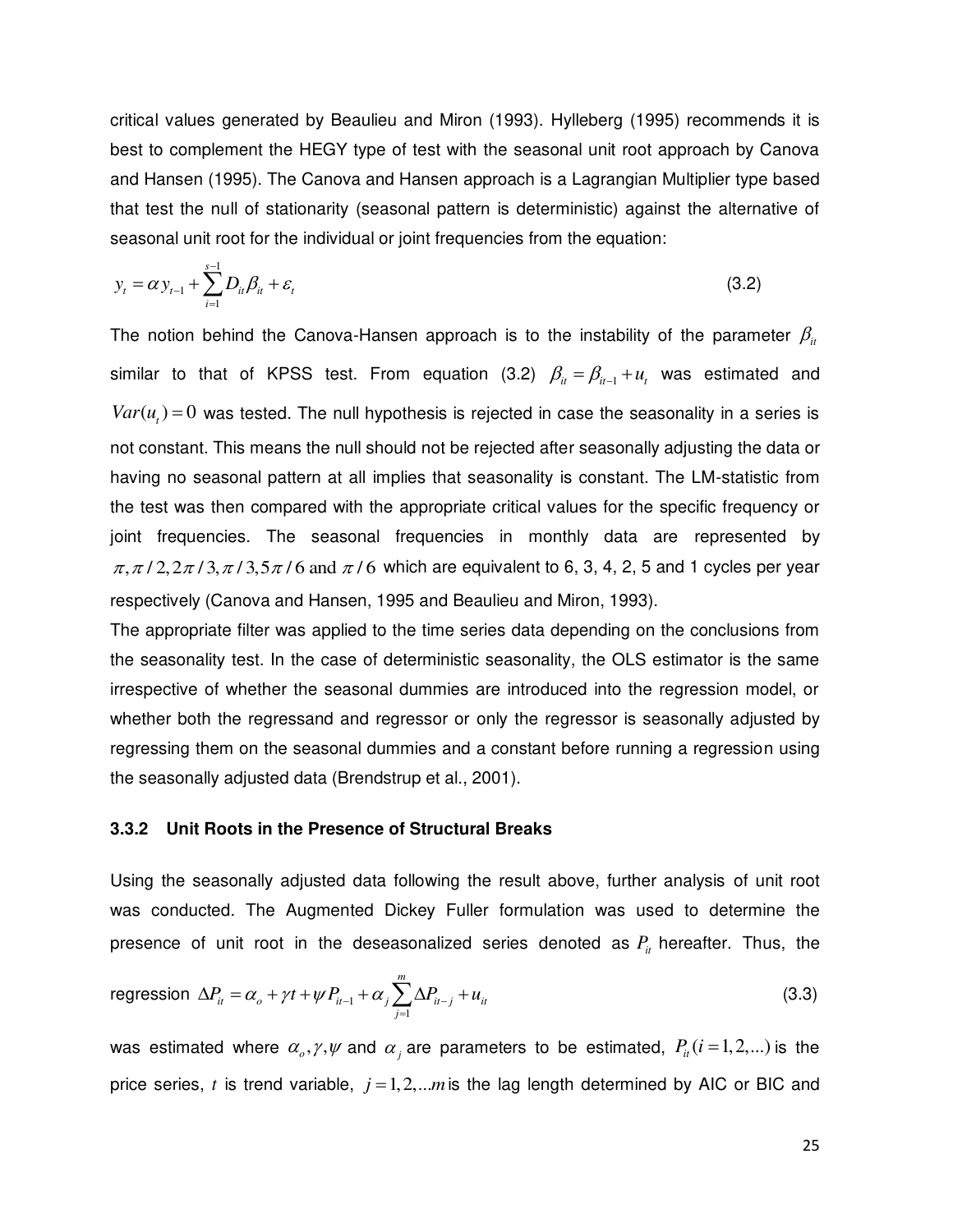critical values generated by Beaulieu and Miron (1993). Hylleberg (1995) recommends it is best to complement the HEGY type of test with the seasonal unit root approach by Canova and Hansen (1995). The Canova and Hansen approach is a Lagrangian Multiplier type based that test the null of stationarity (seasonal pattern is deterministic) against the alternative of seasonal unit root for the individual or joint frequencies from the equation:

$$y_t = \alpha y_{t-1} + \sum_{i=1}^{s-1} D_{it}\beta_{it} + \varepsilon_t \tag{3.2}$$

The notion behind the Canova-Hansen approach is to the instability of the parameter $\beta_{it}$ similar to that of KPSS test. From equation (3.2) $\beta_{it} = \beta_{it-1} + u_t$ was estimated and $Var(u_t) = 0$ was tested. The null hypothesis is rejected in case the seasonality in a series is not constant. This means the null should not be rejected after seasonally adjusting the data or having no seasonal pattern at all implies that seasonality is constant. The LM-statistic from the test was then compared with the appropriate critical values for the specific frequency or joint frequencies. The seasonal frequencies in monthly data are represented by $\pi, \pi/2, 2\pi/3, \pi/3, 5\pi/6$ and $\pi/6$ which are equivalent to 6, 3, 4, 2, 5 and 1 cycles per year respectively (Canova and Hansen, 1995 and Beaulieu and Miron, 1993).

The appropriate filter was applied to the time series data depending on the conclusions from the seasonality test. In the case of deterministic seasonality, the OLS estimator is the same irrespective of whether the seasonal dummies are introduced into the regression model, or whether both the regressand and regressor or only the regressor is seasonally adjusted by regressing them on the seasonal dummies and a constant before running a regression using the seasonally adjusted data (Brendstrup et al., 2001).

### 3.3.2 Unit Roots in the Presence of Structural Breaks

Using the seasonally adjusted data following the result above, further analysis of unit root was conducted. The Augmented Dickey Fuller formulation was used to determine the presence of unit root in the deseasonalized series denoted as $P_{it}$ hereafter. Thus, the regression

$$\Delta P_{it} = \alpha_o + \gamma t + \psi P_{it-1} + \alpha_j \sum_{j=1}^{m} \Delta P_{it-j} + u_{it} \tag{3.3}$$

was estimated where $\alpha_o, \gamma, \psi$ and $\alpha_j$ are parameters to be estimated, $P_{it} (i = 1, 2, ...)$ is the price series, $t$ is trend variable, $j = 1, 2, ... m$ is the lag length determined by AIC or BIC and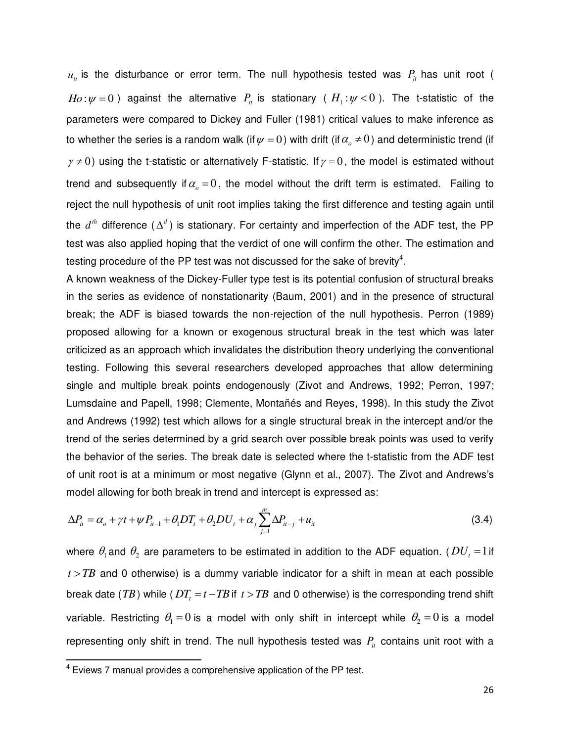$u_{it}$ is the disturbance or error term. The null hypothesis tested was $P_{it}$ has unit root ( $Ho: \psi = 0$ ) against the alternative $P_{it}$ is stationary ( $H_1: \psi < 0$ ). The t-statistic of the parameters were compared to Dickey and Fuller (1981) critical values to make inference as to whether the series is a random walk (if $\psi = 0$) with drift (if $\alpha_o \neq 0$) and deterministic trend (if $\gamma \neq 0$) using the t-statistic or alternatively F-statistic. If $\gamma = 0$, the model is estimated without trend and subsequently if $\alpha_o = 0$, the model without the drift term is estimated. Failing to reject the null hypothesis of unit root implies taking the first difference and testing again until the $d^{th}$ difference ($\Delta^d$) is stationary. For certainty and imperfection of the ADF test, the PP test was also applied hoping that the verdict of one will confirm the other. The estimation and testing procedure of the PP test was not discussed for the sake of brevity[4].

A known weakness of the Dickey-Fuller type test is its potential confusion of structural breaks in the series as evidence of nonstationarity (Baum, 2001) and in the presence of structural break; the ADF is biased towards the non-rejection of the null hypothesis. Perron (1989) proposed allowing for a known or exogenous structural break in the test which was later criticized as an approach which invalidates the distribution theory underlying the conventional testing. Following this several researchers developed approaches that allow determining single and multiple break points endogenously (Zivot and Andrews, 1992; Perron, 1997; Lumsdaine and Papell, 1998; Clemente, Montañés and Reyes, 1998). In this study the Zivot and Andrews (1992) test which allows for a single structural break in the intercept and/or the trend of the series determined by a grid search over possible break points was used to verify the behavior of the series. The break date is selected where the t-statistic from the ADF test of unit root is at a minimum or most negative (Glynn et al., 2007). The Zivot and Andrews's model allowing for both break in trend and intercept is expressed as:

$$\Delta P_{it} = \alpha_o + \gamma t + \psi P_{it-1} + \theta_1 DT_t + \theta_2 DU_t + \alpha_j \sum_{j=1}^{m} \Delta P_{it-j} + u_{it} \tag{3.4}$$

where $\theta_1$ and $\theta_2$ are parameters to be estimated in addition to the ADF equation. ($DU_t = 1$ if $t > TB$ and 0 otherwise) is a dummy variable indicator for a shift in mean at each possible break date ($TB$) while ($DT_t = t - TB$ if $t > TB$ and 0 otherwise) is the corresponding trend shift variable. Restricting $\theta_1 = 0$ is a model with only shift in intercept while $\theta_2 = 0$ is a model representing only shift in trend. The null hypothesis tested was $P_{it}$ contains unit root with a

[4] Eviews 7 manual provides a comprehensive application of the PP test.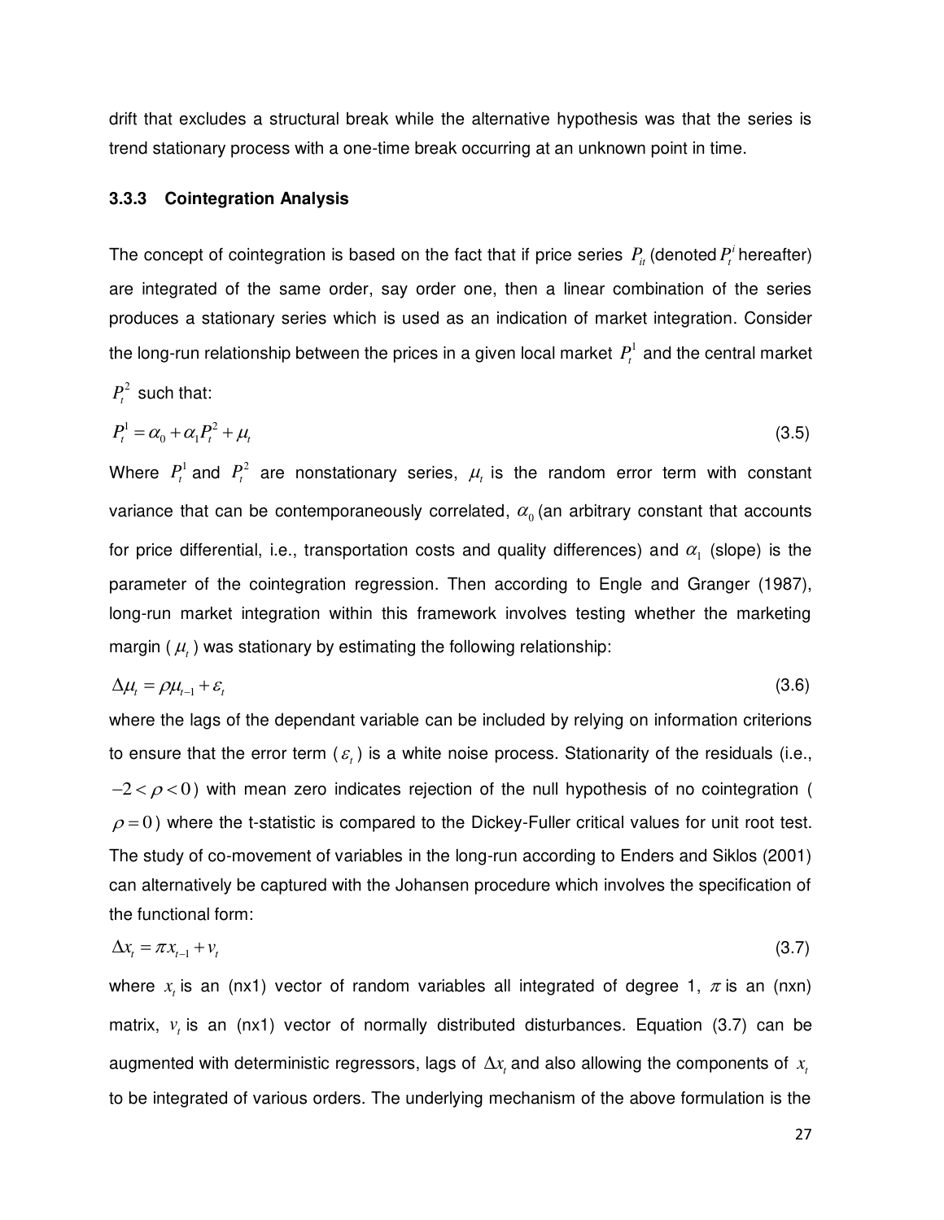drift that excludes a structural break while the alternative hypothesis was that the series is trend stationary process with a one-time break occurring at an unknown point in time.

### 3.3.3 Cointegration Analysis

The concept of cointegration is based on the fact that if price series $P_{it}$ (denoted $P_t^i$ hereafter) are integrated of the same order, say order one, then a linear combination of the series produces a stationary series which is used as an indication of market integration. Consider the long-run relationship between the prices in a given local market $P_t^1$ and the central market $P_t^2$ such that:

$$P_t^1 = \alpha_0 + \alpha_1 P_t^2 + \mu_t \tag{3.5}$$

Where $P_t^1$ and $P_t^2$ are nonstationary series, $\mu_t$ is the random error term with constant variance that can be contemporaneously correlated, $\alpha_0$ (an arbitrary constant that accounts for price differential, i.e., transportation costs and quality differences) and $\alpha_1$ (slope) is the parameter of the cointegration regression. Then according to Engle and Granger (1987), long-run market integration within this framework involves testing whether the marketing margin ( $\mu_t$ ) was stationary by estimating the following relationship:

$$\Delta \mu_t = \rho \mu_{t-1} + \varepsilon_t \tag{3.6}$$

where the lags of the dependant variable can be included by relying on information criterions to ensure that the error term ( $\varepsilon_t$ ) is a white noise process. Stationarity of the residuals (i.e., $-2 < \rho < 0$ ) with mean zero indicates rejection of the null hypothesis of no cointegration ( $\rho = 0$ ) where the t-statistic is compared to the Dickey-Fuller critical values for unit root test. The study of co-movement of variables in the long-run according to Enders and Siklos (2001) can alternatively be captured with the Johansen procedure which involves the specification of the functional form:

$$\Delta x_t = \pi x_{t-1} + v_t \tag{3.7}$$

where $x_t$ is an (nx1) vector of random variables all integrated of degree 1, $\pi$ is an (nxn) matrix, $v_t$ is an (nx1) vector of normally distributed disturbances. Equation (3.7) can be augmented with deterministic regressors, lags of $\Delta x_t$ and also allowing the components of $x_t$ to be integrated of various orders. The underlying mechanism of the above formulation is the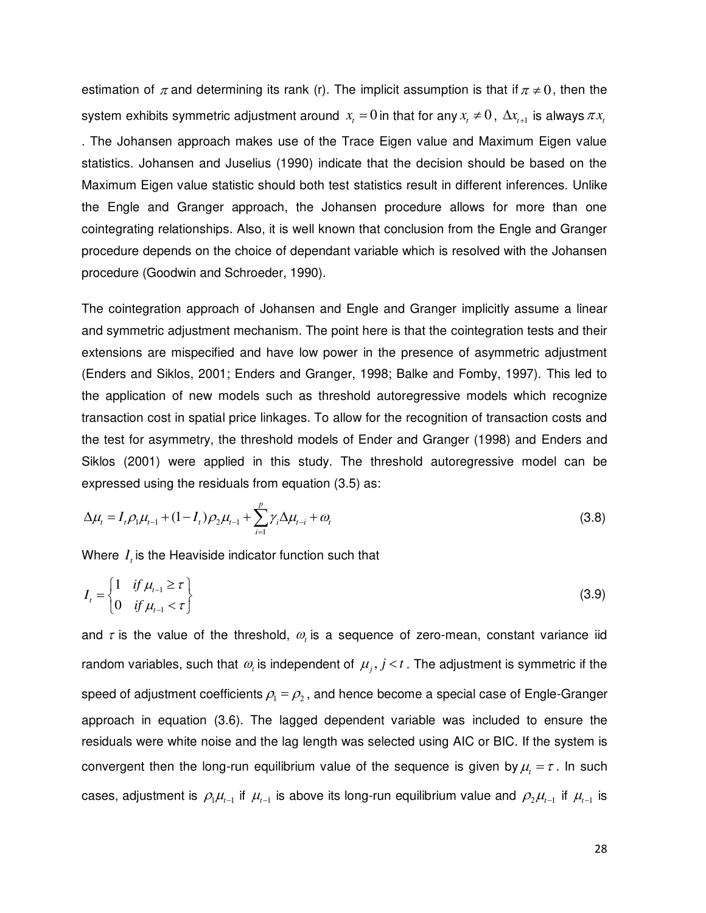estimation of $\pi$ and determining its rank (r). The implicit assumption is that if $\pi \neq 0$, then the system exhibits symmetric adjustment around $x_t = 0$ in that for any $x_t \neq 0$, $\Delta x_{t+1}$ is always $\pi x_t$. The Johansen approach makes use of the Trace Eigen value and Maximum Eigen value statistics. Johansen and Juselius (1990) indicate that the decision should be based on the Maximum Eigen value statistic should both test statistics result in different inferences. Unlike the Engle and Granger approach, the Johansen procedure allows for more than one cointegrating relationships. Also, it is well known that conclusion from the Engle and Granger procedure depends on the choice of dependant variable which is resolved with the Johansen procedure (Goodwin and Schroeder, 1990).

The cointegration approach of Johansen and Engle and Granger implicitly assume a linear and symmetric adjustment mechanism. The point here is that the cointegration tests and their extensions are mispecified and have low power in the presence of asymmetric adjustment (Enders and Siklos, 2001; Enders and Granger, 1998; Balke and Fomby, 1997). This led to the application of new models such as threshold autoregressive models which recognize transaction cost in spatial price linkages. To allow for the recognition of transaction costs and the test for asymmetry, the threshold models of Ender and Granger (1998) and Enders and Siklos (2001) were applied in this study. The threshold autoregressive model can be expressed using the residuals from equation (3.5) as:

$$\Delta \mu_t = I_t \rho_1 \mu_{t-1} + (1 - I_t)\rho_2 \mu_{t-1} + \sum_{i=1}^{p} \gamma_i \Delta \mu_{t-i} + \omega_t \tag{3.8}$$

Where $I_t$ is the Heaviside indicator function such that

$$I_t = \begin{Bmatrix} 1 & if\, \mu_{t-1} \geq \tau \\ 0 & if\, \mu_{t-1} < \tau \end{Bmatrix} \tag{3.9}$$

and $\tau$ is the value of the threshold, $\omega_t$ is a sequence of zero-mean, constant variance iid random variables, such that $\omega_t$ is independent of $\mu_j, j < t$. The adjustment is symmetric if the speed of adjustment coefficients $\rho_1 = \rho_2$, and hence become a special case of Engle-Granger approach in equation (3.6). The lagged dependent variable was included to ensure the residuals were white noise and the lag length was selected using AIC or BIC. If the system is convergent then the long-run equilibrium value of the sequence is given by $\mu_t = \tau$. In such cases, adjustment is $\rho_1 \mu_{t-1}$ if $\mu_{t-1}$ is above its long-run equilibrium value and $\rho_2 \mu_{t-1}$ if $\mu_{t-1}$ is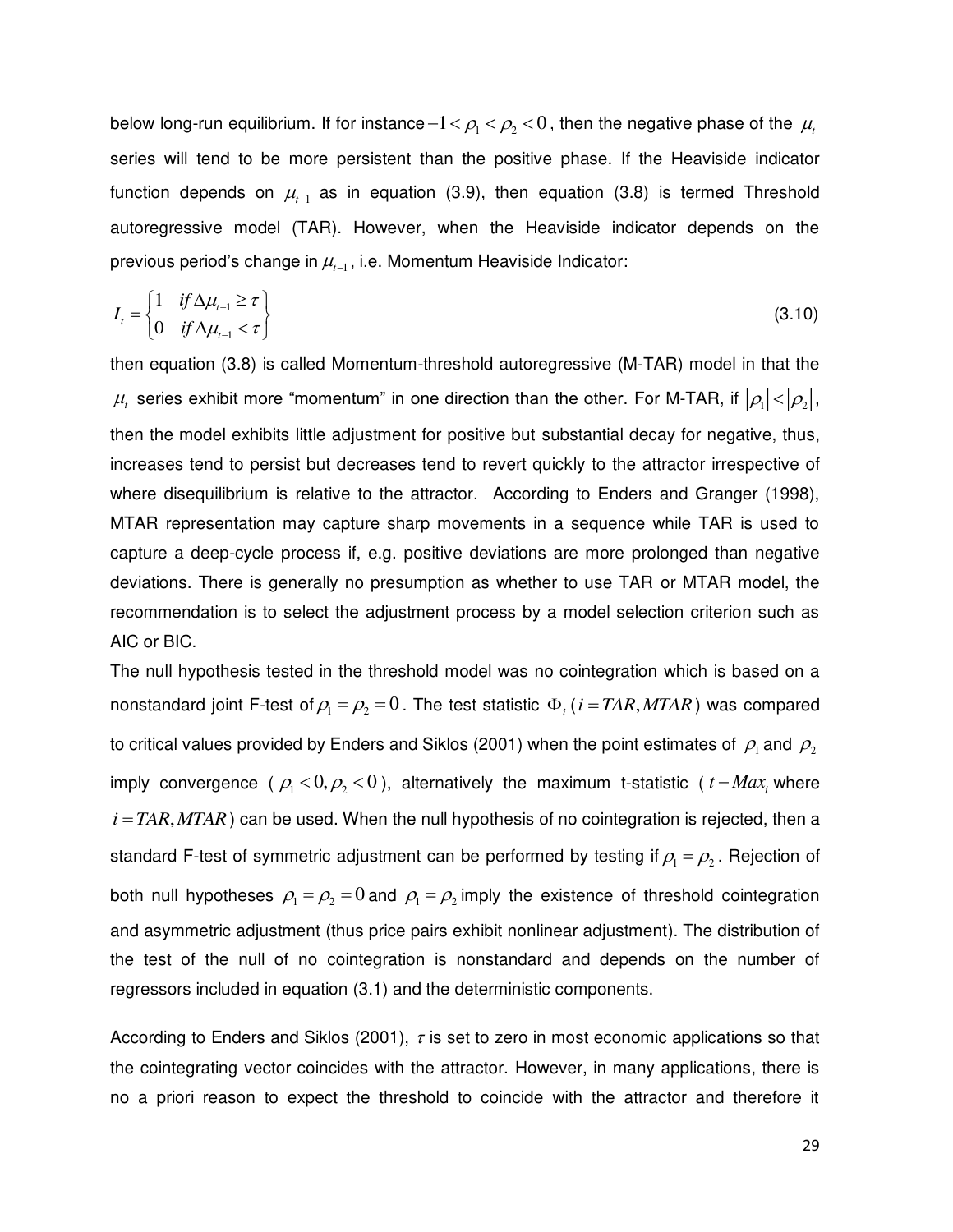below long-run equilibrium. If for instance $-1 < \rho_1 < \rho_2 < 0$, then the negative phase of the $\mu_t$ series will tend to be more persistent than the positive phase. If the Heaviside indicator function depends on $\mu_{t-1}$ as in equation (3.9), then equation (3.8) is termed Threshold autoregressive model (TAR). However, when the Heaviside indicator depends on the previous period's change in $\mu_{t-1}$, i.e. Momentum Heaviside Indicator:

$$I_t = \begin{cases} 1 & if\ \Delta\mu_{t-1} \geq \tau \\ 0 & if\ \Delta\mu_{t-1} < \tau \end{cases} \tag{3.10}$$

then equation (3.8) is called Momentum-threshold autoregressive (M-TAR) model in that the $\mu_t$ series exhibit more "momentum" in one direction than the other. For M-TAR, if $|\rho_1| < |\rho_2|$, then the model exhibits little adjustment for positive but substantial decay for negative, thus, increases tend to persist but decreases tend to revert quickly to the attractor irrespective of where disequilibrium is relative to the attractor. According to Enders and Granger (1998), MTAR representation may capture sharp movements in a sequence while TAR is used to capture a deep-cycle process if, e.g. positive deviations are more prolonged than negative deviations. There is generally no presumption as whether to use TAR or MTAR model, the recommendation is to select the adjustment process by a model selection criterion such as AIC or BIC.

The null hypothesis tested in the threshold model was no cointegration which is based on a nonstandard joint F-test of $\rho_1 = \rho_2 = 0$. The test statistic $\Phi_i$ ($i = TAR, MTAR$) was compared to critical values provided by Enders and Siklos (2001) when the point estimates of $\rho_1$ and $\rho_2$ imply convergence ($\rho_1 < 0, \rho_2 < 0$), alternatively the maximum t-statistic ($t-Max_i$ where $i = TAR, MTAR$) can be used. When the null hypothesis of no cointegration is rejected, then a standard F-test of symmetric adjustment can be performed by testing if $\rho_1 = \rho_2$. Rejection of both null hypotheses $\rho_1 = \rho_2 = 0$ and $\rho_1 = \rho_2$ imply the existence of threshold cointegration and asymmetric adjustment (thus price pairs exhibit nonlinear adjustment). The distribution of the test of the null of no cointegration is nonstandard and depends on the number of regressors included in equation (3.1) and the deterministic components.

According to Enders and Siklos (2001), $\tau$ is set to zero in most economic applications so that the cointegrating vector coincides with the attractor. However, in many applications, there is no a priori reason to expect the threshold to coincide with the attractor and therefore it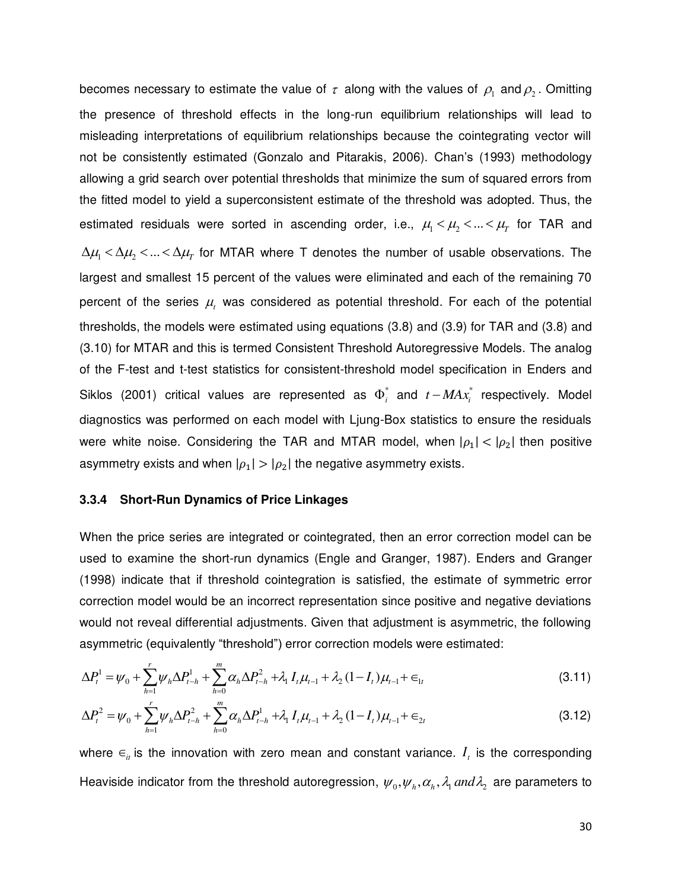becomes necessary to estimate the value of $\tau$ along with the values of $\rho_1$ and $\rho_2$. Omitting the presence of threshold effects in the long-run equilibrium relationships will lead to misleading interpretations of equilibrium relationships because the cointegrating vector will not be consistently estimated (Gonzalo and Pitarakis, 2006). Chan's (1993) methodology allowing a grid search over potential thresholds that minimize the sum of squared errors from the fitted model to yield a superconsistent estimate of the threshold was adopted. Thus, the estimated residuals were sorted in ascending order, i.e., $\mu_1 < \mu_2 < ... < \mu_T$ for TAR and $\Delta\mu_1 < \Delta\mu_2 < ... < \Delta\mu_T$ for MTAR where T denotes the number of usable observations. The largest and smallest 15 percent of the values were eliminated and each of the remaining 70 percent of the series $\mu_t$ was considered as potential threshold. For each of the potential thresholds, the models were estimated using equations (3.8) and (3.9) for TAR and (3.8) and (3.10) for MTAR and this is termed Consistent Threshold Autoregressive Models. The analog of the F-test and t-test statistics for consistent-threshold model specification in Enders and Siklos (2001) critical values are represented as $\Phi_i^*$ and $t-MAx_i^*$ respectively. Model diagnostics was performed on each model with Ljung-Box statistics to ensure the residuals were white noise. Considering the TAR and MTAR model, when $|\rho_1| < |\rho_2|$ then positive asymmetry exists and when $|\rho_1| > |\rho_2|$ the negative asymmetry exists.

### 3.3.4 Short-Run Dynamics of Price Linkages

When the price series are integrated or cointegrated, then an error correction model can be used to examine the short-run dynamics (Engle and Granger, 1987). Enders and Granger (1998) indicate that if threshold cointegration is satisfied, the estimate of symmetric error correction model would be an incorrect representation since positive and negative deviations would not reveal differential adjustments. Given that adjustment is asymmetric, the following asymmetric (equivalently "threshold") error correction models were estimated:

$$\Delta P_t^1 = \psi_0 + \sum_{h=1}^{r} \psi_h \Delta P_{t-h}^1 + \sum_{h=0}^{m} \alpha_h \Delta P_{t-h}^2 + \lambda_1 I_t \mu_{t-1} + \lambda_2 (1 - I_t) \mu_{t-1} + \in_{1t} \tag{3.11}$$

$$\Delta P_t^2 = \psi_0 + \sum_{h=1}^{r} \psi_h \Delta P_{t-h}^2 + \sum_{h=0}^{m} \alpha_h \Delta P_{t-h}^1 + \lambda_1 I_t \mu_{t-1} + \lambda_2 (1 - I_t) \mu_{t-1} + \in_{2t} \tag{3.12}$$

where $\in_{it}$ is the innovation with zero mean and constant variance. $I_t$ is the corresponding Heaviside indicator from the threshold autoregression, $\psi_0, \psi_h, \alpha_h, \lambda_1$ and $\lambda_2$ are parameters to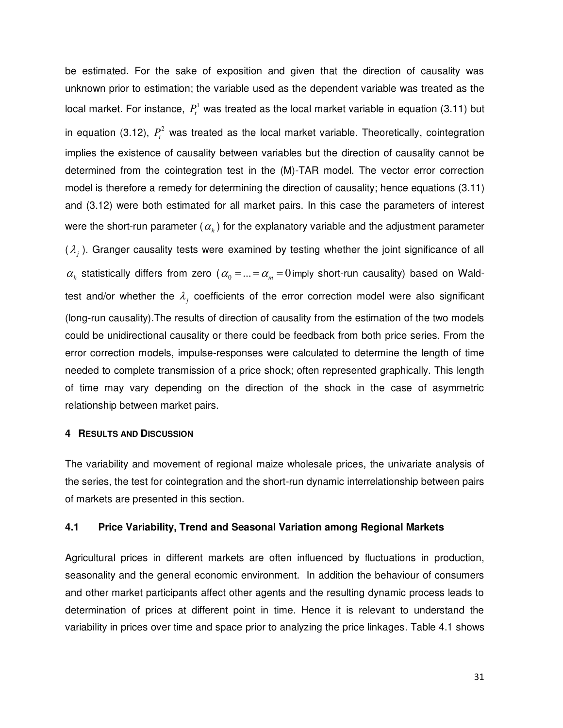be estimated. For the sake of exposition and given that the direction of causality was unknown prior to estimation; the variable used as the dependent variable was treated as the local market. For instance, $P_t^1$ was treated as the local market variable in equation (3.11) but in equation (3.12), $P_t^2$ was treated as the local market variable. Theoretically, cointegration implies the existence of causality between variables but the direction of causality cannot be determined from the cointegration test in the (M)-TAR model. The vector error correction model is therefore a remedy for determining the direction of causality; hence equations (3.11) and (3.12) were both estimated for all market pairs. In this case the parameters of interest were the short-run parameter ($\alpha_h$) for the explanatory variable and the adjustment parameter ($\lambda_j$). Granger causality tests were examined by testing whether the joint significance of all $\alpha_h$ statistically differs from zero ($\alpha_0 = ... = \alpha_m = 0$ imply short-run causality) based on Wald-test and/or whether the $\lambda_j$ coefficients of the error correction model were also significant (long-run causality).The results of direction of causality from the estimation of the two models could be unidirectional causality or there could be feedback from both price series. From the error correction models, impulse-responses were calculated to determine the length of time needed to complete transmission of a price shock; often represented graphically. This length of time may vary depending on the direction of the shock in the case of asymmetric relationship between market pairs.

# 4 RESULTS AND DISCUSSION

The variability and movement of regional maize wholesale prices, the univariate analysis of the series, the test for cointegration and the short-run dynamic interrelationship between pairs of markets are presented in this section.

## 4.1 Price Variability, Trend and Seasonal Variation among Regional Markets

Agricultural prices in different markets are often influenced by fluctuations in production, seasonality and the general economic environment. In addition the behaviour of consumers and other market participants affect other agents and the resulting dynamic process leads to determination of prices at different point in time. Hence it is relevant to understand the variability in prices over time and space prior to analyzing the price linkages. Table 4.1 shows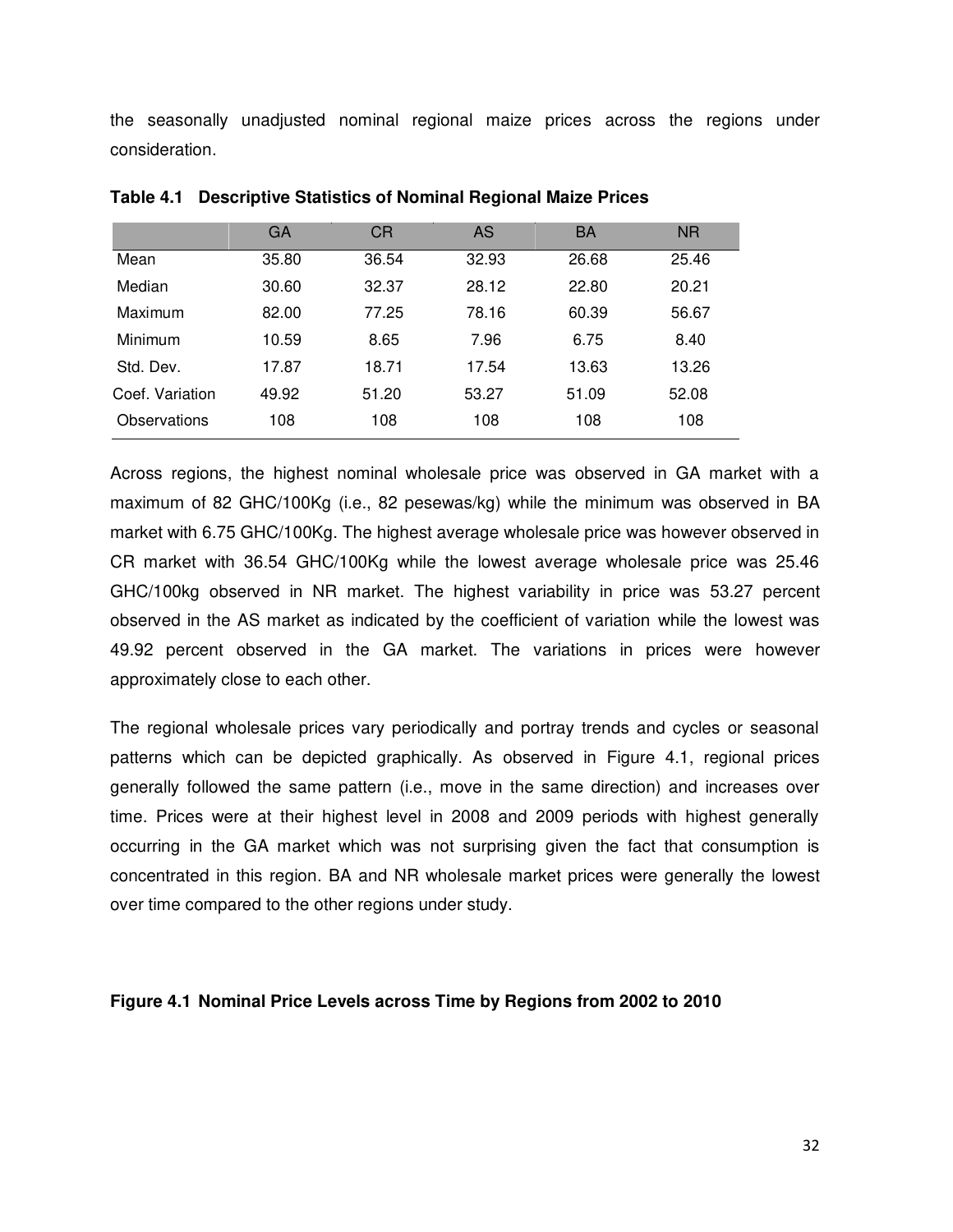the seasonally unadjusted nominal regional maize prices across the regions under consideration.

**Table 4.1 Descriptive Statistics of Nominal Regional Maize Prices**

| | GA | CR | AS | BA | NR |
|---|---|---|---|---|---|
| Mean | 35.80 | 36.54 | 32.93 | 26.68 | 25.46 |
| Median | 30.60 | 32.37 | 28.12 | 22.80 | 20.21 |
| Maximum | 82.00 | 77.25 | 78.16 | 60.39 | 56.67 |
| Minimum | 10.59 | 8.65 | 7.96 | 6.75 | 8.40 |
| Std. Dev. | 17.87 | 18.71 | 17.54 | 13.63 | 13.26 |
| Coef. Variation | 49.92 | 51.20 | 53.27 | 51.09 | 52.08 |
| Observations | 108 | 108 | 108 | 108 | 108 |

Across regions, the highest nominal wholesale price was observed in GA market with a maximum of 82 GHC/100Kg (i.e., 82 pesewas/kg) while the minimum was observed in BA market with 6.75 GHC/100Kg. The highest average wholesale price was however observed in CR market with 36.54 GHC/100Kg while the lowest average wholesale price was 25.46 GHC/100kg observed in NR market. The highest variability in price was 53.27 percent observed in the AS market as indicated by the coefficient of variation while the lowest was 49.92 percent observed in the GA market. The variations in prices were however approximately close to each other.

The regional wholesale prices vary periodically and portray trends and cycles or seasonal patterns which can be depicted graphically. As observed in Figure 4.1, regional prices generally followed the same pattern (i.e., move in the same direction) and increases over time. Prices were at their highest level in 2008 and 2009 periods with highest generally occurring in the GA market which was not surprising given the fact that consumption is concentrated in this region. BA and NR wholesale market prices were generally the lowest over time compared to the other regions under study.

**Figure 4.1 Nominal Price Levels across Time by Regions from 2002 to 2010**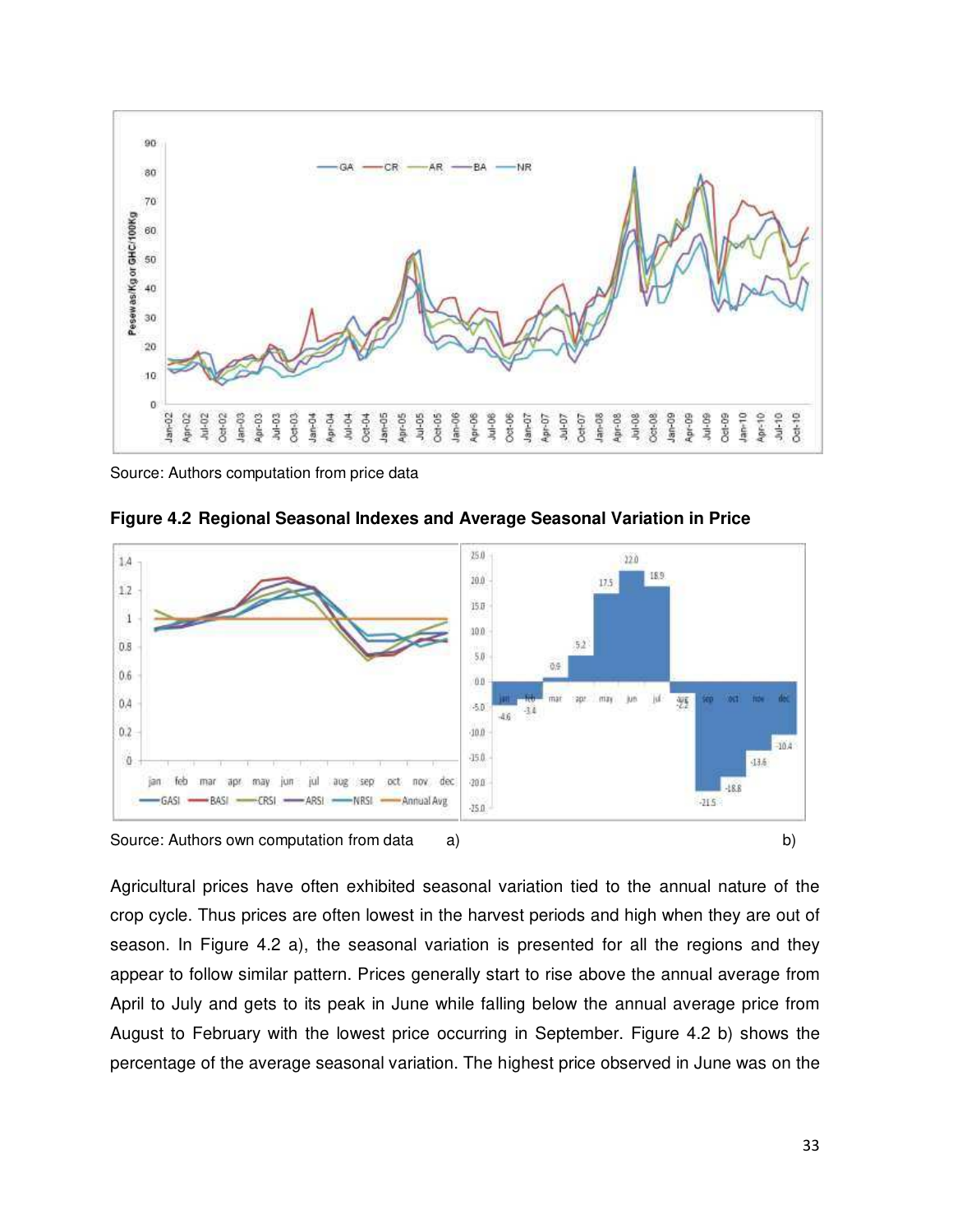Source: Authors computation from price data

**Figure 4.2 Regional Seasonal Indexes and Average Seasonal Variation in Price**

Source: Authors own computation from data a) b)

Agricultural prices have often exhibited seasonal variation tied to the annual nature of the crop cycle. Thus prices are often lowest in the harvest periods and high when they are out of season. In Figure 4.2 a), the seasonal variation is presented for all the regions and they appear to follow similar pattern. Prices generally start to rise above the annual average from April to July and gets to its peak in June while falling below the annual average price from August to February with the lowest price occurring in September. Figure 4.2 b) shows the percentage of the average seasonal variation. The highest price observed in June was on the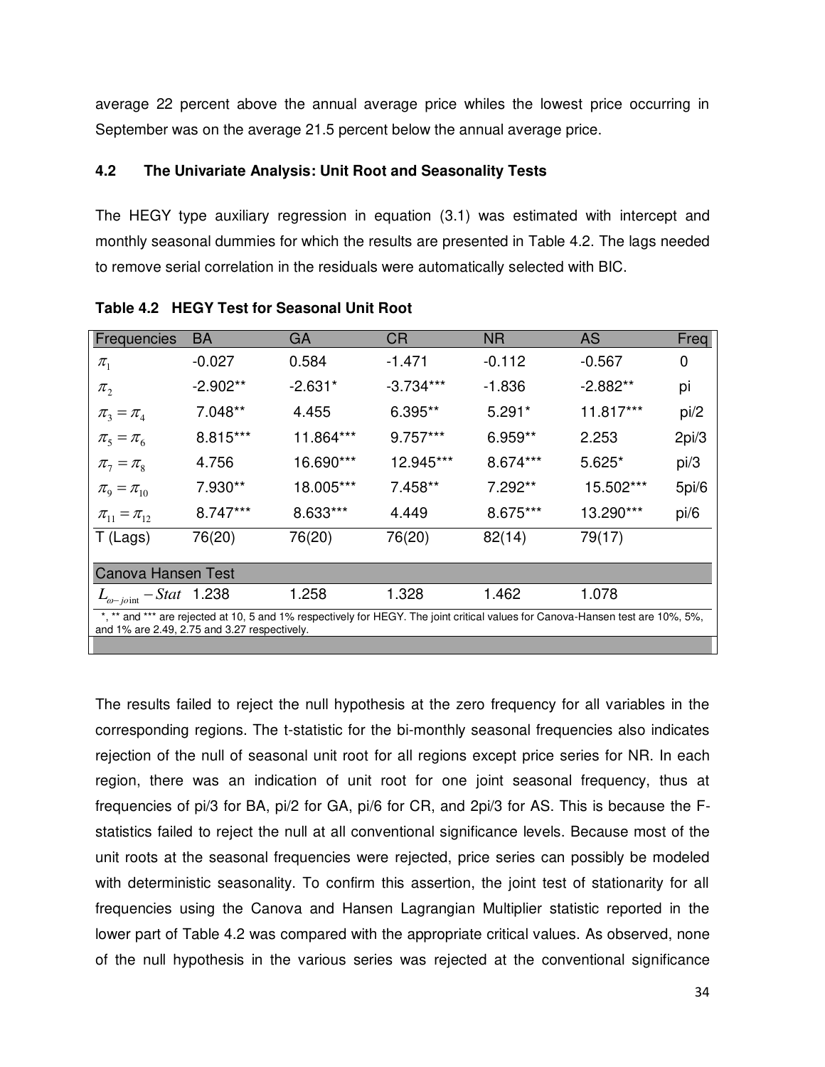average 22 percent above the annual average price whiles the lowest price occurring in September was on the average 21.5 percent below the annual average price.

### 4.2 The Univariate Analysis: Unit Root and Seasonality Tests

The HEGY type auxiliary regression in equation (3.1) was estimated with intercept and monthly seasonal dummies for which the results are presented in Table 4.2. The lags needed to remove serial correlation in the residuals were automatically selected with BIC.

**Table 4.2 HEGY Test for Seasonal Unit Root**

| Frequencies | BA | GA | CR | NR | AS | Freq |
|---|---|---|---|---|---|---|
| $\pi_1$ | -0.027 | 0.584 | -1.471 | -0.112 | -0.567 | 0 |
| $\pi_2$ | -2.902** | -2.631* | -3.734*** | -1.836 | -2.882** | pi |
| $\pi_3 = \pi_4$ | 7.048** | 4.455 | 6.395** | 5.291* | 11.817*** | pi/2 |
| $\pi_5 = \pi_6$ | 8.815*** | 11.864*** | 9.757*** | 6.959** | 2.253 | 2pi/3 |
| $\pi_7 = \pi_8$ | 4.756 | 16.690*** | 12.945*** | 8.674*** | 5.625* | pi/3 |
| $\pi_9 = \pi_{10}$ | 7.930** | 18.005*** | 7.458** | 7.292** | 15.502*** | 5pi/6 |
| $\pi_{11} = \pi_{12}$ | 8.747*** | 8.633*** | 4.449 | 8.675*** | 13.290*** | pi/6 |
| T (Lags) | 76(20) | 76(20) | 76(20) | 82(14) | 79(17) | |
| **Canova Hansen Test** | | | | | | |
| $L_{\omega-joint} - Stat$ | 1.238 | 1.258 | 1.328 | 1.462 | 1.078 | |

*, ** and *** are rejected at 10, 5 and 1% respectively for HEGY. The joint critical values for Canova-Hansen test are 10%, 5%, and 1% are 2.49, 2.75 and 3.27 respectively.

The results failed to reject the null hypothesis at the zero frequency for all variables in the corresponding regions. The t-statistic for the bi-monthly seasonal frequencies also indicates rejection of the null of seasonal unit root for all regions except price series for NR. In each region, there was an indication of unit root for one joint seasonal frequency, thus at frequencies of pi/3 for BA, pi/2 for GA, pi/6 for CR, and 2pi/3 for AS. This is because the F-statistics failed to reject the null at all conventional significance levels. Because most of the unit roots at the seasonal frequencies were rejected, price series can possibly be modeled with deterministic seasonality. To confirm this assertion, the joint test of stationarity for all frequencies using the Canova and Hansen Lagrangian Multiplier statistic reported in the lower part of Table 4.2 was compared with the appropriate critical values. As observed, none of the null hypothesis in the various series was rejected at the conventional significance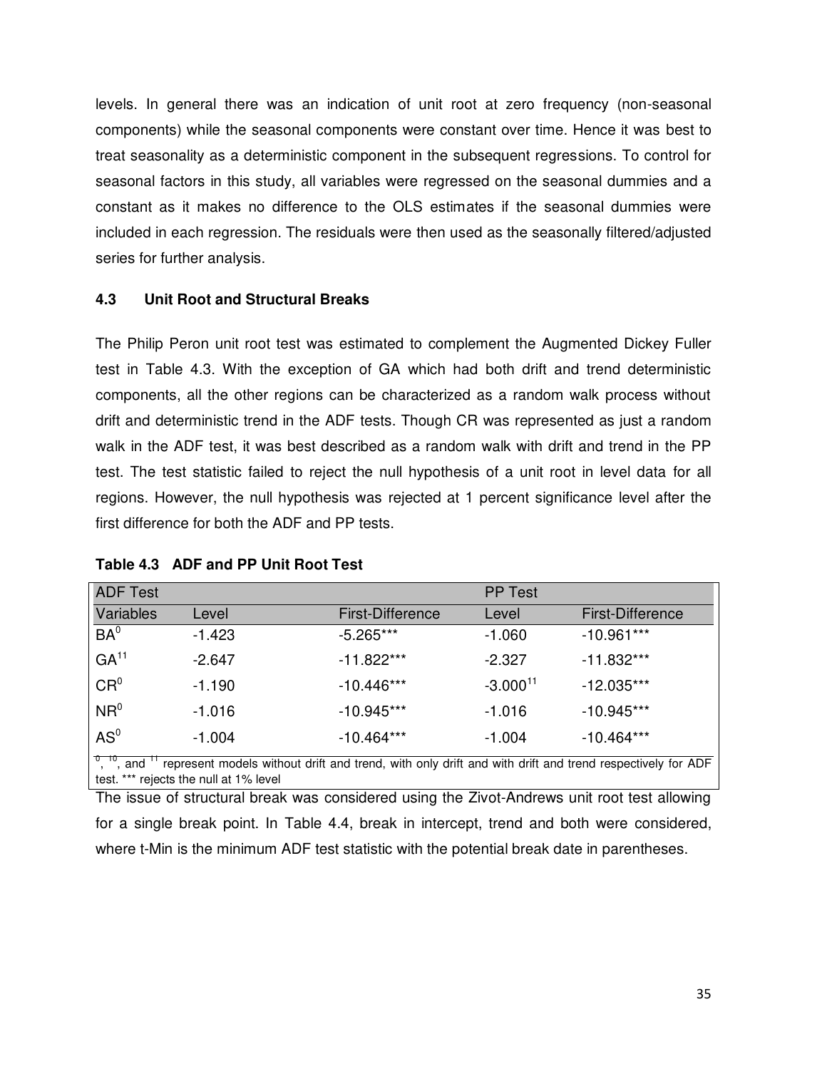levels. In general there was an indication of unit root at zero frequency (non-seasonal components) while the seasonal components were constant over time. Hence it was best to treat seasonality as a deterministic component in the subsequent regressions. To control for seasonal factors in this study, all variables were regressed on the seasonal dummies and a constant as it makes no difference to the OLS estimates if the seasonal dummies were included in each regression. The residuals were then used as the seasonally filtered/adjusted series for further analysis.

### 4.3 Unit Root and Structural Breaks

The Philip Peron unit root test was estimated to complement the Augmented Dickey Fuller test in Table 4.3. With the exception of GA which had both drift and trend deterministic components, all the other regions can be characterized as a random walk process without drift and deterministic trend in the ADF tests. Though CR was represented as just a random walk in the ADF test, it was best described as a random walk with drift and trend in the PP test. The test statistic failed to reject the null hypothesis of a unit root in level data for all regions. However, the null hypothesis was rejected at 1 percent significance level after the first difference for both the ADF and PP tests.

**Table 4.3 ADF and PP Unit Root Test**

| ADF Test | | | PP Test | |
|---|---|---|---|---|
| Variables | Level | First-Difference | Level | First-Difference |
| $BA^{0}$ | -1.423 | -5.265*** | -1.060 | -10.961*** |
| $GA^{11}$ | -2.647 | -11.822*** | -2.327 | -11.832*** |
| $CR^{0}$ | -1.190 | -10.446*** | $-3.000^{11}$ | -12.035*** |
| $NR^{0}$ | -1.016 | -10.945*** | -1.016 | -10.945*** |
| $AS^{0}$ | -1.004 | -10.464*** | -1.004 | -10.464*** |

$^{0}$, $^{10}$, and $^{11}$ represent models without drift and trend, with only drift and with drift and trend respectively for ADF test. *** rejects the null at 1% level

The issue of structural break was considered using the Zivot-Andrews unit root test allowing for a single break point. In Table 4.4, break in intercept, trend and both were considered, where t-Min is the minimum ADF test statistic with the potential break date in parentheses.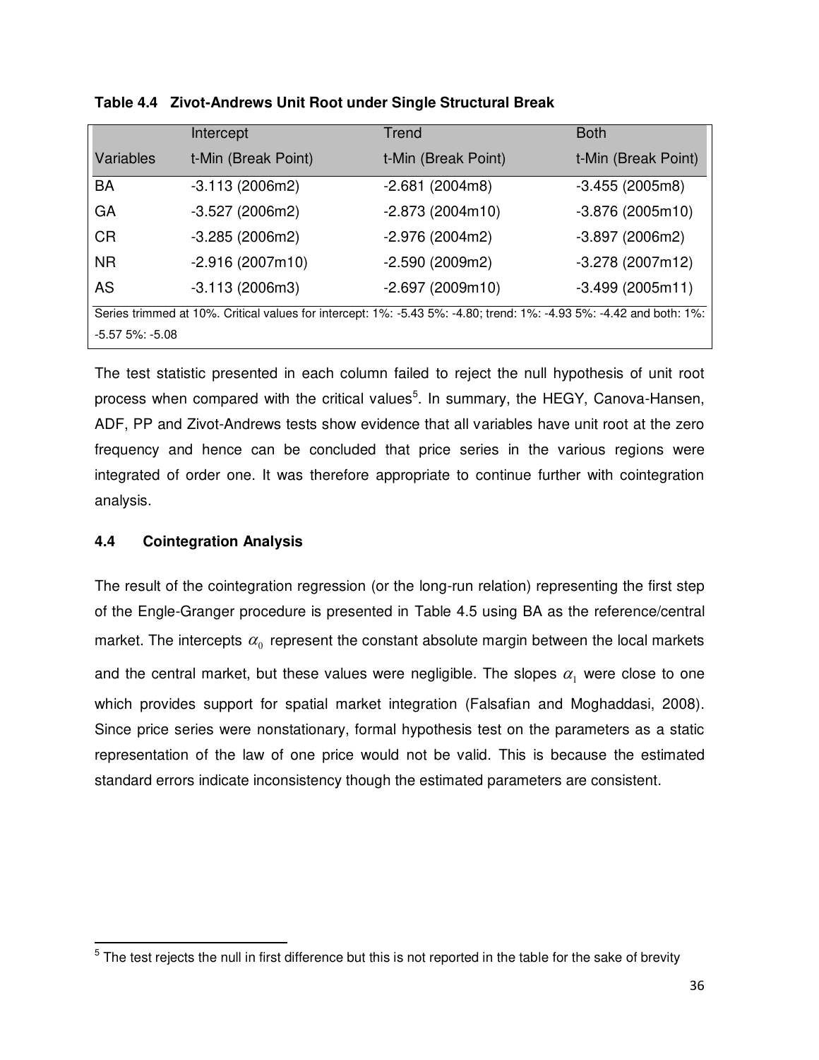**Table 4.4 Zivot-Andrews Unit Root under Single Structural Break**

| | Intercept | Trend | Both |
|---|---|---|---|
| Variables | t-Min (Break Point) | t-Min (Break Point) | t-Min (Break Point) |
| BA | -3.113 (2006m2) | -2.681 (2004m8) | -3.455 (2005m8) |
| GA | -3.527 (2006m2) | -2.873 (2004m10) | -3.876 (2005m10) |
| CR | -3.285 (2006m2) | -2.976 (2004m2) | -3.897 (2006m2) |
| NR | -2.916 (2007m10) | -2.590 (2009m2) | -3.278 (2007m12) |
| AS | -3.113 (2006m3) | -2.697 (2009m10) | -3.499 (2005m11) |

Series trimmed at 10%. Critical values for intercept: 1%: -5.43 5%: -4.80; trend: 1%: -4.93 5%: -4.42 and both: 1%: -5.57 5%: -5.08

The test statistic presented in each column failed to reject the null hypothesis of unit root process when compared with the critical values[5]. In summary, the HEGY, Canova-Hansen, ADF, PP and Zivot-Andrews tests show evidence that all variables have unit root at the zero frequency and hence can be concluded that price series in the various regions were integrated of order one. It was therefore appropriate to continue further with cointegration analysis.

## 4.4 Cointegration Analysis

The result of the cointegration regression (or the long-run relation) representing the first step of the Engle-Granger procedure is presented in Table 4.5 using BA as the reference/central market. The intercepts $\alpha_0$ represent the constant absolute margin between the local markets and the central market, but these values were negligible. The slopes $\alpha_1$ were close to one which provides support for spatial market integration (Falsafian and Moghaddasi, 2008). Since price series were nonstationary, formal hypothesis test on the parameters as a static representation of the law of one price would not be valid. This is because the estimated standard errors indicate inconsistency though the estimated parameters are consistent.

[5] The test rejects the null in first difference but this is not reported in the table for the sake of brevity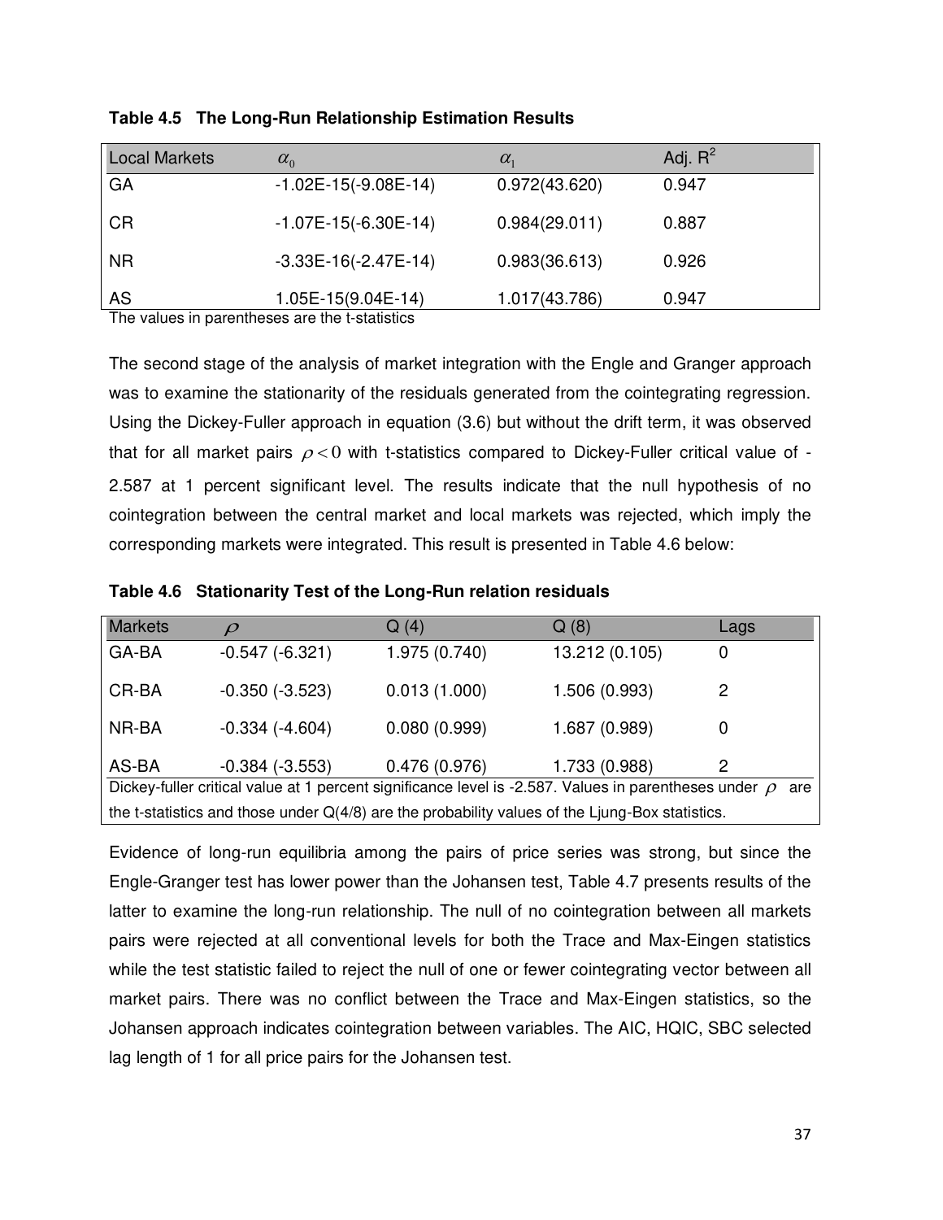**Table 4.5 The Long-Run Relationship Estimation Results**

| Local Markets | $\alpha_0$ | $\alpha_1$ | Adj. $R^2$ |
|---|---|---|---|
| GA | -1.02E-15(-9.08E-14) | 0.972(43.620) | 0.947 |
| CR | -1.07E-15(-6.30E-14) | 0.984(29.011) | 0.887 |
| NR | -3.33E-16(-2.47E-14) | 0.983(36.613) | 0.926 |
| AS | 1.05E-15(9.04E-14) | 1.017(43.786) | 0.947 |

The values in parentheses are the t-statistics

The second stage of the analysis of market integration with the Engle and Granger approach was to examine the stationarity of the residuals generated from the cointegrating regression. Using the Dickey-Fuller approach in equation (3.6) but without the drift term, it was observed that for all market pairs $\rho < 0$ with t-statistics compared to Dickey-Fuller critical value of -2.587 at 1 percent significant level. The results indicate that the null hypothesis of no cointegration between the central market and local markets was rejected, which imply the corresponding markets were integrated. This result is presented in Table 4.6 below:

**Table 4.6 Stationarity Test of the Long-Run relation residuals**

| Markets | $\rho$ | Q (4) | Q (8) | Lags |
|---|---|---|---|---|
| GA-BA | -0.547 (-6.321) | 1.975 (0.740) | 13.212 (0.105) | 0 |
| CR-BA | -0.350 (-3.523) | 0.013 (1.000) | 1.506 (0.993) | 2 |
| NR-BA | -0.334 (-4.604) | 0.080 (0.999) | 1.687 (0.989) | 0 |
| AS-BA | -0.384 (-3.553) | 0.476 (0.976) | 1.733 (0.988) | 2 |

Dickey-fuller critical value at 1 percent significance level is -2.587. Values in parentheses under $\rho$ are the t-statistics and those under Q(4/8) are the probability values of the Ljung-Box statistics.

Evidence of long-run equilibria among the pairs of price series was strong, but since the Engle-Granger test has lower power than the Johansen test, Table 4.7 presents results of the latter to examine the long-run relationship. The null of no cointegration between all markets pairs were rejected at all conventional levels for both the Trace and Max-Eingen statistics while the test statistic failed to reject the null of one or fewer cointegrating vector between all market pairs. There was no conflict between the Trace and Max-Eingen statistics, so the Johansen approach indicates cointegration between variables. The AIC, HQIC, SBC selected lag length of 1 for all price pairs for the Johansen test.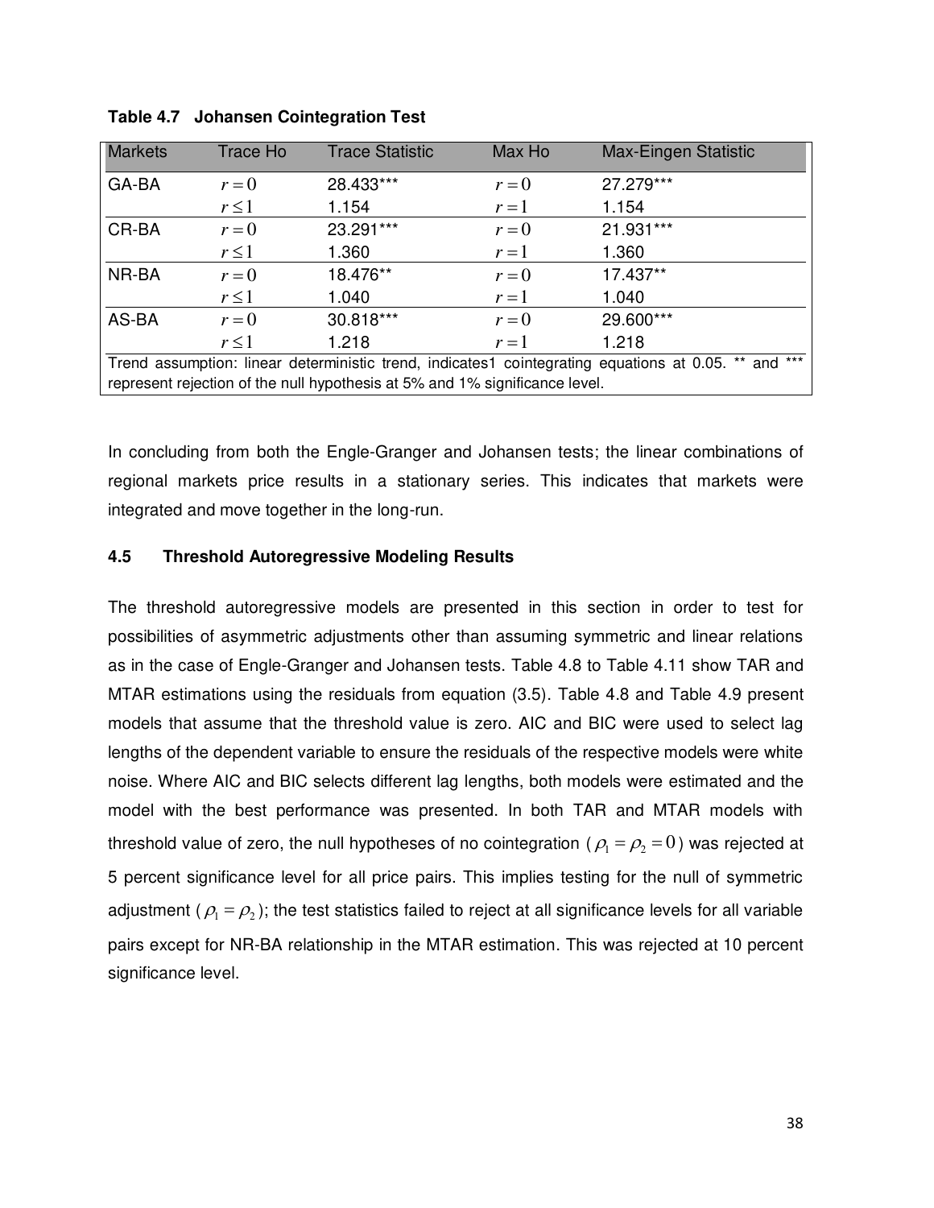**Table 4.7 Johansen Cointegration Test**

| Markets | Trace Ho | Trace Statistic | Max Ho | Max-Eingen Statistic |
|---|---|---|---|---|
| GA-BA | $r = 0$ | 28.433*** | $r = 0$ | 27.279*** |
| | $r \leq 1$ | 1.154 | $r = 1$ | 1.154 |
| CR-BA | $r = 0$ | 23.291*** | $r = 0$ | 21.931*** |
| | $r \leq 1$ | 1.360 | $r = 1$ | 1.360 |
| NR-BA | $r = 0$ | 18.476** | $r = 0$ | 17.437** |
| | $r \leq 1$ | 1.040 | $r = 1$ | 1.040 |
| AS-BA | $r = 0$ | 30.818*** | $r = 0$ | 29.600*** |
| | $r \leq 1$ | 1.218 | $r = 1$ | 1.218 |

Trend assumption: linear deterministic trend, indicates1 cointegrating equations at 0.05. ** and *** represent rejection of the null hypothesis at 5% and 1% significance level.

In concluding from both the Engle-Granger and Johansen tests; the linear combinations of regional markets price results in a stationary series. This indicates that markets were integrated and move together in the long-run.

## 4.5 Threshold Autoregressive Modeling Results

The threshold autoregressive models are presented in this section in order to test for possibilities of asymmetric adjustments other than assuming symmetric and linear relations as in the case of Engle-Granger and Johansen tests. Table 4.8 to Table 4.11 show TAR and MTAR estimations using the residuals from equation (3.5). Table 4.8 and Table 4.9 present models that assume that the threshold value is zero. AIC and BIC were used to select lag lengths of the dependent variable to ensure the residuals of the respective models were white noise. Where AIC and BIC selects different lag lengths, both models were estimated and the model with the best performance was presented. In both TAR and MTAR models with threshold value of zero, the null hypotheses of no cointegration ($\rho_1 = \rho_2 = 0$) was rejected at 5 percent significance level for all price pairs. This implies testing for the null of symmetric adjustment ($\rho_1 = \rho_2$); the test statistics failed to reject at all significance levels for all variable pairs except for NR-BA relationship in the MTAR estimation. This was rejected at 10 percent significance level.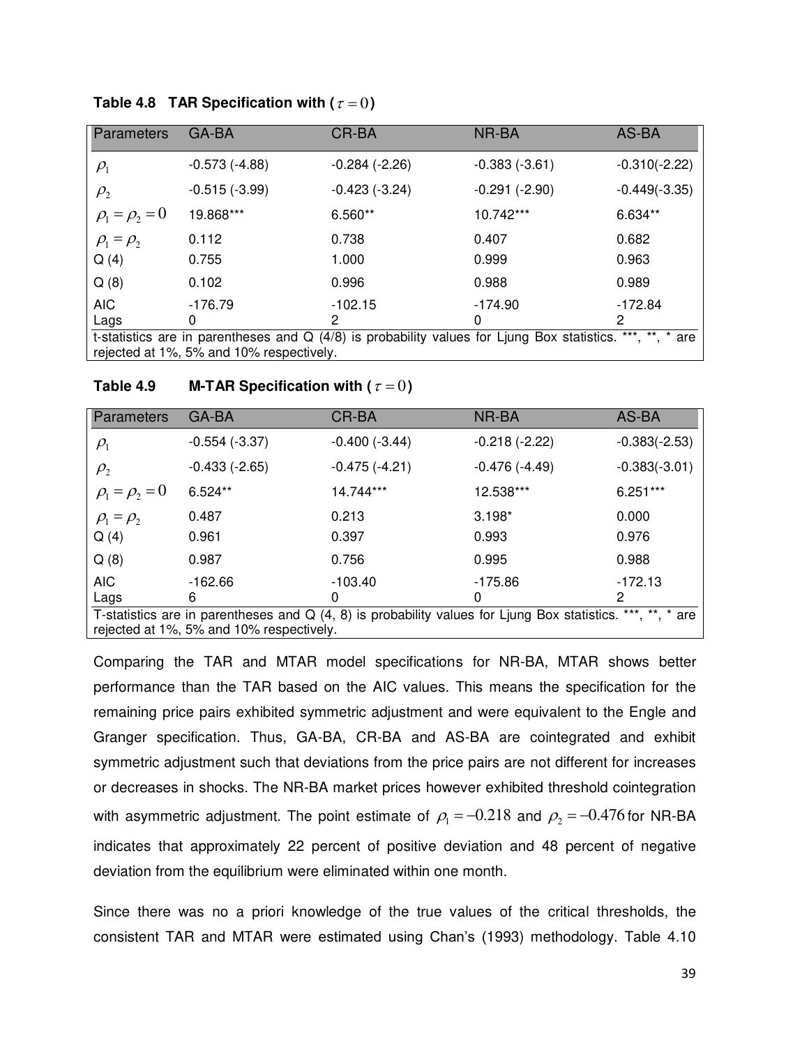**Table 4.8 TAR Specification with ($\tau = 0$)**

| Parameters | GA-BA | CR-BA | NR-BA | AS-BA |
|---|---|---|---|---|
| $\rho_1$ | -0.573 (-4.88) | -0.284 (-2.26) | -0.383 (-3.61) | -0.310(-2.22) |
| $\rho_2$ | -0.515 (-3.99) | -0.423 (-3.24) | -0.291 (-2.90) | -0.449(-3.35) |
| $\rho_1 = \rho_2 = 0$ | 19.868*** | 6.560** | 10.742*** | 6.634** |
| $\rho_1 = \rho_2$ | 0.112 | 0.738 | 0.407 | 0.682 |
| Q (4) | 0.755 | 1.000 | 0.999 | 0.963 |
| Q (8) | 0.102 | 0.996 | 0.988 | 0.989 |
| AIC | -176.79 | -102.15 | -174.90 | -172.84 |
| Lags | 0 | 2 | 0 | 2 |

t-statistics are in parentheses and Q (4/8) is probability values for Ljung Box statistics. ***, **, * are rejected at 1%, 5% and 10% respectively.

**Table 4.9 M-TAR Specification with ($\tau = 0$)**

| Parameters | GA-BA | CR-BA | NR-BA | AS-BA |
|---|---|---|---|---|
| $\rho_1$ | -0.554 (-3.37) | -0.400 (-3.44) | -0.218 (-2.22) | -0.383(-2.53) |
| $\rho_2$ | -0.433 (-2.65) | -0.475 (-4.21) | -0.476 (-4.49) | -0.383(-3.01) |
| $\rho_1 = \rho_2 = 0$ | 6.524** | 14.744*** | 12.538*** | 6.251*** |
| $\rho_1 = \rho_2$ | 0.487 | 0.213 | 3.198* | 0.000 |
| Q (4) | 0.961 | 0.397 | 0.993 | 0.976 |
| Q (8) | 0.987 | 0.756 | 0.995 | 0.988 |
| AIC | -162.66 | -103.40 | -175.86 | -172.13 |
| Lags | 6 | 0 | 0 | 2 |

T-statistics are in parentheses and Q (4, 8) is probability values for Ljung Box statistics. ***, **, * are rejected at 1%, 5% and 10% respectively.

Comparing the TAR and MTAR model specifications for NR-BA, MTAR shows better performance than the TAR based on the AIC values. This means the specification for the remaining price pairs exhibited symmetric adjustment and were equivalent to the Engle and Granger specification. Thus, GA-BA, CR-BA and AS-BA are cointegrated and exhibit symmetric adjustment such that deviations from the price pairs are not different for increases or decreases in shocks. The NR-BA market prices however exhibited threshold cointegration with asymmetric adjustment. The point estimate of $\rho_1 = -0.218$ and $\rho_2 = -0.476$ for NR-BA indicates that approximately 22 percent of positive deviation and 48 percent of negative deviation from the equilibrium were eliminated within one month.

Since there was no a priori knowledge of the true values of the critical thresholds, the consistent TAR and MTAR were estimated using Chan's (1993) methodology. Table 4.10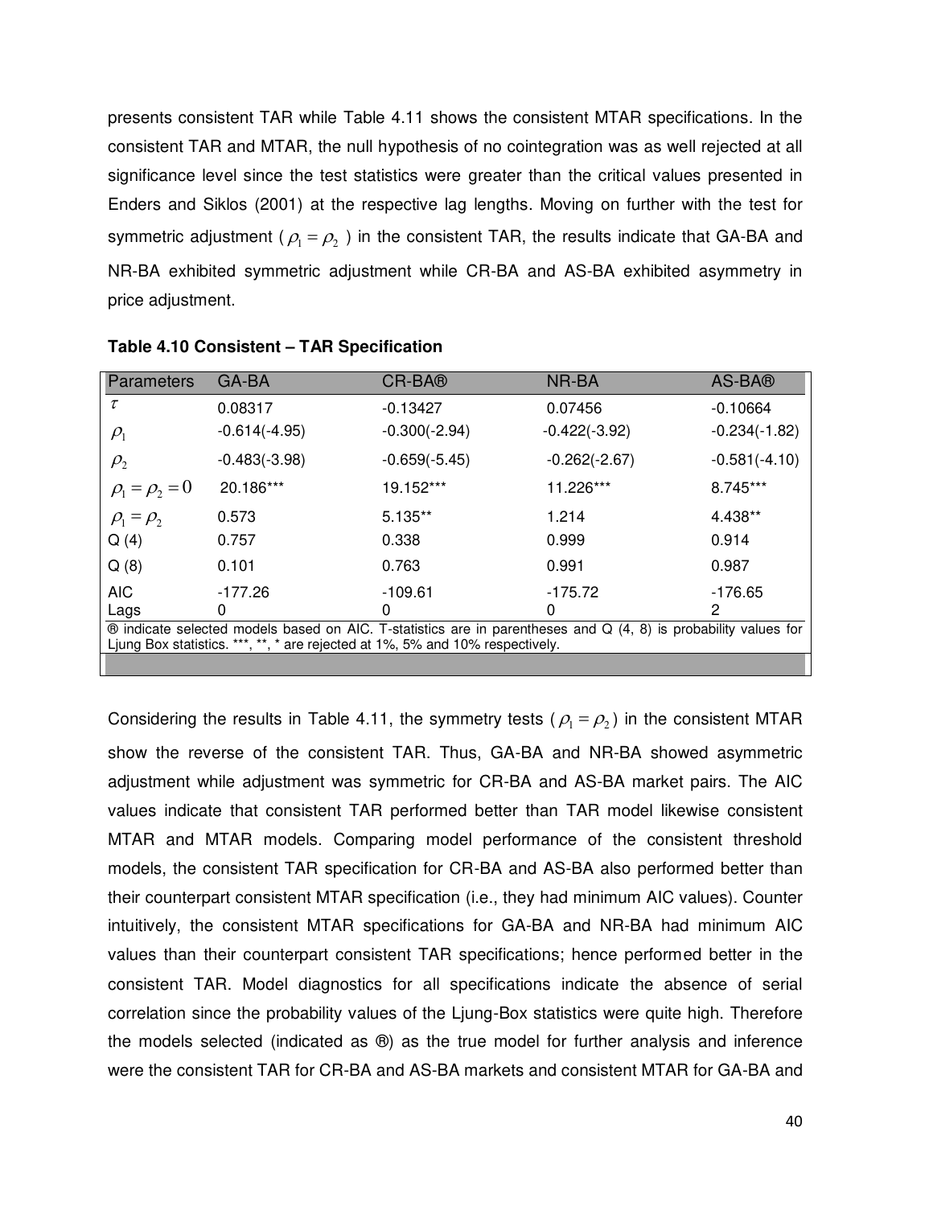presents consistent TAR while Table 4.11 shows the consistent MTAR specifications. In the consistent TAR and MTAR, the null hypothesis of no cointegration was as well rejected at all significance level since the test statistics were greater than the critical values presented in Enders and Siklos (2001) at the respective lag lengths. Moving on further with the test for symmetric adjustment ( $\rho_1 = \rho_2$ ) in the consistent TAR, the results indicate that GA-BA and NR-BA exhibited symmetric adjustment while CR-BA and AS-BA exhibited asymmetry in price adjustment.

**Table 4.10 Consistent – TAR Specification**

| Parameters | GA-BA | CR-BA® | NR-BA | AS-BA® |
|---|---|---|---|---|
| $\tau$ | 0.08317 | -0.13427 | 0.07456 | -0.10664 |
| $\rho_1$ | -0.614(-4.95) | -0.300(-2.94) | -0.422(-3.92) | -0.234(-1.82) |
| $\rho_2$ | -0.483(-3.98) | -0.659(-5.45) | -0.262(-2.67) | -0.581(-4.10) |
| $\rho_1 = \rho_2 = 0$ | 20.186*** | 19.152*** | 11.226*** | 8.745*** |
| $\rho_1 = \rho_2$ | 0.573 | 5.135** | 1.214 | 4.438** |
| Q (4) | 0.757 | 0.338 | 0.999 | 0.914 |
| Q (8) | 0.101 | 0.763 | 0.991 | 0.987 |
| AIC | -177.26 | -109.61 | -175.72 | -176.65 |
| Lags | 0 | 0 | 0 | 2 |

® indicate selected models based on AIC. T-statistics are in parentheses and Q (4, 8) is probability values for Ljung Box statistics. ***, **, * are rejected at 1%, 5% and 10% respectively.

Considering the results in Table 4.11, the symmetry tests ( $\rho_1 = \rho_2$ ) in the consistent MTAR show the reverse of the consistent TAR. Thus, GA-BA and NR-BA showed asymmetric adjustment while adjustment was symmetric for CR-BA and AS-BA market pairs. The AIC values indicate that consistent TAR performed better than TAR model likewise consistent MTAR and MTAR models. Comparing model performance of the consistent threshold models, the consistent TAR specification for CR-BA and AS-BA also performed better than their counterpart consistent MTAR specification (i.e., they had minimum AIC values). Counter intuitively, the consistent MTAR specifications for GA-BA and NR-BA had minimum AIC values than their counterpart consistent TAR specifications; hence performed better in the consistent TAR. Model diagnostics for all specifications indicate the absence of serial correlation since the probability values of the Ljung-Box statistics were quite high. Therefore the models selected (indicated as ®) as the true model for further analysis and inference were the consistent TAR for CR-BA and AS-BA markets and consistent MTAR for GA-BA and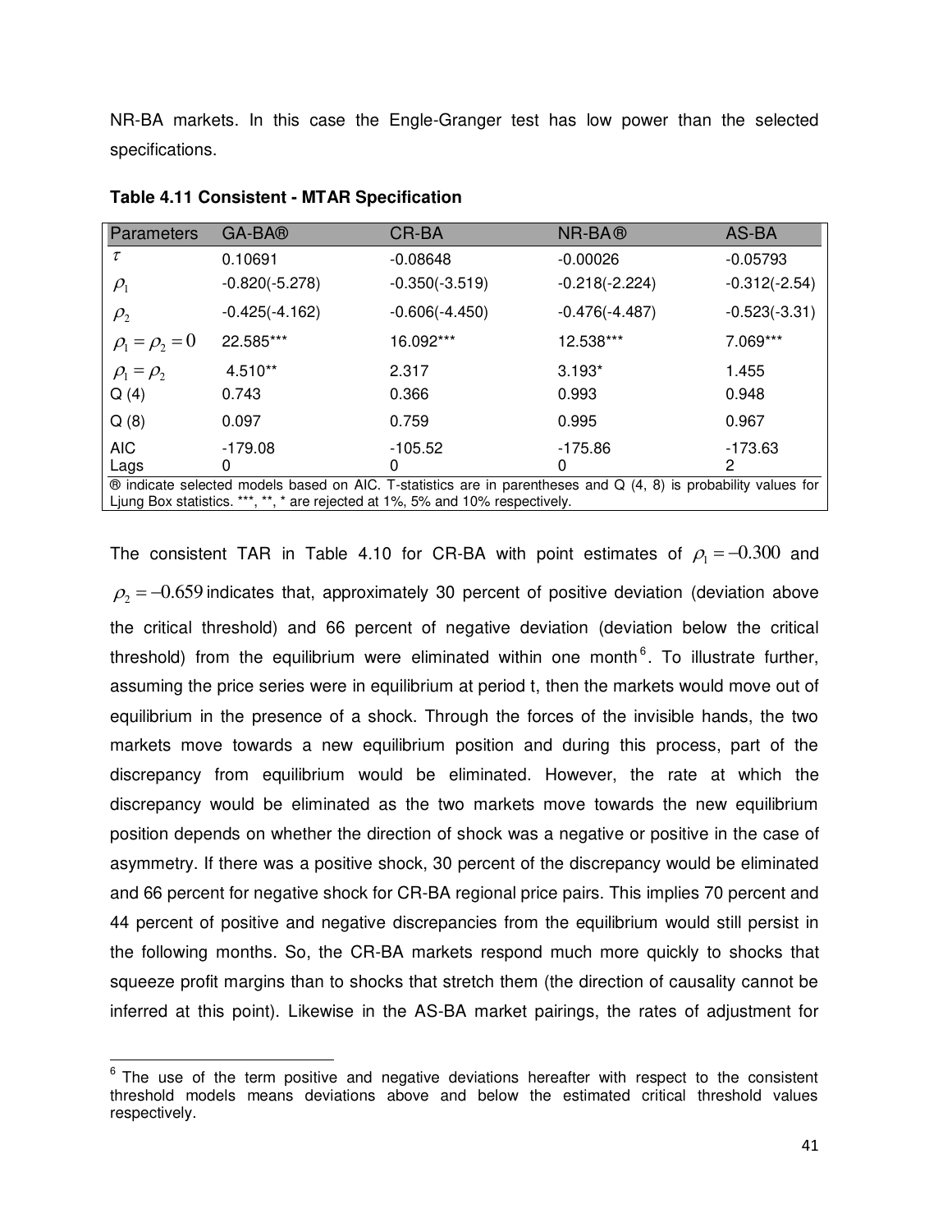NR-BA markets. In this case the Engle-Granger test has low power than the selected specifications.

**Table 4.11 Consistent - MTAR Specification**

| Parameters | GA-BA® | CR-BA | NR-BA® | AS-BA |
|---|---|---|---|---|
| $\tau$ | 0.10691 | -0.08648 | -0.00026 | -0.05793 |
| $\rho_1$ | -0.820(-5.278) | -0.350(-3.519) | -0.218(-2.224) | -0.312(-2.54) |
| $\rho_2$ | -0.425(-4.162) | -0.606(-4.450) | -0.476(-4.487) | -0.523(-3.31) |
| $\rho_1 = \rho_2 = 0$ | 22.585*** | 16.092*** | 12.538*** | 7.069*** |
| $\rho_1 = \rho_2$ | 4.510** | 2.317 | 3.193* | 1.455 |
| Q (4) | 0.743 | 0.366 | 0.993 | 0.948 |
| Q (8) | 0.097 | 0.759 | 0.995 | 0.967 |
| AIC | -179.08 | -105.52 | -175.86 | -173.63 |
| Lags | 0 | 0 | 0 | 2 |

® indicate selected models based on AIC. T-statistics are in parentheses and Q (4, 8) is probability values for Ljung Box statistics. ***, **, * are rejected at 1%, 5% and 10% respectively.

The consistent TAR in Table 4.10 for CR-BA with point estimates of $\rho_1 = -0.300$ and $\rho_2 = -0.659$ indicates that, approximately 30 percent of positive deviation (deviation above the critical threshold) and 66 percent of negative deviation (deviation below the critical threshold) from the equilibrium were eliminated within one month[6]. To illustrate further, assuming the price series were in equilibrium at period t, then the markets would move out of equilibrium in the presence of a shock. Through the forces of the invisible hands, the two markets move towards a new equilibrium position and during this process, part of the discrepancy from equilibrium would be eliminated. However, the rate at which the discrepancy would be eliminated as the two markets move towards the new equilibrium position depends on whether the direction of shock was a negative or positive in the case of asymmetry. If there was a positive shock, 30 percent of the discrepancy would be eliminated and 66 percent for negative shock for CR-BA regional price pairs. This implies 70 percent and 44 percent of positive and negative discrepancies from the equilibrium would still persist in the following months. So, the CR-BA markets respond much more quickly to shocks that squeeze profit margins than to shocks that stretch them (the direction of causality cannot be inferred at this point). Likewise in the AS-BA market pairings, the rates of adjustment for

[6] The use of the term positive and negative deviations hereafter with respect to the consistent threshold models means deviations above and below the estimated critical threshold values respectively.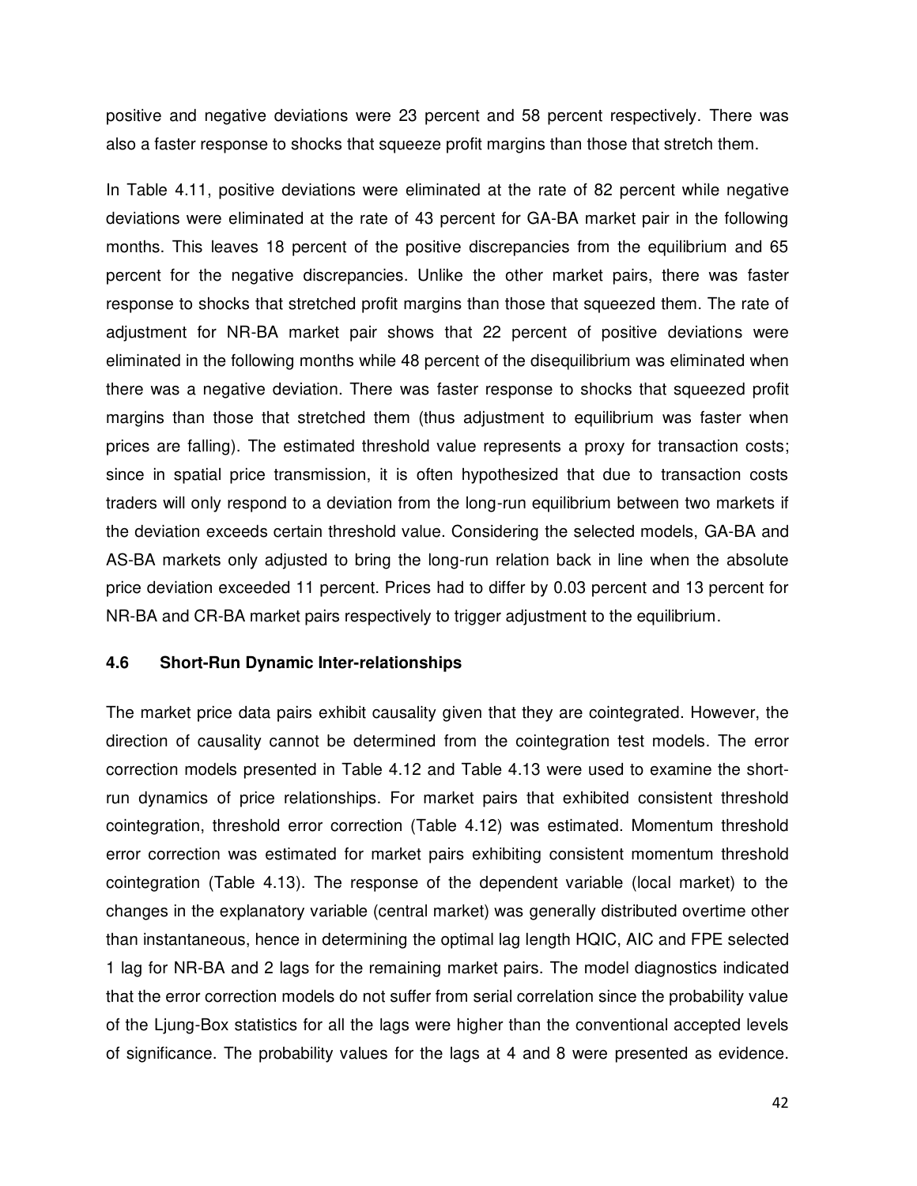positive and negative deviations were 23 percent and 58 percent respectively. There was also a faster response to shocks that squeeze profit margins than those that stretch them.

In Table 4.11, positive deviations were eliminated at the rate of 82 percent while negative deviations were eliminated at the rate of 43 percent for GA-BA market pair in the following months. This leaves 18 percent of the positive discrepancies from the equilibrium and 65 percent for the negative discrepancies. Unlike the other market pairs, there was faster response to shocks that stretched profit margins than those that squeezed them. The rate of adjustment for NR-BA market pair shows that 22 percent of positive deviations were eliminated in the following months while 48 percent of the disequilibrium was eliminated when there was a negative deviation. There was faster response to shocks that squeezed profit margins than those that stretched them (thus adjustment to equilibrium was faster when prices are falling). The estimated threshold value represents a proxy for transaction costs; since in spatial price transmission, it is often hypothesized that due to transaction costs traders will only respond to a deviation from the long-run equilibrium between two markets if the deviation exceeds certain threshold value. Considering the selected models, GA-BA and AS-BA markets only adjusted to bring the long-run relation back in line when the absolute price deviation exceeded 11 percent. Prices had to differ by 0.03 percent and 13 percent for NR-BA and CR-BA market pairs respectively to trigger adjustment to the equilibrium.

### 4.6 Short-Run Dynamic Inter-relationships

The market price data pairs exhibit causality given that they are cointegrated. However, the direction of causality cannot be determined from the cointegration test models. The error correction models presented in Table 4.12 and Table 4.13 were used to examine the short-run dynamics of price relationships. For market pairs that exhibited consistent threshold cointegration, threshold error correction (Table 4.12) was estimated. Momentum threshold error correction was estimated for market pairs exhibiting consistent momentum threshold cointegration (Table 4.13). The response of the dependent variable (local market) to the changes in the explanatory variable (central market) was generally distributed overtime other than instantaneous, hence in determining the optimal lag length HQIC, AIC and FPE selected 1 lag for NR-BA and 2 lags for the remaining market pairs. The model diagnostics indicated that the error correction models do not suffer from serial correlation since the probability value of the Ljung-Box statistics for all the lags were higher than the conventional accepted levels of significance. The probability values for the lags at 4 and 8 were presented as evidence.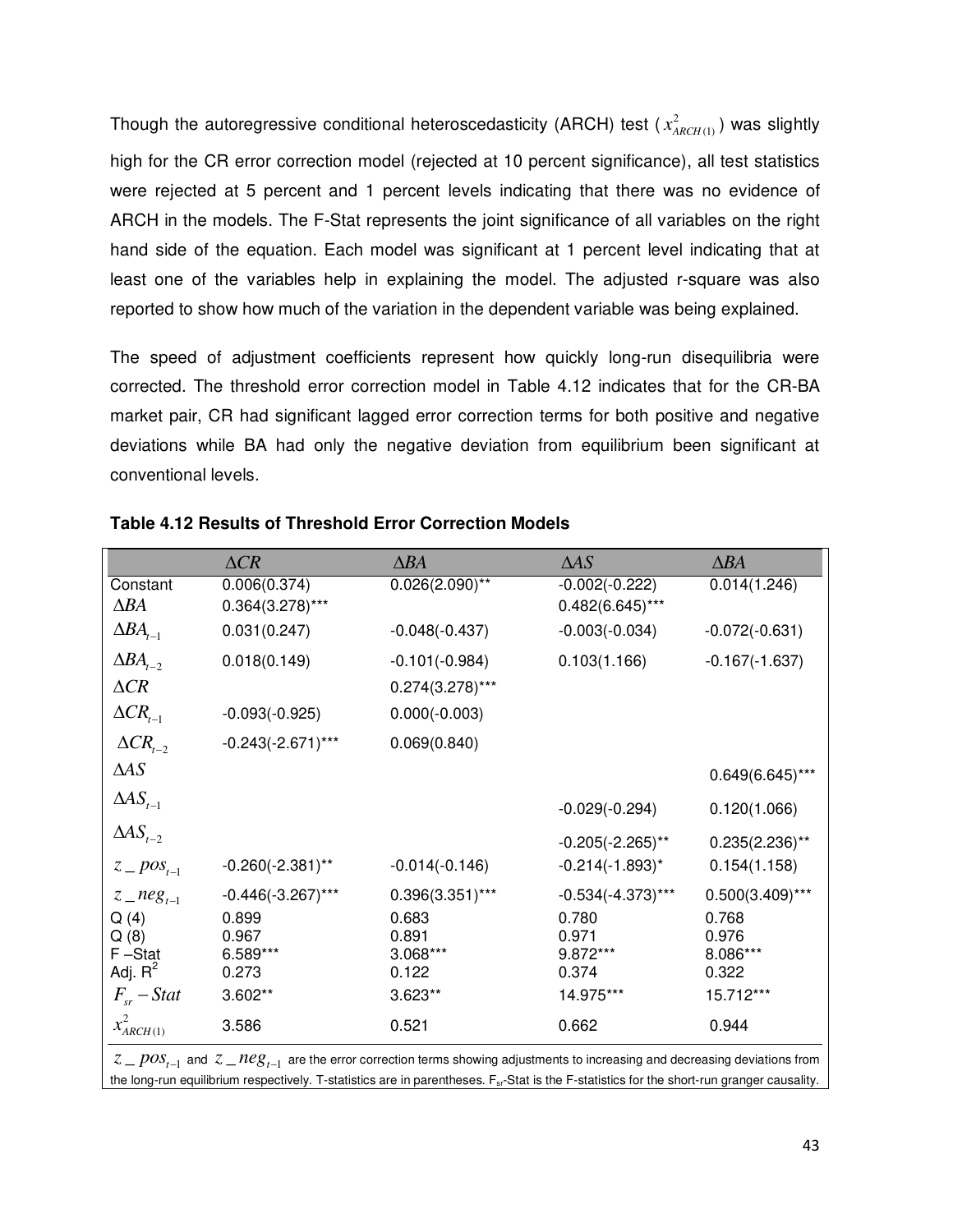Though the autoregressive conditional heteroscedasticity (ARCH) test ($x^2_{ARCH(1)}$) was slightly high for the CR error correction model (rejected at 10 percent significance), all test statistics were rejected at 5 percent and 1 percent levels indicating that there was no evidence of ARCH in the models. The F-Stat represents the joint significance of all variables on the right hand side of the equation. Each model was significant at 1 percent level indicating that at least one of the variables help in explaining the model. The adjusted r-square was also reported to show how much of the variation in the dependent variable was being explained.

The speed of adjustment coefficients represent how quickly long-run disequilibria were corrected. The threshold error correction model in Table 4.12 indicates that for the CR-BA market pair, CR had significant lagged error correction terms for both positive and negative deviations while BA had only the negative deviation from equilibrium been significant at conventional levels.

**Table 4.12 Results of Threshold Error Correction Models**

| | $\Delta CR$ | $\Delta BA$ | $\Delta AS$ | $\Delta BA$ |
|---|---|---|---|---|
| Constant | 0.006(0.374) | 0.026(2.090)** | -0.002(-0.222) | 0.014(1.246) |
| $\Delta BA$ | 0.364(3.278)*** | | 0.482(6.645)*** | |
| $\Delta BA_{t-1}$ | 0.031(0.247) | -0.048(-0.437) | -0.003(-0.034) | -0.072(-0.631) |
| $\Delta BA_{t-2}$ | 0.018(0.149) | -0.101(-0.984) | 0.103(1.166) | -0.167(-1.637) |
| $\Delta CR$ | | 0.274(3.278)*** | | |
| $\Delta CR_{t-1}$ | -0.093(-0.925) | 0.000(-0.003) | | |
| $\Delta CR_{t-2}$ | -0.243(-2.671)*** | 0.069(0.840) | | |
| $\Delta AS$ | | | | 0.649(6.645)*** |
| $\Delta AS_{t-1}$ | | | -0.029(-0.294) | 0.120(1.066) |
| $\Delta AS_{t-2}$ | | | -0.205(-2.265)** | 0.235(2.236)** |
| $z\_pos_{t-1}$ | -0.260(-2.381)** | -0.014(-0.146) | -0.214(-1.893)* | 0.154(1.158) |
| $z\_neg_{t-1}$ | -0.446(-3.267)*** | 0.396(3.351)*** | -0.534(-4.373)*** | 0.500(3.409)*** |
| Q (4) | 0.899 | 0.683 | 0.780 | 0.768 |
| Q (8) | 0.967 | 0.891 | 0.971 | 0.976 |
| F –Stat | 6.589*** | 3.068*** | 9.872*** | 8.086*** |
| Adj. $R^2$ | 0.273 | 0.122 | 0.374 | 0.322 |
| $F_{sr}-Stat$ | 3.602** | 3.623** | 14.975*** | 15.712*** |
| $x^2_{ARCH(1)}$ | 3.586 | 0.521 | 0.662 | 0.944 |

$z\_pos_{t-1}$ and $z\_neg_{t-1}$ are the error correction terms showing adjustments to increasing and decreasing deviations from the long-run equilibrium respectively. T-statistics are in parentheses. $F_{sr}$-Stat is the F-statistics for the short-run granger causality.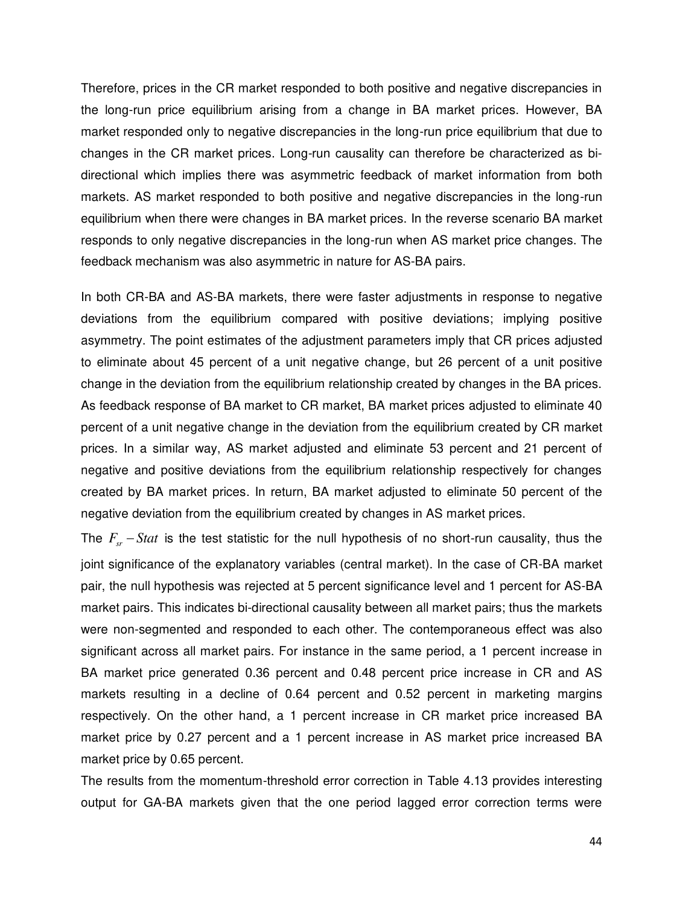Therefore, prices in the CR market responded to both positive and negative discrepancies in the long-run price equilibrium arising from a change in BA market prices. However, BA market responded only to negative discrepancies in the long-run price equilibrium that due to changes in the CR market prices. Long-run causality can therefore be characterized as bi-directional which implies there was asymmetric feedback of market information from both markets. AS market responded to both positive and negative discrepancies in the long-run equilibrium when there were changes in BA market prices. In the reverse scenario BA market responds to only negative discrepancies in the long-run when AS market price changes. The feedback mechanism was also asymmetric in nature for AS-BA pairs.

In both CR-BA and AS-BA markets, there were faster adjustments in response to negative deviations from the equilibrium compared with positive deviations; implying positive asymmetry. The point estimates of the adjustment parameters imply that CR prices adjusted to eliminate about 45 percent of a unit negative change, but 26 percent of a unit positive change in the deviation from the equilibrium relationship created by changes in the BA prices. As feedback response of BA market to CR market, BA market prices adjusted to eliminate 40 percent of a unit negative change in the deviation from the equilibrium created by CR market prices. In a similar way, AS market adjusted and eliminate 53 percent and 21 percent of negative and positive deviations from the equilibrium relationship respectively for changes created by BA market prices. In return, BA market adjusted to eliminate 50 percent of the negative deviation from the equilibrium created by changes in AS market prices.

The $F_{sr} - Stat$ is the test statistic for the null hypothesis of no short-run causality, thus the joint significance of the explanatory variables (central market). In the case of CR-BA market pair, the null hypothesis was rejected at 5 percent significance level and 1 percent for AS-BA market pairs. This indicates bi-directional causality between all market pairs; thus the markets were non-segmented and responded to each other. The contemporaneous effect was also significant across all market pairs. For instance in the same period, a 1 percent increase in BA market price generated 0.36 percent and 0.48 percent price increase in CR and AS markets resulting in a decline of 0.64 percent and 0.52 percent in marketing margins respectively. On the other hand, a 1 percent increase in CR market price increased BA market price by 0.27 percent and a 1 percent increase in AS market price increased BA market price by 0.65 percent.

The results from the momentum-threshold error correction in Table 4.13 provides interesting output for GA-BA markets given that the one period lagged error correction terms were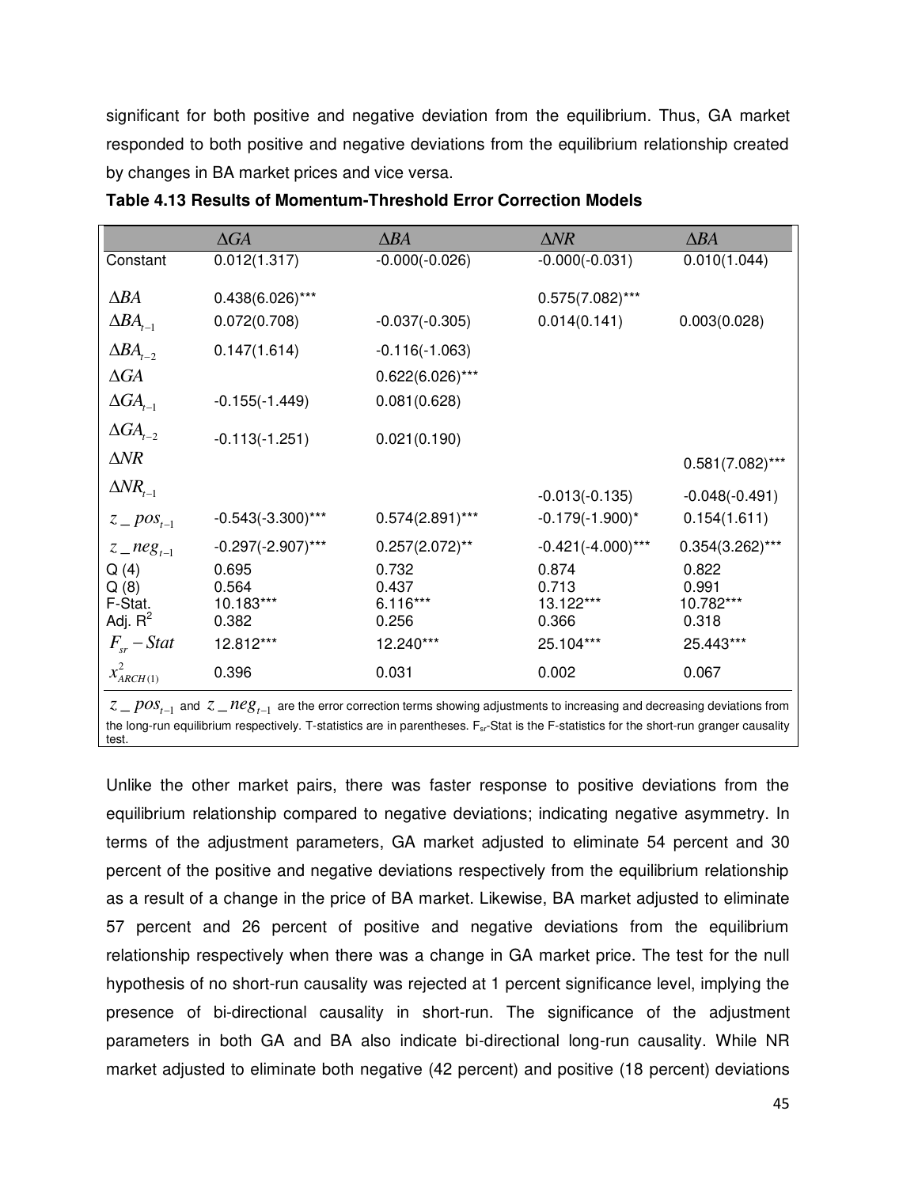significant for both positive and negative deviation from the equilibrium. Thus, GA market responded to both positive and negative deviations from the equilibrium relationship created by changes in BA market prices and vice versa.

**Table 4.13 Results of Momentum-Threshold Error Correction Models**

| | $\Delta GA$ | $\Delta BA$ | $\Delta NR$ | $\Delta BA$ |
|---|---|---|---|---|
| Constant | 0.012(1.317) | -0.000(-0.026) | -0.000(-0.031) | 0.010(1.044) |
| $\Delta BA$ | 0.438(6.026)*** | | 0.575(7.082)*** | |
| $\Delta BA_{t-1}$ | 0.072(0.708) | -0.037(-0.305) | 0.014(0.141) | 0.003(0.028) |
| $\Delta BA_{t-2}$ | 0.147(1.614) | -0.116(-1.063) | | |
| $\Delta GA$ | | 0.622(6.026)*** | | |
| $\Delta GA_{t-1}$ | -0.155(-1.449) | 0.081(0.628) | | |
| $\Delta GA_{t-2}$ | -0.113(-1.251) | 0.021(0.190) | | |
| $\Delta NR$ | | | | 0.581(7.082)*** |
| $\Delta NR_{t-1}$ | | | -0.013(-0.135) | -0.048(-0.491) |
| $z\_pos_{t-1}$ | -0.543(-3.300)*** | 0.574(2.891)*** | -0.179(-1.900)* | 0.154(1.611) |
| $z\_neg_{t-1}$ | -0.297(-2.907)*** | 0.257(2.072)** | -0.421(-4.000)*** | 0.354(3.262)*** |
| Q (4) | 0.695 | 0.732 | 0.874 | 0.822 |
| Q (8) | 0.564 | 0.437 | 0.713 | 0.991 |
| F-Stat. | 10.183*** | 6.116*** | 13.122*** | 10.782*** |
| Adj. $R^2$ | 0.382 | 0.256 | 0.366 | 0.318 |
| $F_{sr}-Stat$ | 12.812*** | 12.240*** | 25.104*** | 25.443*** |
| $x^2_{ARCH(1)}$ | 0.396 | 0.031 | 0.002 | 0.067 |

$z\_pos_{t-1}$ and $z\_neg_{t-1}$ are the error correction terms showing adjustments to increasing and decreasing deviations from the long-run equilibrium respectively. T-statistics are in parentheses. $F_{sr}$-Stat is the F-statistics for the short-run granger causality test.

Unlike the other market pairs, there was faster response to positive deviations from the equilibrium relationship compared to negative deviations; indicating negative asymmetry. In terms of the adjustment parameters, GA market adjusted to eliminate 54 percent and 30 percent of the positive and negative deviations respectively from the equilibrium relationship as a result of a change in the price of BA market. Likewise, BA market adjusted to eliminate 57 percent and 26 percent of positive and negative deviations from the equilibrium relationship respectively when there was a change in GA market price. The test for the null hypothesis of no short-run causality was rejected at 1 percent significance level, implying the presence of bi-directional causality in short-run. The significance of the adjustment parameters in both GA and BA also indicate bi-directional long-run causality. While NR market adjusted to eliminate both negative (42 percent) and positive (18 percent) deviations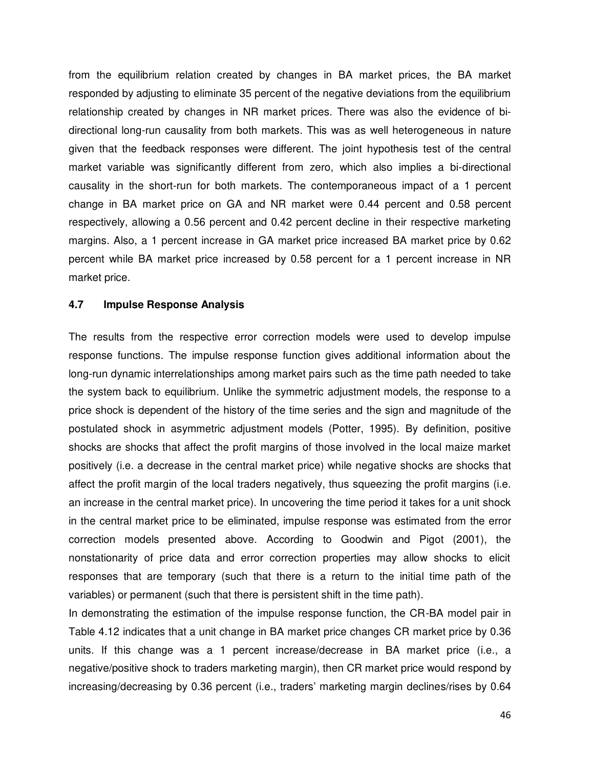from the equilibrium relation created by changes in BA market prices, the BA market responded by adjusting to eliminate 35 percent of the negative deviations from the equilibrium relationship created by changes in NR market prices. There was also the evidence of bi-directional long-run causality from both markets. This was as well heterogeneous in nature given that the feedback responses were different. The joint hypothesis test of the central market variable was significantly different from zero, which also implies a bi-directional causality in the short-run for both markets. The contemporaneous impact of a 1 percent change in BA market price on GA and NR market were 0.44 percent and 0.58 percent respectively, allowing a 0.56 percent and 0.42 percent decline in their respective marketing margins. Also, a 1 percent increase in GA market price increased BA market price by 0.62 percent while BA market price increased by 0.58 percent for a 1 percent increase in NR market price.

### 4.7 Impulse Response Analysis

The results from the respective error correction models were used to develop impulse response functions. The impulse response function gives additional information about the long-run dynamic interrelationships among market pairs such as the time path needed to take the system back to equilibrium. Unlike the symmetric adjustment models, the response to a price shock is dependent of the history of the time series and the sign and magnitude of the postulated shock in asymmetric adjustment models (Potter, 1995). By definition, positive shocks are shocks that affect the profit margins of those involved in the local maize market positively (i.e. a decrease in the central market price) while negative shocks are shocks that affect the profit margin of the local traders negatively, thus squeezing the profit margins (i.e. an increase in the central market price). In uncovering the time period it takes for a unit shock in the central market price to be eliminated, impulse response was estimated from the error correction models presented above. According to Goodwin and Pigot (2001), the nonstationarity of price data and error correction properties may allow shocks to elicit responses that are temporary (such that there is a return to the initial time path of the variables) or permanent (such that there is persistent shift in the time path).

In demonstrating the estimation of the impulse response function, the CR-BA model pair in Table 4.12 indicates that a unit change in BA market price changes CR market price by 0.36 units. If this change was a 1 percent increase/decrease in BA market price (i.e., a negative/positive shock to traders marketing margin), then CR market price would respond by increasing/decreasing by 0.36 percent (i.e., traders' marketing margin declines/rises by 0.64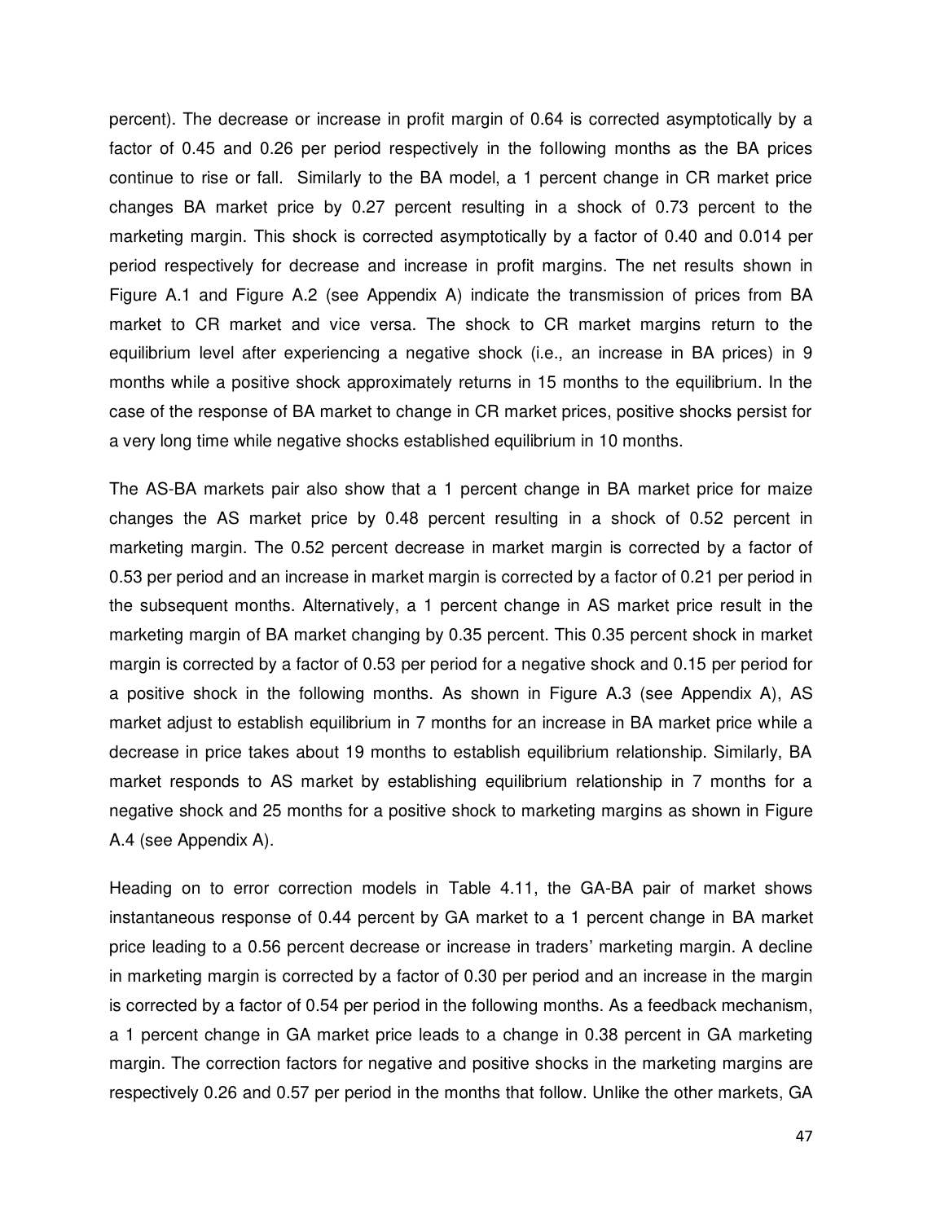percent). The decrease or increase in profit margin of 0.64 is corrected asymptotically by a factor of 0.45 and 0.26 per period respectively in the following months as the BA prices continue to rise or fall. Similarly to the BA model, a 1 percent change in CR market price changes BA market price by 0.27 percent resulting in a shock of 0.73 percent to the marketing margin. This shock is corrected asymptotically by a factor of 0.40 and 0.014 per period respectively for decrease and increase in profit margins. The net results shown in Figure A.1 and Figure A.2 (see Appendix A) indicate the transmission of prices from BA market to CR market and vice versa. The shock to CR market margins return to the equilibrium level after experiencing a negative shock (i.e., an increase in BA prices) in 9 months while a positive shock approximately returns in 15 months to the equilibrium. In the case of the response of BA market to change in CR market prices, positive shocks persist for a very long time while negative shocks established equilibrium in 10 months.

The AS-BA markets pair also show that a 1 percent change in BA market price for maize changes the AS market price by 0.48 percent resulting in a shock of 0.52 percent in marketing margin. The 0.52 percent decrease in market margin is corrected by a factor of 0.53 per period and an increase in market margin is corrected by a factor of 0.21 per period in the subsequent months. Alternatively, a 1 percent change in AS market price result in the marketing margin of BA market changing by 0.35 percent. This 0.35 percent shock in market margin is corrected by a factor of 0.53 per period for a negative shock and 0.15 per period for a positive shock in the following months. As shown in Figure A.3 (see Appendix A), AS market adjust to establish equilibrium in 7 months for an increase in BA market price while a decrease in price takes about 19 months to establish equilibrium relationship. Similarly, BA market responds to AS market by establishing equilibrium relationship in 7 months for a negative shock and 25 months for a positive shock to marketing margins as shown in Figure A.4 (see Appendix A).

Heading on to error correction models in Table 4.11, the GA-BA pair of market shows instantaneous response of 0.44 percent by GA market to a 1 percent change in BA market price leading to a 0.56 percent decrease or increase in traders' marketing margin. A decline in marketing margin is corrected by a factor of 0.30 per period and an increase in the margin is corrected by a factor of 0.54 per period in the following months. As a feedback mechanism, a 1 percent change in GA market price leads to a change in 0.38 percent in GA marketing margin. The correction factors for negative and positive shocks in the marketing margins are respectively 0.26 and 0.57 per period in the months that follow. Unlike the other markets, GA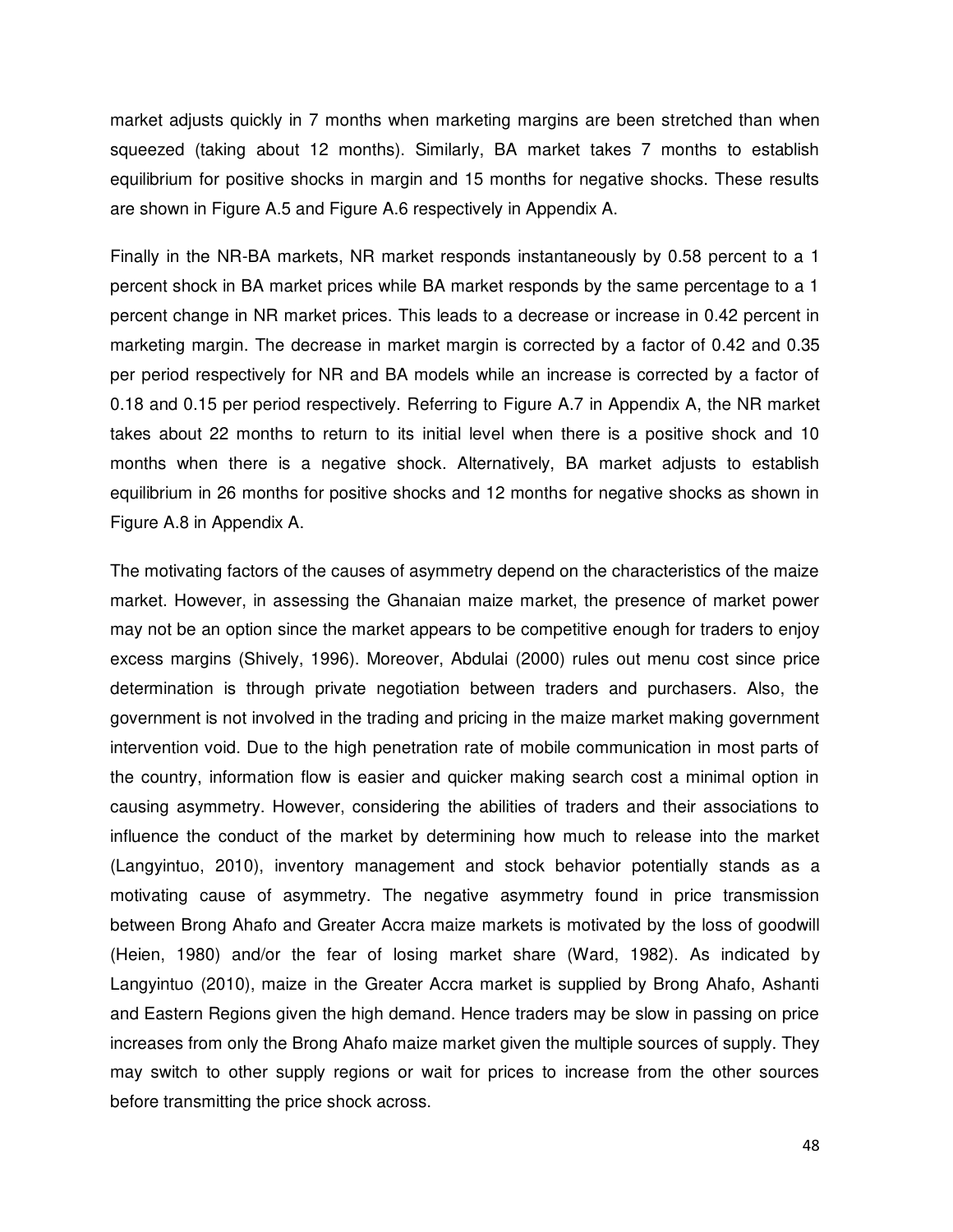market adjusts quickly in 7 months when marketing margins are been stretched than when squeezed (taking about 12 months). Similarly, BA market takes 7 months to establish equilibrium for positive shocks in margin and 15 months for negative shocks. These results are shown in Figure A.5 and Figure A.6 respectively in Appendix A.

Finally in the NR-BA markets, NR market responds instantaneously by 0.58 percent to a 1 percent shock in BA market prices while BA market responds by the same percentage to a 1 percent change in NR market prices. This leads to a decrease or increase in 0.42 percent in marketing margin. The decrease in market margin is corrected by a factor of 0.42 and 0.35 per period respectively for NR and BA models while an increase is corrected by a factor of 0.18 and 0.15 per period respectively. Referring to Figure A.7 in Appendix A, the NR market takes about 22 months to return to its initial level when there is a positive shock and 10 months when there is a negative shock. Alternatively, BA market adjusts to establish equilibrium in 26 months for positive shocks and 12 months for negative shocks as shown in Figure A.8 in Appendix A.

The motivating factors of the causes of asymmetry depend on the characteristics of the maize market. However, in assessing the Ghanaian maize market, the presence of market power may not be an option since the market appears to be competitive enough for traders to enjoy excess margins (Shively, 1996). Moreover, Abdulai (2000) rules out menu cost since price determination is through private negotiation between traders and purchasers. Also, the government is not involved in the trading and pricing in the maize market making government intervention void. Due to the high penetration rate of mobile communication in most parts of the country, information flow is easier and quicker making search cost a minimal option in causing asymmetry. However, considering the abilities of traders and their associations to influence the conduct of the market by determining how much to release into the market (Langyintuo, 2010), inventory management and stock behavior potentially stands as a motivating cause of asymmetry. The negative asymmetry found in price transmission between Brong Ahafo and Greater Accra maize markets is motivated by the loss of goodwill (Heien, 1980) and/or the fear of losing market share (Ward, 1982). As indicated by Langyintuo (2010), maize in the Greater Accra market is supplied by Brong Ahafo, Ashanti and Eastern Regions given the high demand. Hence traders may be slow in passing on price increases from only the Brong Ahafo maize market given the multiple sources of supply. They may switch to other supply regions or wait for prices to increase from the other sources before transmitting the price shock across.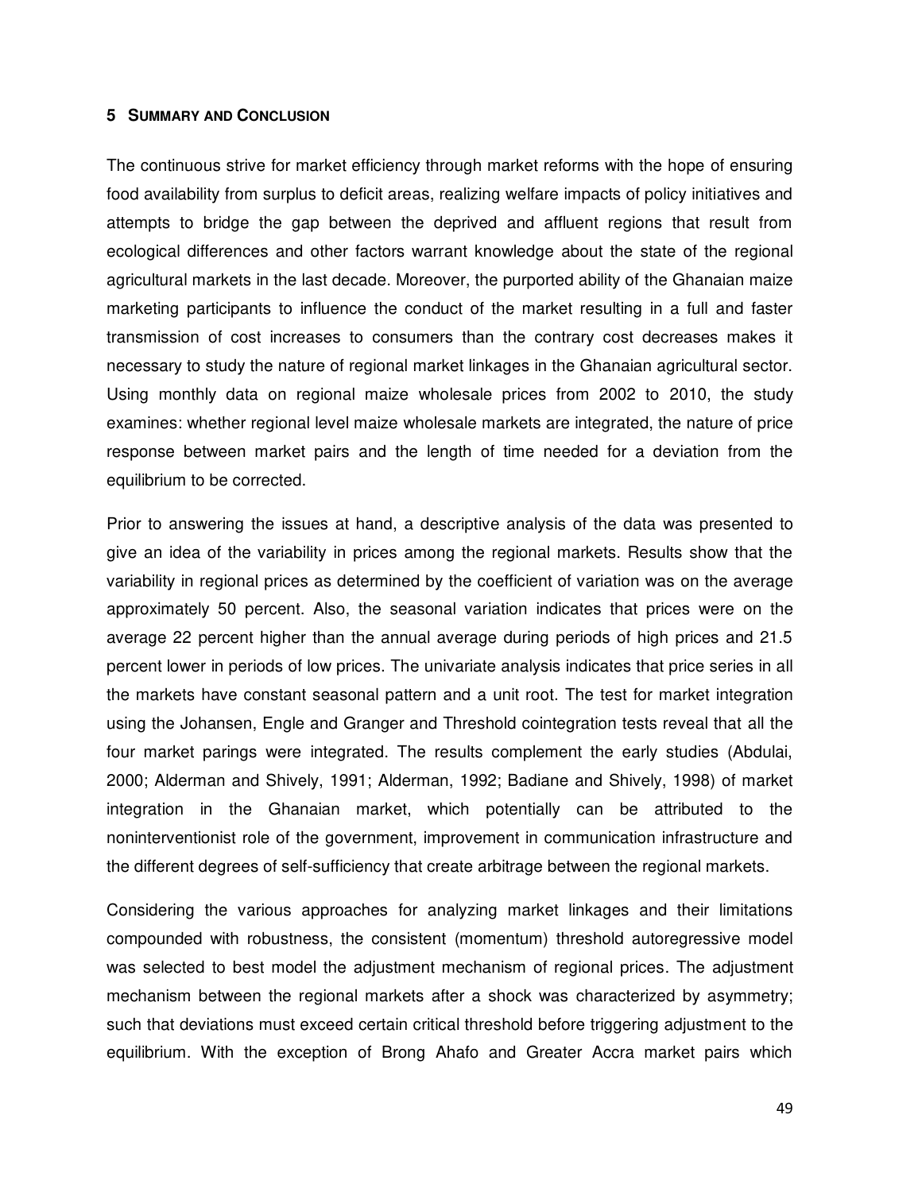## 5 SUMMARY AND CONCLUSION

The continuous strive for market efficiency through market reforms with the hope of ensuring food availability from surplus to deficit areas, realizing welfare impacts of policy initiatives and attempts to bridge the gap between the deprived and affluent regions that result from ecological differences and other factors warrant knowledge about the state of the regional agricultural markets in the last decade. Moreover, the purported ability of the Ghanaian maize marketing participants to influence the conduct of the market resulting in a full and faster transmission of cost increases to consumers than the contrary cost decreases makes it necessary to study the nature of regional market linkages in the Ghanaian agricultural sector. Using monthly data on regional maize wholesale prices from 2002 to 2010, the study examines: whether regional level maize wholesale markets are integrated, the nature of price response between market pairs and the length of time needed for a deviation from the equilibrium to be corrected.

Prior to answering the issues at hand, a descriptive analysis of the data was presented to give an idea of the variability in prices among the regional markets. Results show that the variability in regional prices as determined by the coefficient of variation was on the average approximately 50 percent. Also, the seasonal variation indicates that prices were on the average 22 percent higher than the annual average during periods of high prices and 21.5 percent lower in periods of low prices. The univariate analysis indicates that price series in all the markets have constant seasonal pattern and a unit root. The test for market integration using the Johansen, Engle and Granger and Threshold cointegration tests reveal that all the four market parings were integrated. The results complement the early studies (Abdulai, 2000; Alderman and Shively, 1991; Alderman, 1992; Badiane and Shively, 1998) of market integration in the Ghanaian market, which potentially can be attributed to the noninterventionist role of the government, improvement in communication infrastructure and the different degrees of self-sufficiency that create arbitrage between the regional markets.

Considering the various approaches for analyzing market linkages and their limitations compounded with robustness, the consistent (momentum) threshold autoregressive model was selected to best model the adjustment mechanism of regional prices. The adjustment mechanism between the regional markets after a shock was characterized by asymmetry; such that deviations must exceed certain critical threshold before triggering adjustment to the equilibrium. With the exception of Brong Ahafo and Greater Accra market pairs which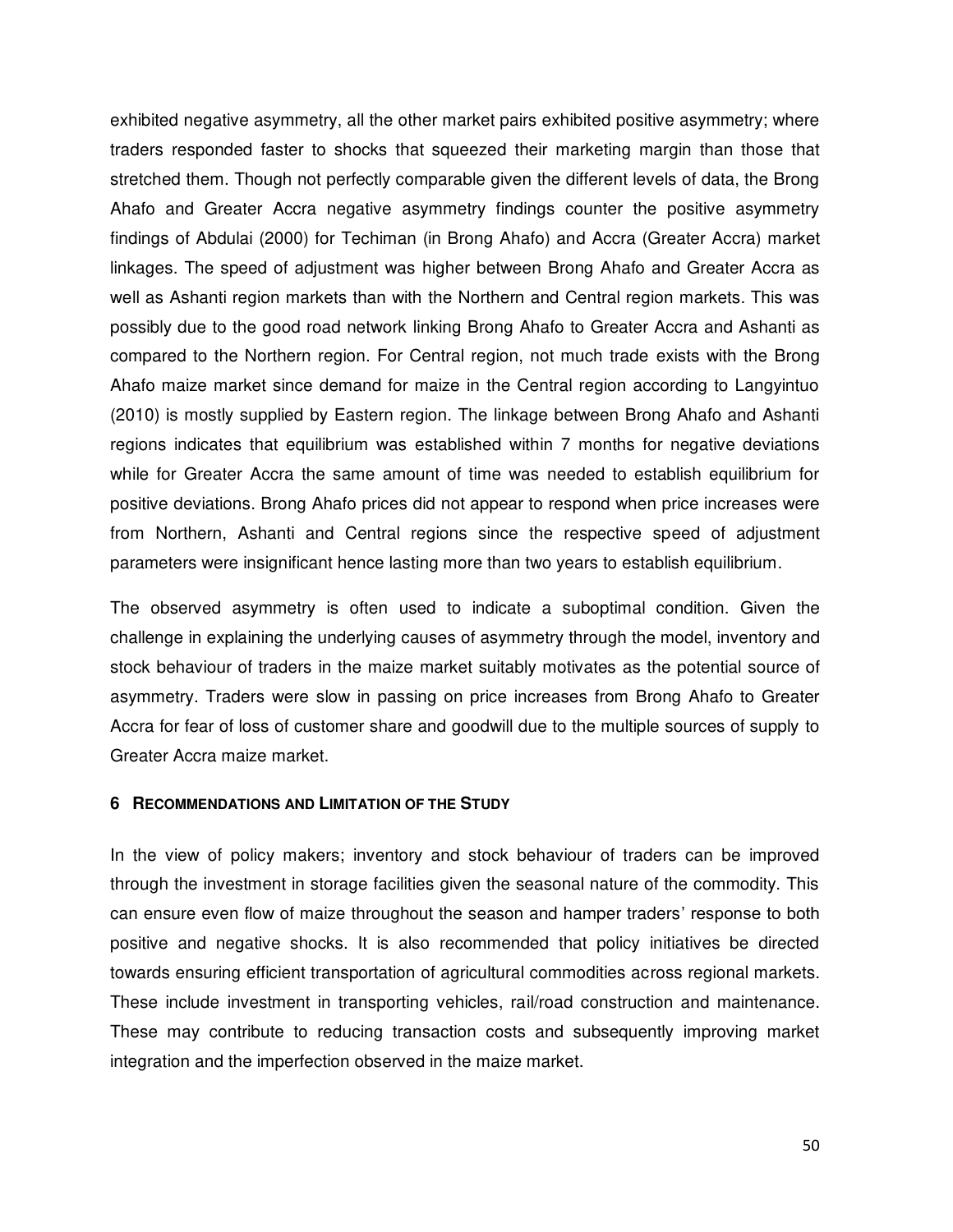exhibited negative asymmetry, all the other market pairs exhibited positive asymmetry; where traders responded faster to shocks that squeezed their marketing margin than those that stretched them. Though not perfectly comparable given the different levels of data, the Brong Ahafo and Greater Accra negative asymmetry findings counter the positive asymmetry findings of Abdulai (2000) for Techiman (in Brong Ahafo) and Accra (Greater Accra) market linkages. The speed of adjustment was higher between Brong Ahafo and Greater Accra as well as Ashanti region markets than with the Northern and Central region markets. This was possibly due to the good road network linking Brong Ahafo to Greater Accra and Ashanti as compared to the Northern region. For Central region, not much trade exists with the Brong Ahafo maize market since demand for maize in the Central region according to Langyintuo (2010) is mostly supplied by Eastern region. The linkage between Brong Ahafo and Ashanti regions indicates that equilibrium was established within 7 months for negative deviations while for Greater Accra the same amount of time was needed to establish equilibrium for positive deviations. Brong Ahafo prices did not appear to respond when price increases were from Northern, Ashanti and Central regions since the respective speed of adjustment parameters were insignificant hence lasting more than two years to establish equilibrium.

The observed asymmetry is often used to indicate a suboptimal condition. Given the challenge in explaining the underlying causes of asymmetry through the model, inventory and stock behaviour of traders in the maize market suitably motivates as the potential source of asymmetry. Traders were slow in passing on price increases from Brong Ahafo to Greater Accra for fear of loss of customer share and goodwill due to the multiple sources of supply to Greater Accra maize market.

## 6 Recommendations and Limitation of the Study

In the view of policy makers; inventory and stock behaviour of traders can be improved through the investment in storage facilities given the seasonal nature of the commodity. This can ensure even flow of maize throughout the season and hamper traders' response to both positive and negative shocks. It is also recommended that policy initiatives be directed towards ensuring efficient transportation of agricultural commodities across regional markets. These include investment in transporting vehicles, rail/road construction and maintenance. These may contribute to reducing transaction costs and subsequently improving market integration and the imperfection observed in the maize market.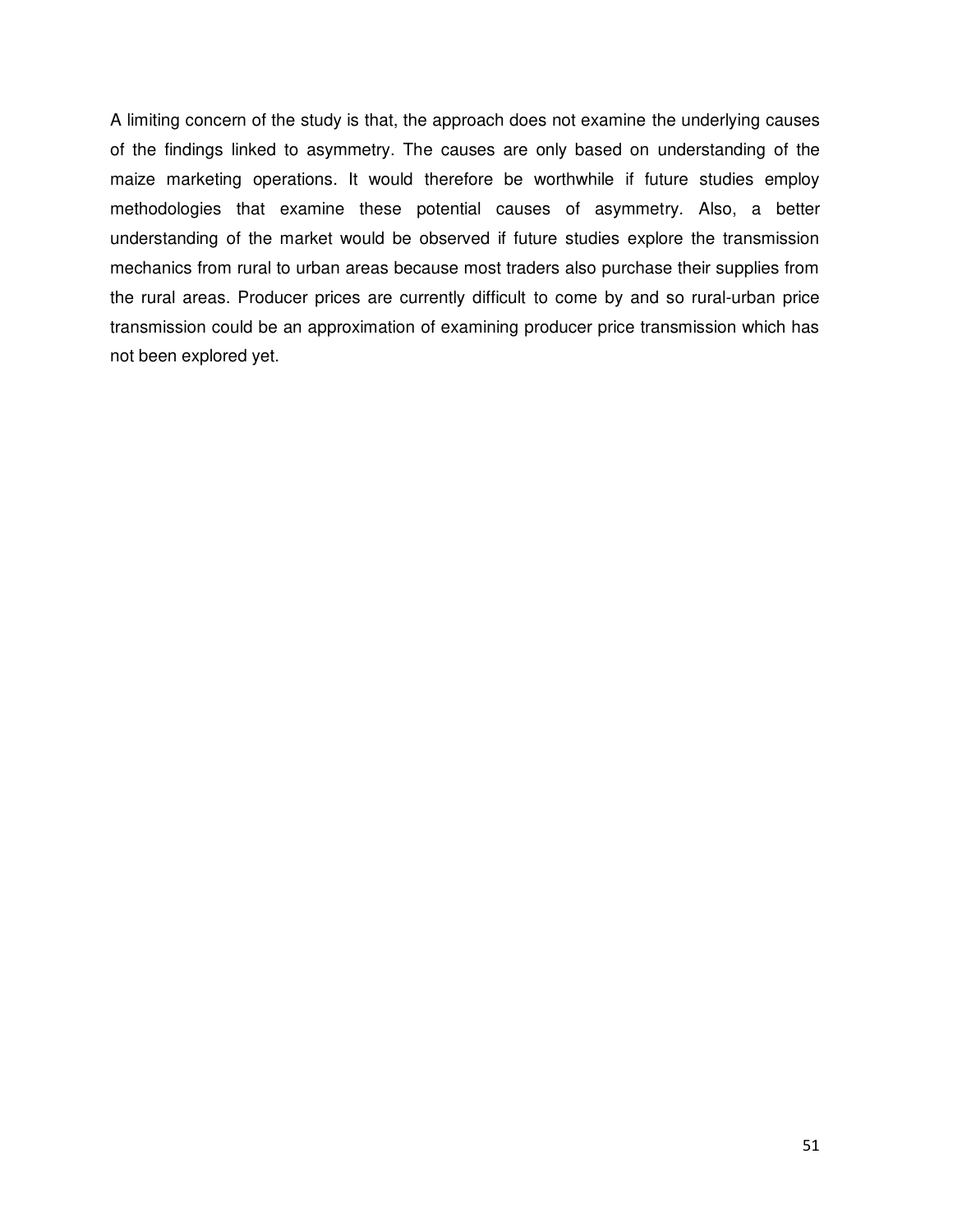A limiting concern of the study is that, the approach does not examine the underlying causes of the findings linked to asymmetry. The causes are only based on understanding of the maize marketing operations. It would therefore be worthwhile if future studies employ methodologies that examine these potential causes of asymmetry. Also, a better understanding of the market would be observed if future studies explore the transmission mechanics from rural to urban areas because most traders also purchase their supplies from the rural areas. Producer prices are currently difficult to come by and so rural-urban price transmission could be an approximation of examining producer price transmission which has not been explored yet.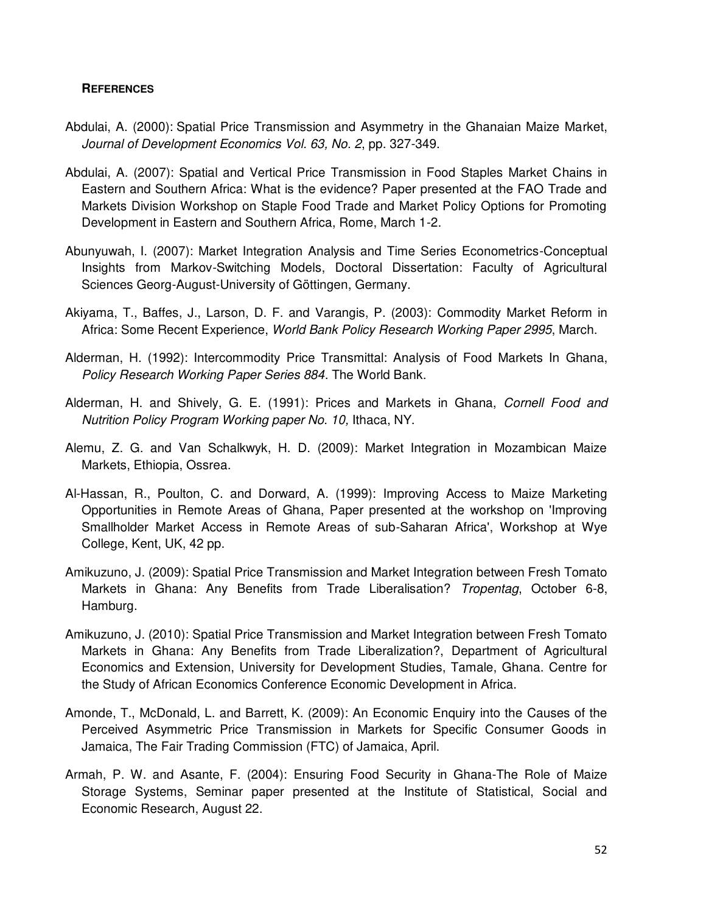## **REFERENCES**

Abdulai, A. (2000): Spatial Price Transmission and Asymmetry in the Ghanaian Maize Market, *Journal of Development Economics Vol. 63, No. 2*, pp. 327-349.

Abdulai, A. (2007): Spatial and Vertical Price Transmission in Food Staples Market Chains in Eastern and Southern Africa: What is the evidence? Paper presented at the FAO Trade and Markets Division Workshop on Staple Food Trade and Market Policy Options for Promoting Development in Eastern and Southern Africa, Rome, March 1-2.

Abunyuwah, I. (2007): Market Integration Analysis and Time Series Econometrics-Conceptual Insights from Markov-Switching Models, Doctoral Dissertation: Faculty of Agricultural Sciences Georg-August-University of Göttingen, Germany.

Akiyama, T., Baffes, J., Larson, D. F. and Varangis, P. (2003): Commodity Market Reform in Africa: Some Recent Experience, *World Bank Policy Research Working Paper 2995*, March.

Alderman, H. (1992): Intercommodity Price Transmittal: Analysis of Food Markets In Ghana, *Policy Research Working Paper Series 884*. The World Bank.

Alderman, H. and Shively, G. E. (1991): Prices and Markets in Ghana, *Cornell Food and Nutrition Policy Program Working paper No. 10,* Ithaca, NY.

Alemu, Z. G. and Van Schalkwyk, H. D. (2009): Market Integration in Mozambican Maize Markets, Ethiopia, Ossrea.

Al-Hassan, R., Poulton, C. and Dorward, A. (1999): Improving Access to Maize Marketing Opportunities in Remote Areas of Ghana, Paper presented at the workshop on 'Improving Smallholder Market Access in Remote Areas of sub-Saharan Africa', Workshop at Wye College, Kent, UK, 42 pp.

Amikuzuno, J. (2009): Spatial Price Transmission and Market Integration between Fresh Tomato Markets in Ghana: Any Benefits from Trade Liberalisation? *Tropentag*, October 6-8, Hamburg.

Amikuzuno, J. (2010): Spatial Price Transmission and Market Integration between Fresh Tomato Markets in Ghana: Any Benefits from Trade Liberalization?, Department of Agricultural Economics and Extension, University for Development Studies, Tamale, Ghana. Centre for the Study of African Economics Conference Economic Development in Africa.

Amonde, T., McDonald, L. and Barrett, K. (2009): An Economic Enquiry into the Causes of the Perceived Asymmetric Price Transmission in Markets for Specific Consumer Goods in Jamaica, The Fair Trading Commission (FTC) of Jamaica, April.

Armah, P. W. and Asante, F. (2004): Ensuring Food Security in Ghana-The Role of Maize Storage Systems, Seminar paper presented at the Institute of Statistical, Social and Economic Research, August 22.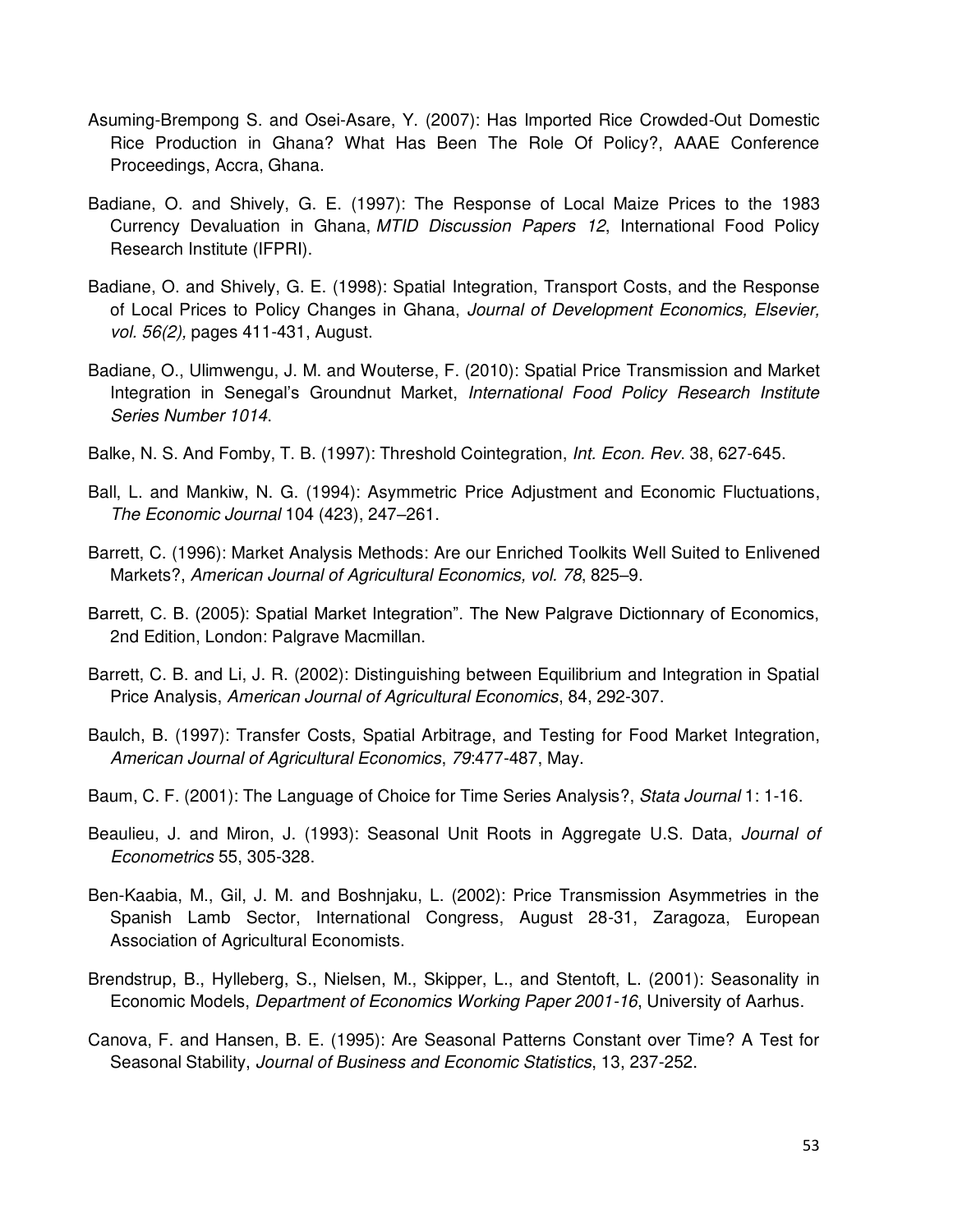Asuming-Brempong S. and Osei-Asare, Y. (2007): Has Imported Rice Crowded-Out Domestic Rice Production in Ghana? What Has Been The Role Of Policy?, AAAE Conference Proceedings, Accra, Ghana.

Badiane, O. and Shively, G. E. (1997): The Response of Local Maize Prices to the 1983 Currency Devaluation in Ghana, *MTID Discussion Papers 12*, International Food Policy Research Institute (IFPRI).

Badiane, O. and Shively, G. E. (1998): Spatial Integration, Transport Costs, and the Response of Local Prices to Policy Changes in Ghana, *Journal of Development Economics, Elsevier, vol. 56(2),* pages 411-431, August.

Badiane, O., Ulimwengu, J. M. and Wouterse, F. (2010): Spatial Price Transmission and Market Integration in Senegal's Groundnut Market, *International Food Policy Research Institute Series Number 1014*.

Balke, N. S. And Fomby, T. B. (1997): Threshold Cointegration, *Int. Econ. Rev.* 38, 627-645.

Ball, L. and Mankiw, N. G. (1994): Asymmetric Price Adjustment and Economic Fluctuations, *The Economic Journal* 104 (423), 247–261.

Barrett, C. (1996): Market Analysis Methods: Are our Enriched Toolkits Well Suited to Enlivened Markets?, *American Journal of Agricultural Economics, vol. 78*, 825–9.

Barrett, C. B. (2005): Spatial Market Integration". The New Palgrave Dictionnary of Economics, 2nd Edition, London: Palgrave Macmillan.

Barrett, C. B. and Li, J. R. (2002): Distinguishing between Equilibrium and Integration in Spatial Price Analysis, *American Journal of Agricultural Economics*, 84, 292-307.

Baulch, B. (1997): Transfer Costs, Spatial Arbitrage, and Testing for Food Market Integration, *American Journal of Agricultural Economics*, *79*:477-487, May.

Baum, C. F. (2001): The Language of Choice for Time Series Analysis?, *Stata Journal* 1: 1-16.

Beaulieu, J. and Miron, J. (1993): Seasonal Unit Roots in Aggregate U.S. Data, *Journal of Econometrics* 55, 305-328.

Ben-Kaabia, M., Gil, J. M. and Boshnjaku, L. (2002): Price Transmission Asymmetries in the Spanish Lamb Sector, International Congress, August 28-31, Zaragoza, European Association of Agricultural Economists.

Brendstrup, B., Hylleberg, S., Nielsen, M., Skipper, L., and Stentoft, L. (2001): Seasonality in Economic Models, *Department of Economics Working Paper 2001-16*, University of Aarhus.

Canova, F. and Hansen, B. E. (1995): Are Seasonal Patterns Constant over Time? A Test for Seasonal Stability, *Journal of Business and Economic Statistics*, 13, 237-252.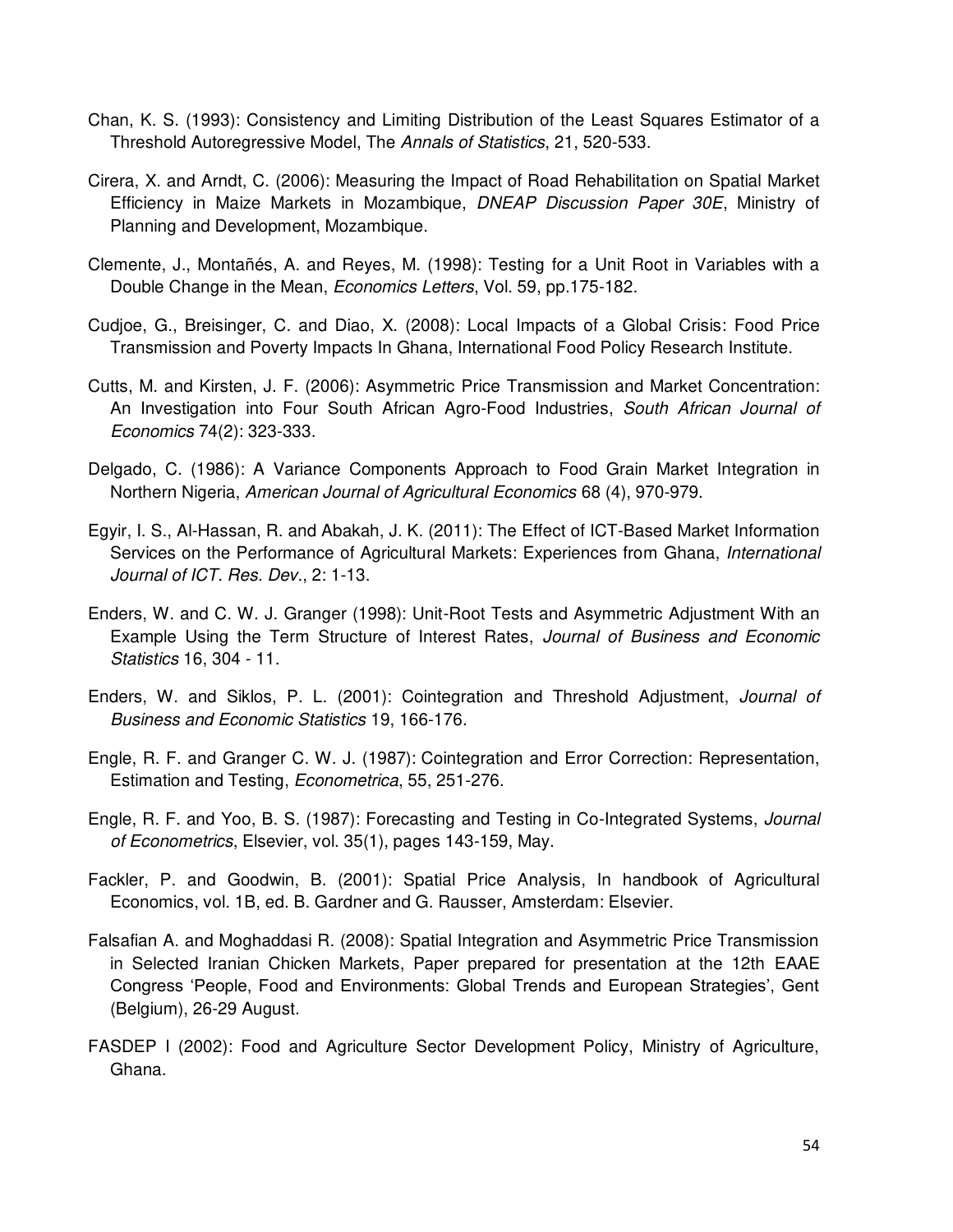Chan, K. S. (1993): Consistency and Limiting Distribution of the Least Squares Estimator of a Threshold Autoregressive Model, The *Annals of Statistics*, 21, 520-533.

Cirera, X. and Arndt, C. (2006): Measuring the Impact of Road Rehabilitation on Spatial Market Efficiency in Maize Markets in Mozambique, *DNEAP Discussion Paper 30E*, Ministry of Planning and Development, Mozambique.

Clemente, J., Montañés, A. and Reyes, M. (1998): Testing for a Unit Root in Variables with a Double Change in the Mean, *Economics Letters*, Vol. 59, pp.175-182.

Cudjoe, G., Breisinger, C. and Diao, X. (2008): Local Impacts of a Global Crisis: Food Price Transmission and Poverty Impacts In Ghana, International Food Policy Research Institute.

Cutts, M. and Kirsten, J. F. (2006): Asymmetric Price Transmission and Market Concentration: An Investigation into Four South African Agro-Food Industries, *South African Journal of Economics* 74(2): 323-333.

Delgado, C. (1986): A Variance Components Approach to Food Grain Market Integration in Northern Nigeria, *American Journal of Agricultural Economics* 68 (4), 970-979.

Egyir, I. S., Al-Hassan, R. and Abakah, J. K. (2011): The Effect of ICT-Based Market Information Services on the Performance of Agricultural Markets: Experiences from Ghana, *International Journal of ICT. Res. Dev.*, 2: 1-13.

Enders, W. and C. W. J. Granger (1998): Unit-Root Tests and Asymmetric Adjustment With an Example Using the Term Structure of Interest Rates, *Journal of Business and Economic Statistics* 16, 304 - 11.

Enders, W. and Siklos, P. L. (2001): Cointegration and Threshold Adjustment, *Journal of Business and Economic Statistics* 19, 166-176.

Engle, R. F. and Granger C. W. J. (1987): Cointegration and Error Correction: Representation, Estimation and Testing, *Econometrica*, 55, 251-276.

Engle, R. F. and Yoo, B. S. (1987): Forecasting and Testing in Co-Integrated Systems, *Journal of Econometrics*, Elsevier, vol. 35(1), pages 143-159, May.

Fackler, P. and Goodwin, B. (2001): Spatial Price Analysis, In handbook of Agricultural Economics, vol. 1B, ed. B. Gardner and G. Rausser, Amsterdam: Elsevier.

Falsafian A. and Moghaddasi R. (2008): Spatial Integration and Asymmetric Price Transmission in Selected Iranian Chicken Markets, Paper prepared for presentation at the 12th EAAE Congress 'People, Food and Environments: Global Trends and European Strategies', Gent (Belgium), 26-29 August.

FASDEP I (2002): Food and Agriculture Sector Development Policy, Ministry of Agriculture, Ghana.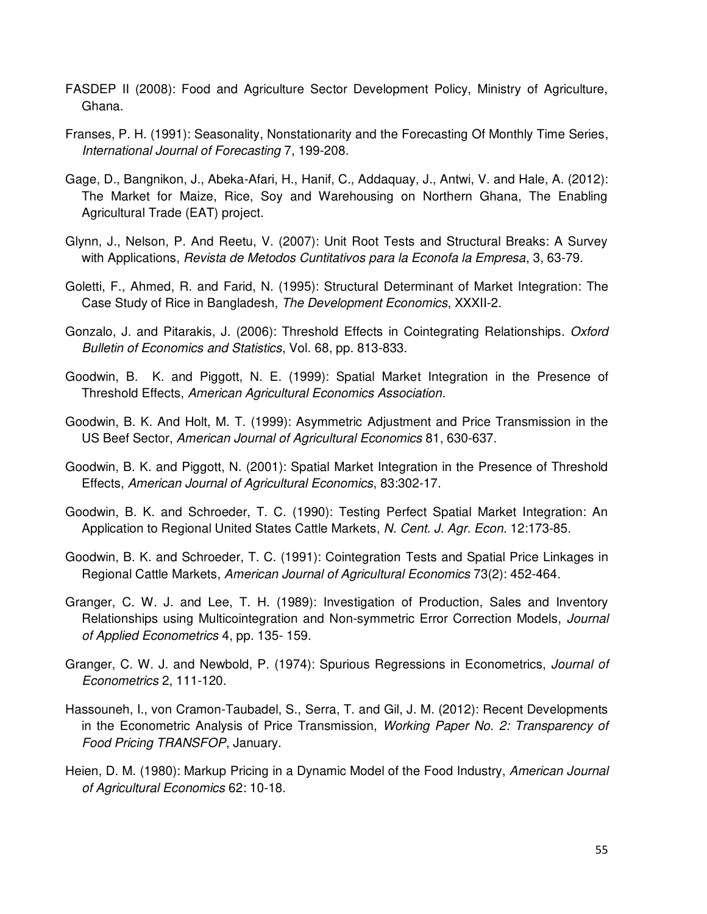FASDEP II (2008): Food and Agriculture Sector Development Policy, Ministry of Agriculture, Ghana.

Franses, P. H. (1991): Seasonality, Nonstationarity and the Forecasting Of Monthly Time Series, *International Journal of Forecasting* 7, 199-208.

Gage, D., Bangnikon, J., Abeka-Afari, H., Hanif, C., Addaquay, J., Antwi, V. and Hale, A. (2012): The Market for Maize, Rice, Soy and Warehousing on Northern Ghana, The Enabling Agricultural Trade (EAT) project.

Glynn, J., Nelson, P. And Reetu, V. (2007): Unit Root Tests and Structural Breaks: A Survey with Applications, *Revista de Metodos Cuntitativos para la Econofa la Empresa*, 3, 63-79.

Goletti, F., Ahmed, R. and Farid, N. (1995): Structural Determinant of Market Integration: The Case Study of Rice in Bangladesh, *The Development Economics*, XXXII-2.

Gonzalo, J. and Pitarakis, J. (2006): Threshold Effects in Cointegrating Relationships. *Oxford Bulletin of Economics and Statistics*, Vol. 68, pp. 813-833.

Goodwin, B. K. and Piggott, N. E. (1999): Spatial Market Integration in the Presence of Threshold Effects, *American Agricultural Economics Association*.

Goodwin, B. K. And Holt, M. T. (1999): Asymmetric Adjustment and Price Transmission in the US Beef Sector, *American Journal of Agricultural Economics* 81, 630-637.

Goodwin, B. K. and Piggott, N. (2001): Spatial Market Integration in the Presence of Threshold Effects, *American Journal of Agricultural Economics*, 83:302-17.

Goodwin, B. K. and Schroeder, T. C. (1990): Testing Perfect Spatial Market Integration: An Application to Regional United States Cattle Markets, *N. Cent. J. Agr. Econ*. 12:173-85.

Goodwin, B. K. and Schroeder, T. C. (1991): Cointegration Tests and Spatial Price Linkages in Regional Cattle Markets, *American Journal of Agricultural Economics* 73(2): 452-464.

Granger, C. W. J. and Lee, T. H. (1989): Investigation of Production, Sales and Inventory Relationships using Multicointegration and Non-symmetric Error Correction Models, *Journal of Applied Econometrics* 4, pp. 135- 159.

Granger, C. W. J. and Newbold, P. (1974): Spurious Regressions in Econometrics, *Journal of Econometrics* 2, 111-120.

Hassouneh, I., von Cramon-Taubadel, S., Serra, T. and Gil, J. M. (2012): Recent Developments in the Econometric Analysis of Price Transmission, *Working Paper No. 2: Transparency of Food Pricing TRANSFOP*, January.

Heien, D. M. (1980): Markup Pricing in a Dynamic Model of the Food Industry, *American Journal of Agricultural Economics* 62: 10-18.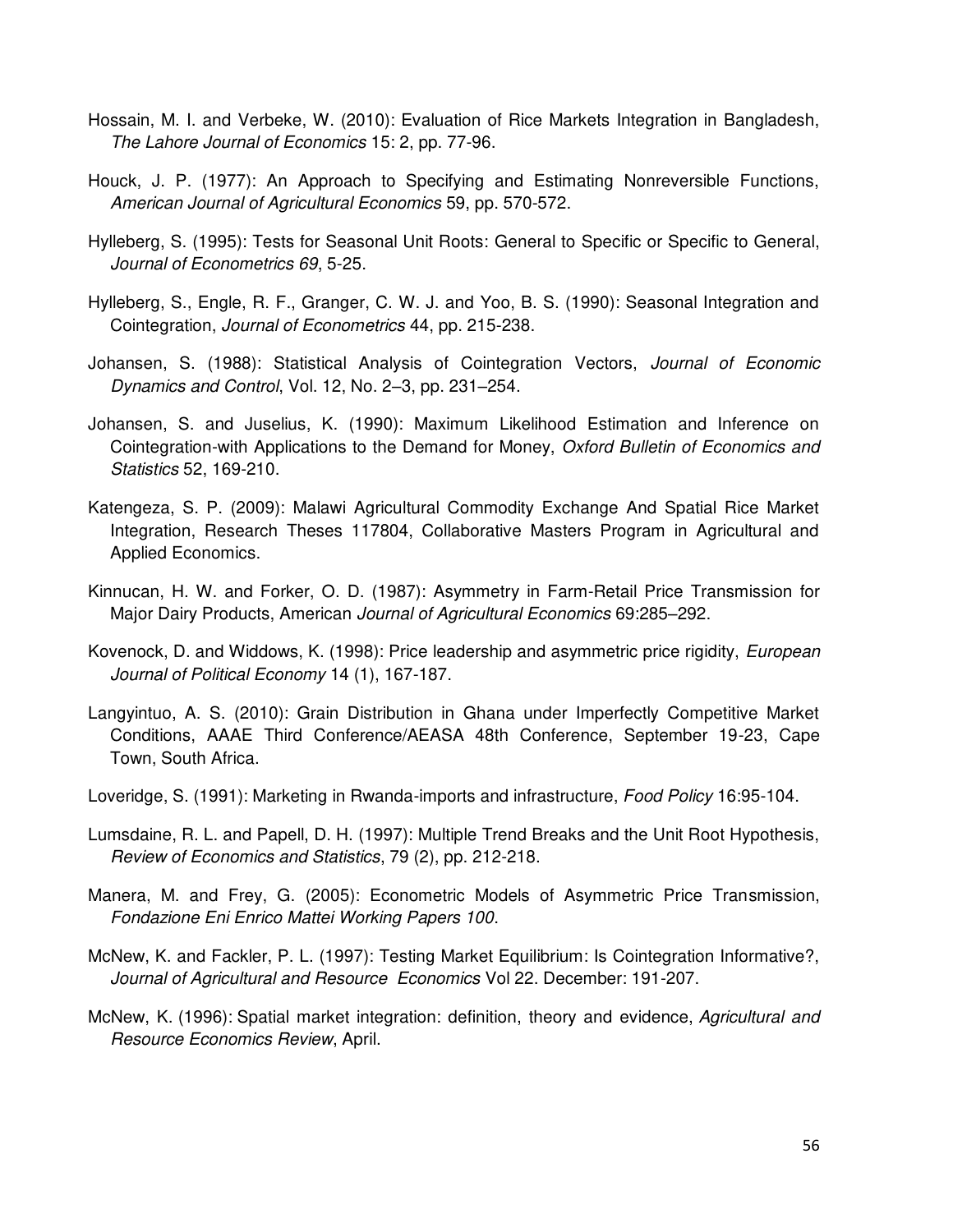Hossain, M. I. and Verbeke, W. (2010): Evaluation of Rice Markets Integration in Bangladesh, *The Lahore Journal of Economics* 15: 2, pp. 77-96.

Houck, J. P. (1977): An Approach to Specifying and Estimating Nonreversible Functions, *American Journal of Agricultural Economics* 59, pp. 570-572.

Hylleberg, S. (1995): Tests for Seasonal Unit Roots: General to Specific or Specific to General, *Journal of Econometrics 69*, 5-25.

Hylleberg, S., Engle, R. F., Granger, C. W. J. and Yoo, B. S. (1990): Seasonal Integration and Cointegration, *Journal of Econometrics* 44, pp. 215-238.

Johansen, S. (1988): Statistical Analysis of Cointegration Vectors, *Journal of Economic Dynamics and Control*, Vol. 12, No. 2–3, pp. 231–254.

Johansen, S. and Juselius, K. (1990): Maximum Likelihood Estimation and Inference on Cointegration-with Applications to the Demand for Money, *Oxford Bulletin of Economics and Statistics* 52, 169-210.

Katengeza, S. P. (2009): Malawi Agricultural Commodity Exchange And Spatial Rice Market Integration, Research Theses 117804, Collaborative Masters Program in Agricultural and Applied Economics.

Kinnucan, H. W. and Forker, O. D. (1987): Asymmetry in Farm-Retail Price Transmission for Major Dairy Products, American *Journal of Agricultural Economics* 69:285–292.

Kovenock, D. and Widdows, K. (1998): Price leadership and asymmetric price rigidity, *European Journal of Political Economy* 14 (1), 167-187.

Langyintuo, A. S. (2010): Grain Distribution in Ghana under Imperfectly Competitive Market Conditions, AAAE Third Conference/AEASA 48th Conference, September 19-23, Cape Town, South Africa.

Loveridge, S. (1991): Marketing in Rwanda-imports and infrastructure, *Food Policy* 16:95-104.

Lumsdaine, R. L. and Papell, D. H. (1997): Multiple Trend Breaks and the Unit Root Hypothesis, *Review of Economics and Statistics*, 79 (2), pp. 212-218.

Manera, M. and Frey, G. (2005): Econometric Models of Asymmetric Price Transmission, *Fondazione Eni Enrico Mattei Working Papers 100*.

McNew, K. and Fackler, P. L. (1997): Testing Market Equilibrium: Is Cointegration Informative?, *Journal of Agricultural and Resource Economics* Vol 22. December: 191-207.

McNew, K. (1996): Spatial market integration: definition, theory and evidence, *Agricultural and Resource Economics Review*, April.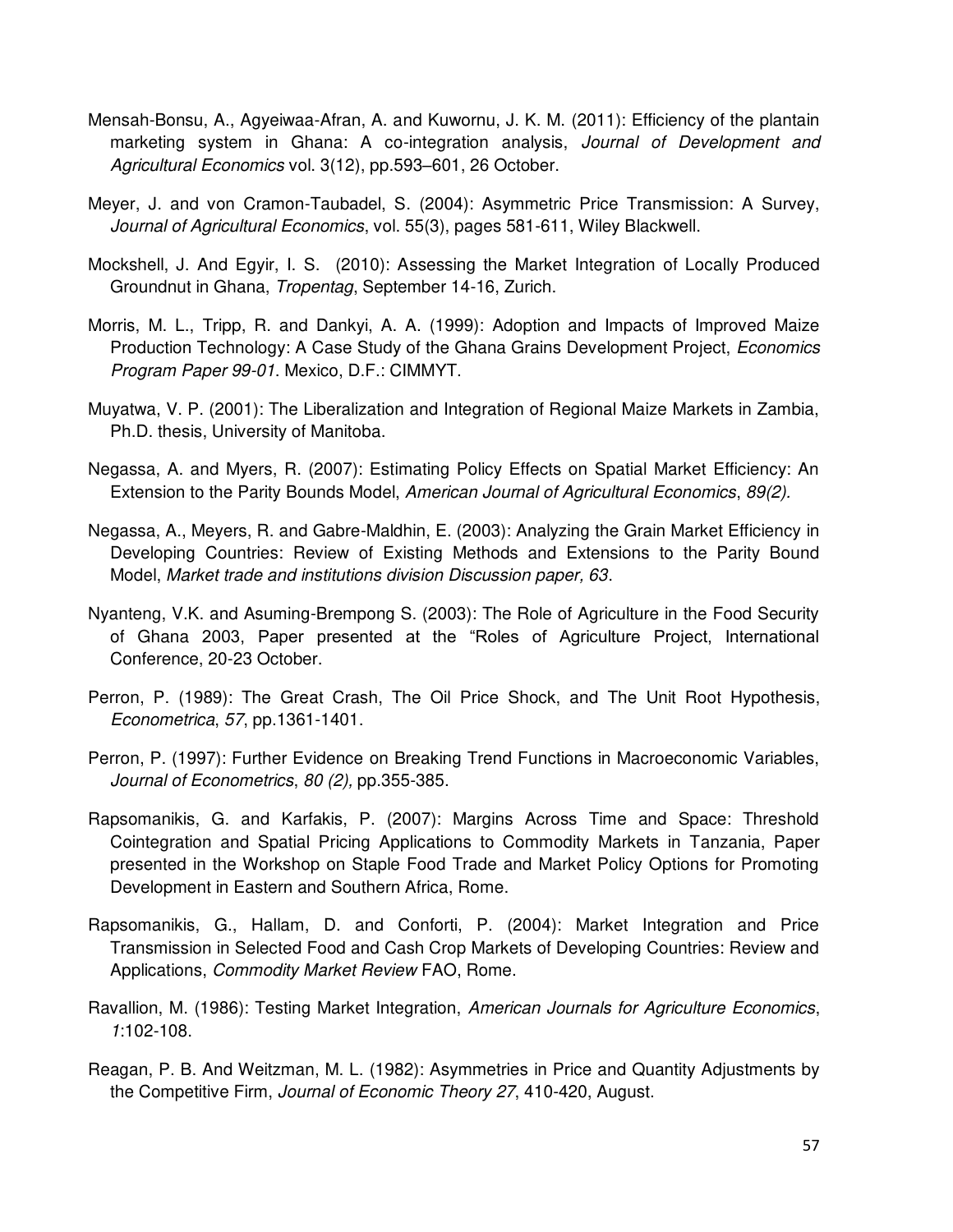Mensah-Bonsu, A., Agyeiwaa-Afran, A. and Kuwornu, J. K. M. (2011): Efficiency of the plantain marketing system in Ghana: A co-integration analysis, *Journal of Development and Agricultural Economics* vol. 3(12), pp.593–601, 26 October.

Meyer, J. and von Cramon-Taubadel, S. (2004): Asymmetric Price Transmission: A Survey, *Journal of Agricultural Economics*, vol. 55(3), pages 581-611, Wiley Blackwell.

Mockshell, J. And Egyir, I. S. (2010): Assessing the Market Integration of Locally Produced Groundnut in Ghana, *Tropentag*, September 14-16, Zurich.

Morris, M. L., Tripp, R. and Dankyi, A. A. (1999): Adoption and Impacts of Improved Maize Production Technology: A Case Study of the Ghana Grains Development Project, *Economics Program Paper 99-01*. Mexico, D.F.: CIMMYT.

Muyatwa, V. P. (2001): The Liberalization and Integration of Regional Maize Markets in Zambia, Ph.D. thesis, University of Manitoba.

Negassa, A. and Myers, R. (2007): Estimating Policy Effects on Spatial Market Efficiency: An Extension to the Parity Bounds Model, *American Journal of Agricultural Economics*, *89(2).*

Negassa, A., Meyers, R. and Gabre-Maldhin, E. (2003): Analyzing the Grain Market Efficiency in Developing Countries: Review of Existing Methods and Extensions to the Parity Bound Model, *Market trade and institutions division Discussion paper, 63*.

Nyanteng, V.K. and Asuming-Brempong S. (2003): The Role of Agriculture in the Food Security of Ghana 2003, Paper presented at the "Roles of Agriculture Project, International Conference, 20-23 October.

Perron, P. (1989): The Great Crash, The Oil Price Shock, and The Unit Root Hypothesis, *Econometrica*, *57*, pp.1361-1401.

Perron, P. (1997): Further Evidence on Breaking Trend Functions in Macroeconomic Variables, *Journal of Econometrics*, *80 (2),* pp.355-385.

Rapsomanikis, G. and Karfakis, P. (2007): Margins Across Time and Space: Threshold Cointegration and Spatial Pricing Applications to Commodity Markets in Tanzania, Paper presented in the Workshop on Staple Food Trade and Market Policy Options for Promoting Development in Eastern and Southern Africa, Rome.

Rapsomanikis, G., Hallam, D. and Conforti, P. (2004): Market Integration and Price Transmission in Selected Food and Cash Crop Markets of Developing Countries: Review and Applications, *Commodity Market Review* FAO, Rome.

Ravallion, M. (1986): Testing Market Integration, *American Journals for Agriculture Economics*, *1*:102-108.

Reagan, P. B. And Weitzman, M. L. (1982): Asymmetries in Price and Quantity Adjustments by the Competitive Firm, *Journal of Economic Theory 27*, 410-420, August.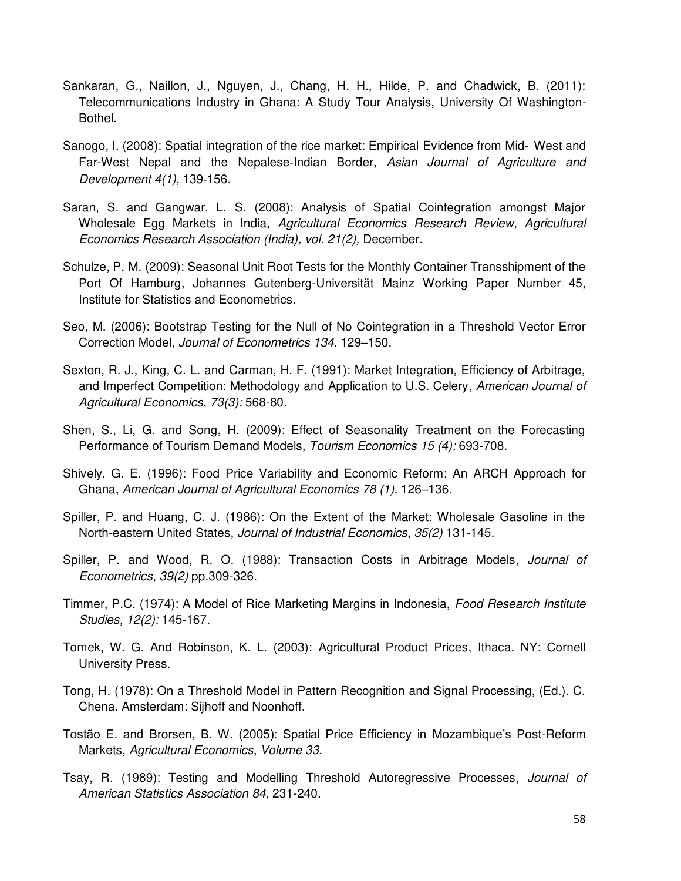Sankaran, G., Naillon, J., Nguyen, J., Chang, H. H., Hilde, P. and Chadwick, B. (2011): Telecommunications Industry in Ghana: A Study Tour Analysis, University Of Washington-Bothel.

Sanogo, I. (2008): Spatial integration of the rice market: Empirical Evidence from Mid- West and Far-West Nepal and the Nepalese-Indian Border, *Asian Journal of Agriculture and Development 4(1),* 139-156.

Saran, S. and Gangwar, L. S. (2008): Analysis of Spatial Cointegration amongst Major Wholesale Egg Markets in India, *Agricultural Economics Research Review*, *Agricultural Economics Research Association (India), vol. 21(2),* December.

Schulze, P. M. (2009): Seasonal Unit Root Tests for the Monthly Container Transshipment of the Port Of Hamburg, Johannes Gutenberg-Universität Mainz Working Paper Number 45, Institute for Statistics and Econometrics.

Seo, M. (2006): Bootstrap Testing for the Null of No Cointegration in a Threshold Vector Error Correction Model, *Journal of Econometrics 134*, 129–150.

Sexton, R. J., King, C. L. and Carman, H. F. (1991): Market Integration, Efficiency of Arbitrage, and Imperfect Competition: Methodology and Application to U.S. Celery, *American Journal of Agricultural Economics*, *73(3):* 568-80.

Shen, S., Li, G. and Song, H. (2009): Effect of Seasonality Treatment on the Forecasting Performance of Tourism Demand Models, *Tourism Economics 15 (4):* 693-708.

Shively, G. E. (1996): Food Price Variability and Economic Reform: An ARCH Approach for Ghana, *American Journal of Agricultural Economics 78 (1),* 126–136.

Spiller, P. and Huang, C. J. (1986): On the Extent of the Market: Wholesale Gasoline in the North-eastern United States, *Journal of Industrial Economics*, *35(2)* 131-145.

Spiller, P. and Wood, R. O. (1988): Transaction Costs in Arbitrage Models, *Journal of Econometrics*, *39(2)* pp.309-326.

Timmer, P.C. (1974): A Model of Rice Marketing Margins in Indonesia, *Food Research Institute Studies, 12(2):* 145-167.

Tomek, W. G. And Robinson, K. L. (2003): Agricultural Product Prices, Ithaca, NY: Cornell University Press.

Tong, H. (1978): On a Threshold Model in Pattern Recognition and Signal Processing, (Ed.). C. Chena. Amsterdam: Sijhoff and Noonhoff.

Tostão E. and Brorsen, B. W. (2005): Spatial Price Efficiency in Mozambique's Post-Reform Markets, *Agricultural Economics*, *Volume 33*.

Tsay, R. (1989): Testing and Modelling Threshold Autoregressive Processes, *Journal of American Statistics Association 84*, 231-240.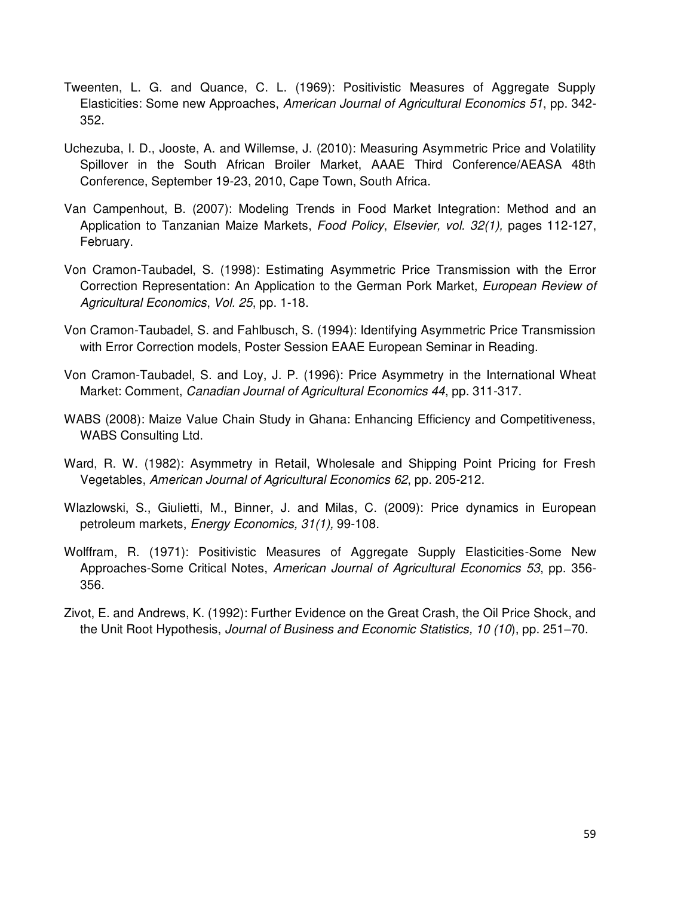Tweenten, L. G. and Quance, C. L. (1969): Positivistic Measures of Aggregate Supply Elasticities: Some new Approaches, *American Journal of Agricultural Economics 51*, pp. 342-352.

Uchezuba, I. D., Jooste, A. and Willemse, J. (2010): Measuring Asymmetric Price and Volatility Spillover in the South African Broiler Market, AAAE Third Conference/AEASA 48th Conference, September 19-23, 2010, Cape Town, South Africa.

Van Campenhout, B. (2007): Modeling Trends in Food Market Integration: Method and an Application to Tanzanian Maize Markets, *Food Policy*, *Elsevier, vol. 32(1),* pages 112-127, February.

Von Cramon-Taubadel, S. (1998): Estimating Asymmetric Price Transmission with the Error Correction Representation: An Application to the German Pork Market, *European Review of Agricultural Economics*, *Vol. 25*, pp. 1-18.

Von Cramon-Taubadel, S. and Fahlbusch, S. (1994): Identifying Asymmetric Price Transmission with Error Correction models, Poster Session EAAE European Seminar in Reading.

Von Cramon-Taubadel, S. and Loy, J. P. (1996): Price Asymmetry in the International Wheat Market: Comment, *Canadian Journal of Agricultural Economics 44*, pp. 311-317.

WABS (2008): Maize Value Chain Study in Ghana: Enhancing Efficiency and Competitiveness, WABS Consulting Ltd.

Ward, R. W. (1982): Asymmetry in Retail, Wholesale and Shipping Point Pricing for Fresh Vegetables, *American Journal of Agricultural Economics 62*, pp. 205-212.

Wlazlowski, S., Giulietti, M., Binner, J. and Milas, C. (2009): Price dynamics in European petroleum markets, *Energy Economics, 31(1),* 99-108.

Wolffram, R. (1971): Positivistic Measures of Aggregate Supply Elasticities-Some New Approaches-Some Critical Notes, *American Journal of Agricultural Economics 53*, pp. 356-356.

Zivot, E. and Andrews, K. (1992): Further Evidence on the Great Crash, the Oil Price Shock, and the Unit Root Hypothesis, *Journal of Business and Economic Statistics, 10 (10*), pp. 251–70.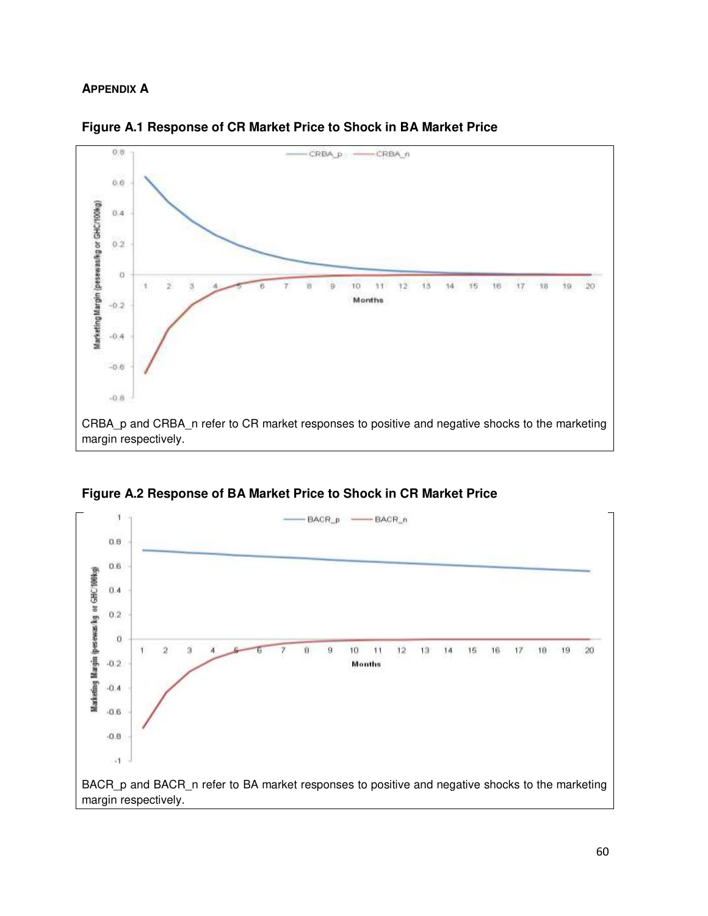**APPENDIX A**

**Figure A.1 Response of CR Market Price to Shock in BA Market Price**

CRBA_p and CRBA_n refer to CR market responses to positive and negative shocks to the marketing margin respectively.

**Figure A.2 Response of BA Market Price to Shock in CR Market Price**

BACR_p and BACR_n refer to BA market responses to positive and negative shocks to the marketing margin respectively.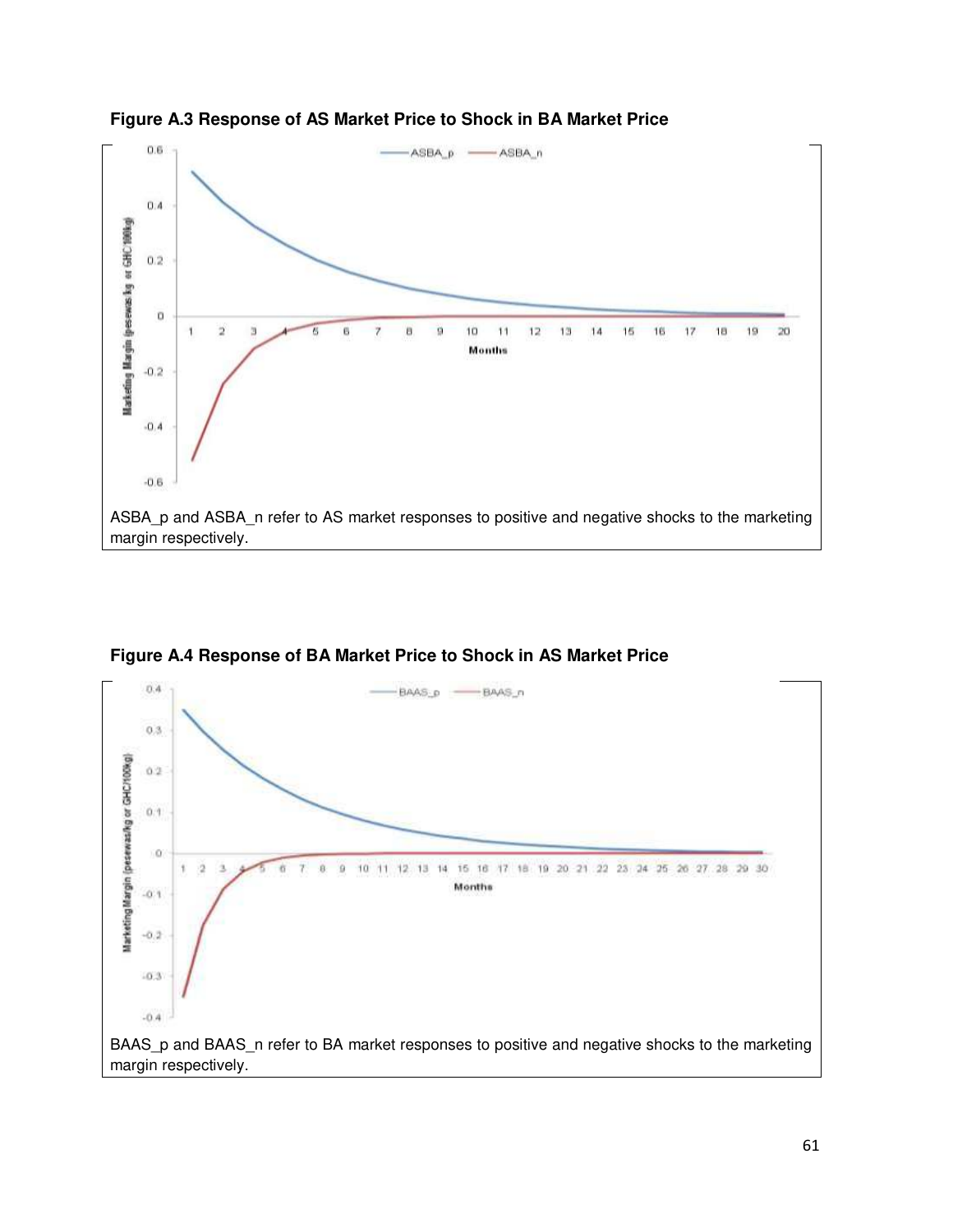**Figure A.3 Response of AS Market Price to Shock in BA Market Price**

ASBA_p and ASBA_n refer to AS market responses to positive and negative shocks to the marketing margin respectively.

**Figure A.4 Response of BA Market Price to Shock in AS Market Price**

BAAS_p and BAAS_n refer to BA market responses to positive and negative shocks to the marketing margin respectively.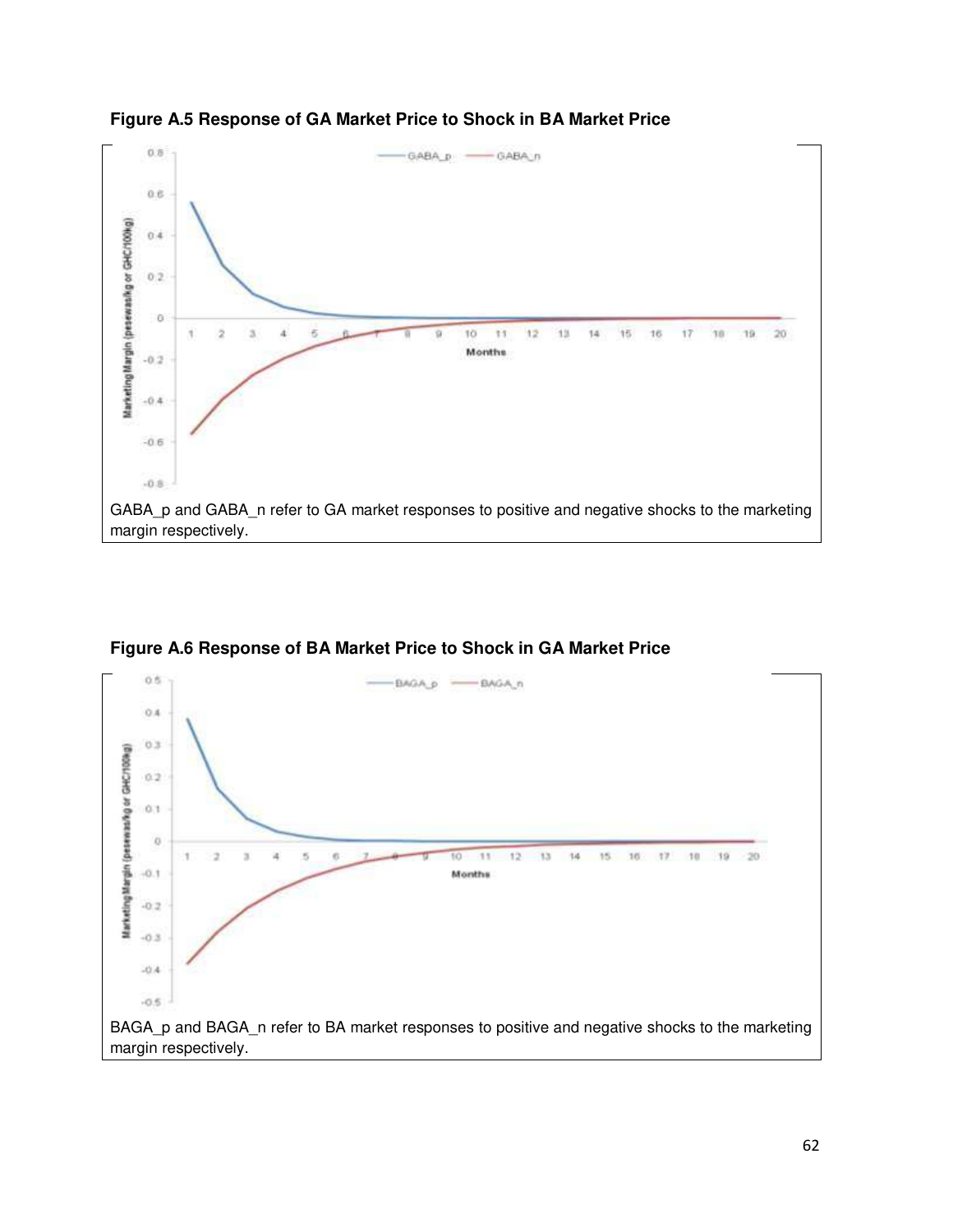**Figure A.5 Response of GA Market Price to Shock in BA Market Price**

GABA_p and GABA_n refer to GA market responses to positive and negative shocks to the marketing margin respectively.

**Figure A.6 Response of BA Market Price to Shock in GA Market Price**

BAGA_p and BAGA_n refer to BA market responses to positive and negative shocks to the marketing margin respectively.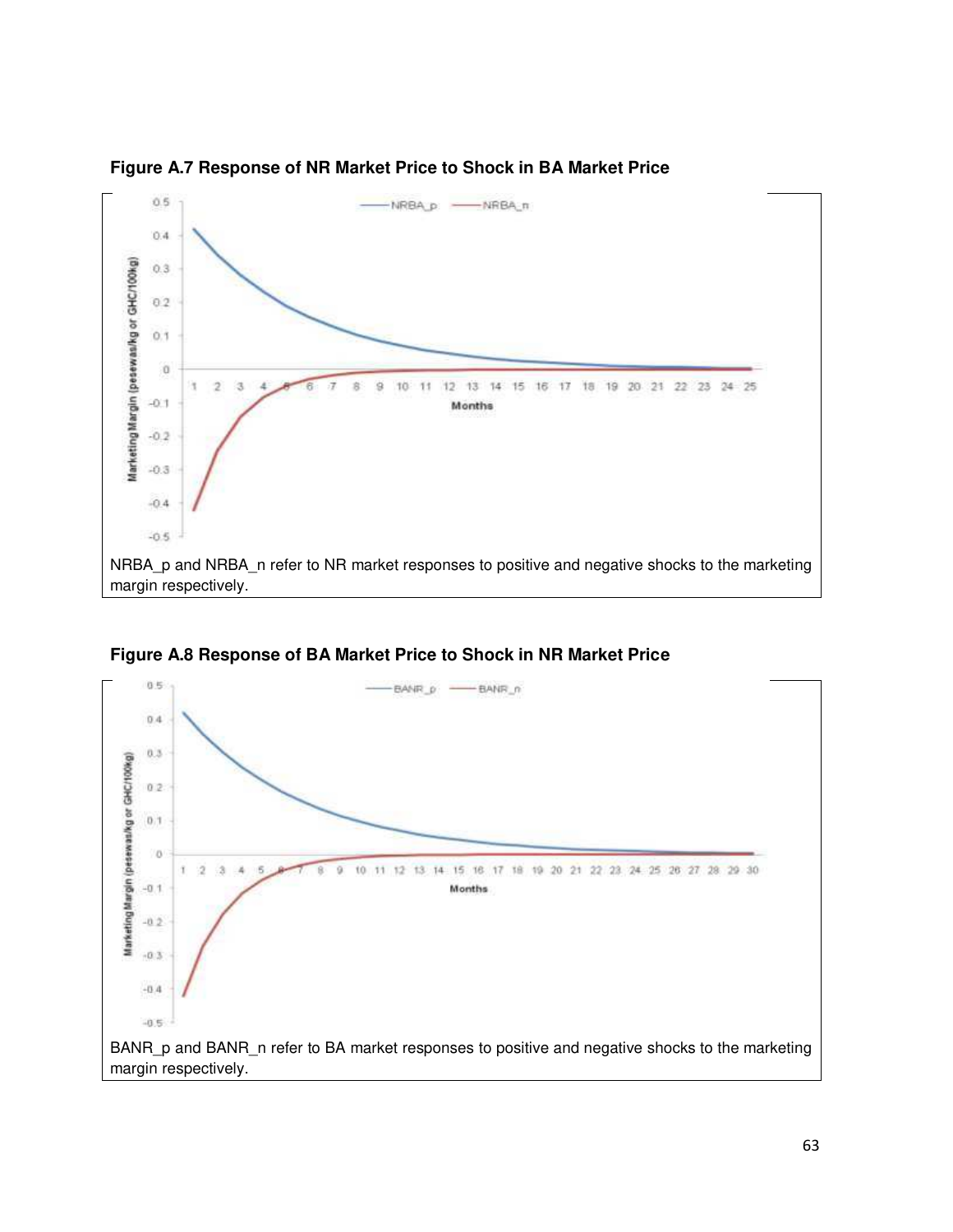**Figure A.7 Response of NR Market Price to Shock in BA Market Price**

NRBA_p and NRBA_n refer to NR market responses to positive and negative shocks to the marketing margin respectively.

**Figure A.8 Response of BA Market Price to Shock in NR Market Price**

BANR_p and BANR_n refer to BA market responses to positive and negative shocks to the marketing margin respectively.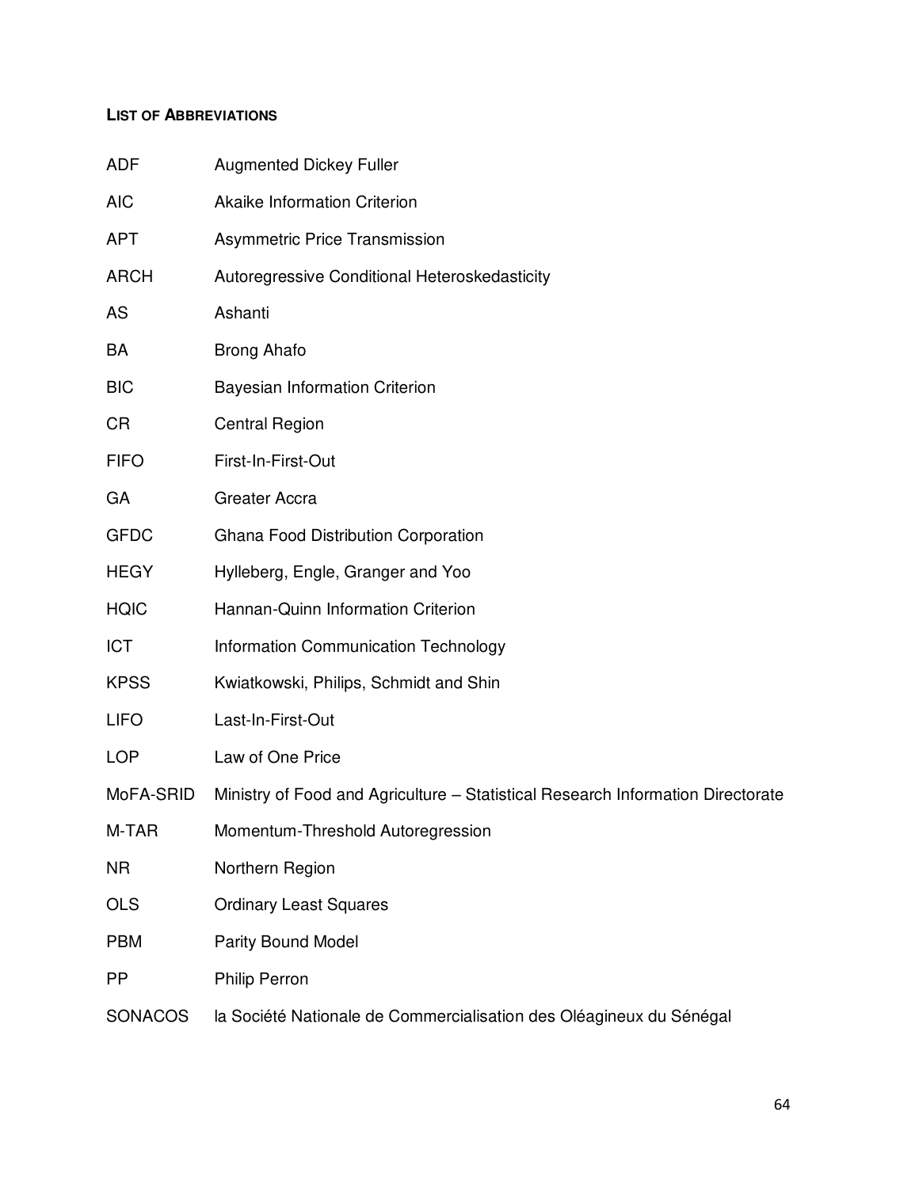## LIST OF ABBREVIATIONS

| | |
|---|---|
| ADF | Augmented Dickey Fuller |
| AIC | Akaike Information Criterion |
| APT | Asymmetric Price Transmission |
| ARCH | Autoregressive Conditional Heteroskedasticity |
| AS | Ashanti |
| BA | Brong Ahafo |
| BIC | Bayesian Information Criterion |
| CR | Central Region |
| FIFO | First-In-First-Out |
| GA | Greater Accra |
| GFDC | Ghana Food Distribution Corporation |
| HEGY | Hylleberg, Engle, Granger and Yoo |
| HQIC | Hannan-Quinn Information Criterion |
| ICT | Information Communication Technology |
| KPSS | Kwiatkowski, Philips, Schmidt and Shin |
| LIFO | Last-In-First-Out |
| LOP | Law of One Price |
| MoFA-SRID | Ministry of Food and Agriculture – Statistical Research Information Directorate |
| M-TAR | Momentum-Threshold Autoregression |
| NR | Northern Region |
| OLS | Ordinary Least Squares |
| PBM | Parity Bound Model |
| PP | Philip Perron |
| SONACOS | la Société Nationale de Commercialisation des Oléagineux du Sénégal |